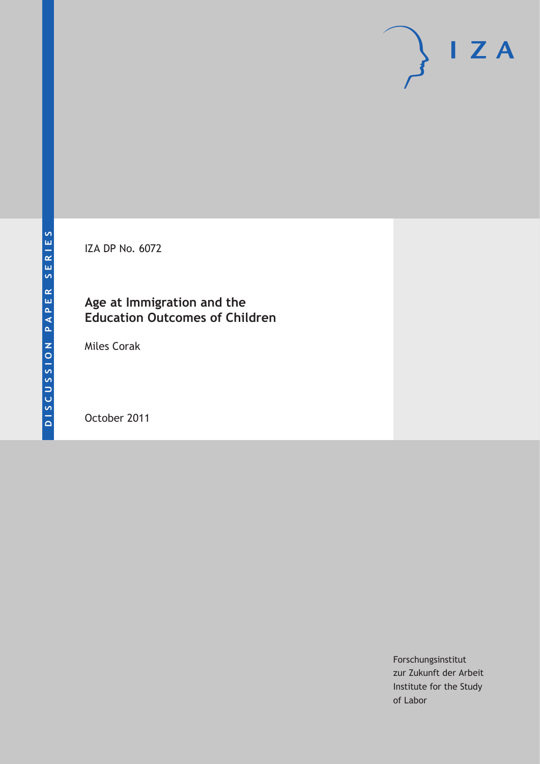DISCUSSION PAPER SERIES

IZA

IZA DP No. 6072

# Age at Immigration and the Education Outcomes of Children

Miles Corak

October 2011

Forschungsinstitut
zur Zukunft der Arbeit
Institute for the Study
of Labor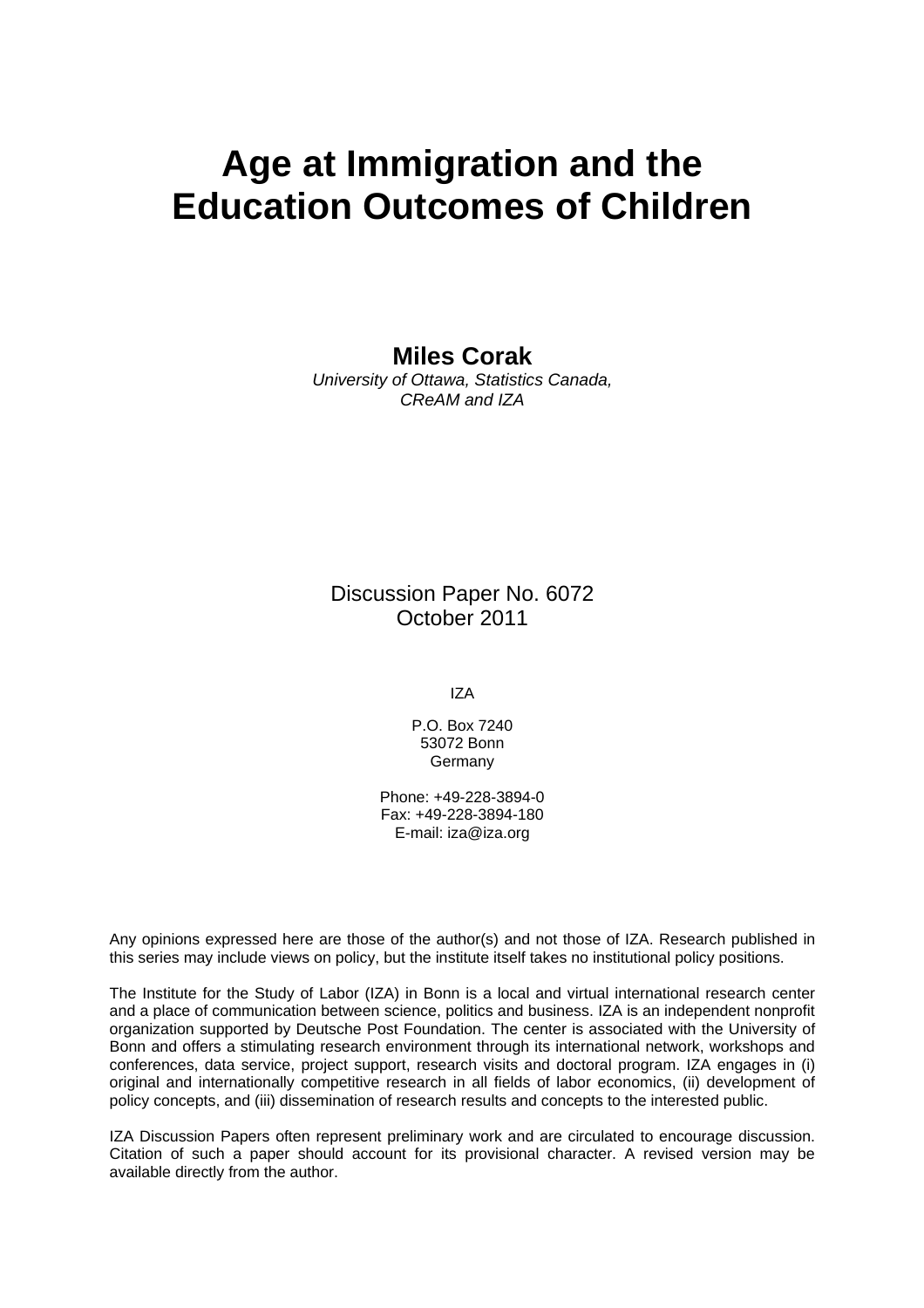# Age at Immigration and the Education Outcomes of Children

**Miles Corak**
*University of Ottawa, Statistics Canada,*
*CReAM and IZA*

Discussion Paper No. 6072
October 2011

IZA

P.O. Box 7240
53072 Bonn
Germany

Phone: +49-228-3894-0
Fax: +49-228-3894-180
E-mail: iza@iza.org

Any opinions expressed here are those of the author(s) and not those of IZA. Research published in this series may include views on policy, but the institute itself takes no institutional policy positions.

The Institute for the Study of Labor (IZA) in Bonn is a local and virtual international research center and a place of communication between science, politics and business. IZA is an independent nonprofit organization supported by Deutsche Post Foundation. The center is associated with the University of Bonn and offers a stimulating research environment through its international network, workshops and conferences, data service, project support, research visits and doctoral program. IZA engages in (i) original and internationally competitive research in all fields of labor economics, (ii) development of policy concepts, and (iii) dissemination of research results and concepts to the interested public.

IZA Discussion Papers often represent preliminary work and are circulated to encourage discussion. Citation of such a paper should account for its provisional character. A revised version may be available directly from the author.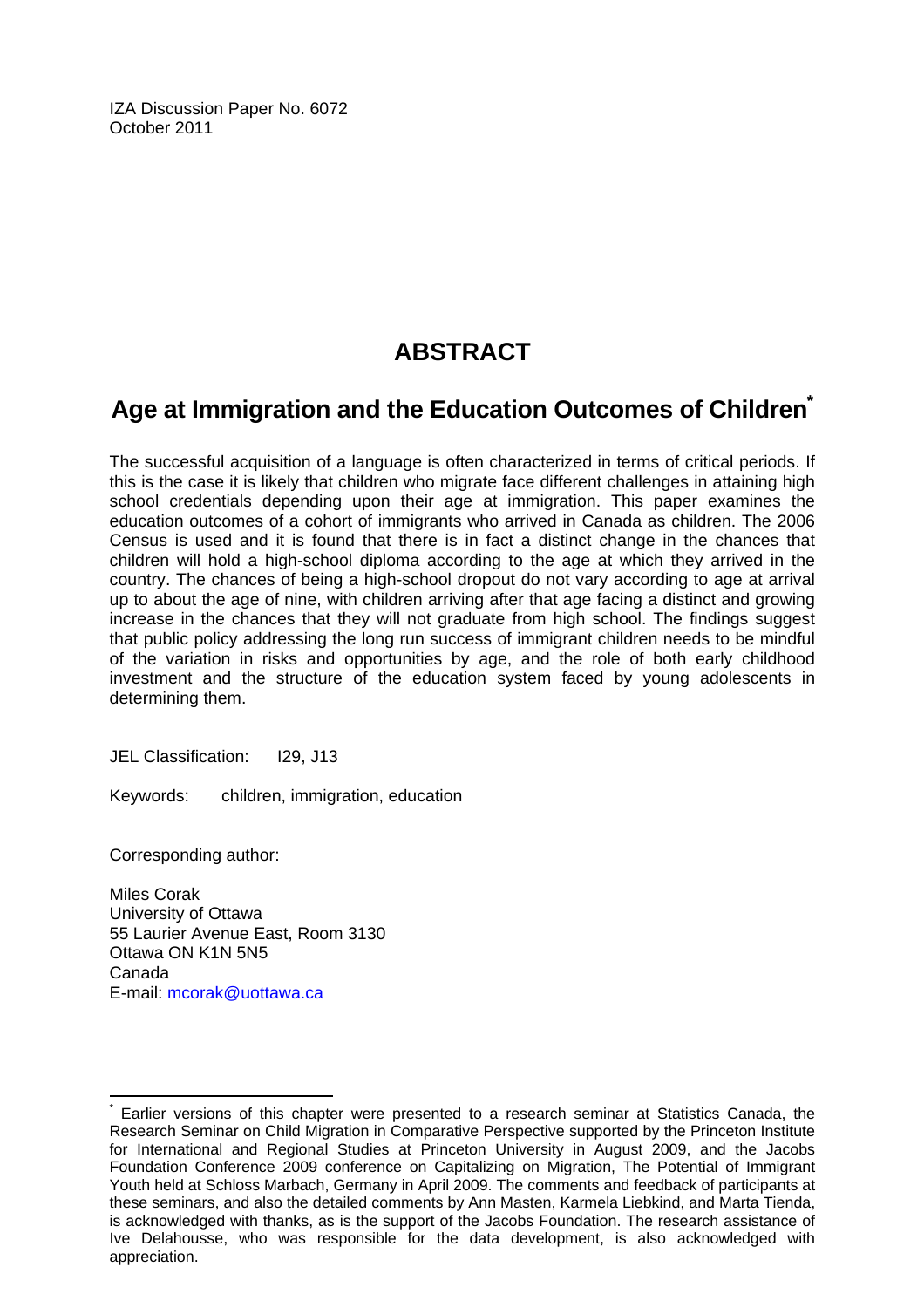IZA Discussion Paper No. 6072
October 2011

# ABSTRACT

## Age at Immigration and the Education Outcomes of Children[*]

The successful acquisition of a language is often characterized in terms of critical periods. If this is the case it is likely that children who migrate face different challenges in attaining high school credentials depending upon their age at immigration. This paper examines the education outcomes of a cohort of immigrants who arrived in Canada as children. The 2006 Census is used and it is found that there is in fact a distinct change in the chances that children will hold a high-school diploma according to the age at which they arrived in the country. The chances of being a high-school dropout do not vary according to age at arrival up to about the age of nine, with children arriving after that age facing a distinct and growing increase in the chances that they will not graduate from high school. The findings suggest that public policy addressing the long run success of immigrant children needs to be mindful of the variation in risks and opportunities by age, and the role of both early childhood investment and the structure of the education system faced by young adolescents in determining them.

JEL Classification: I29, J13

Keywords: children, immigration, education

Corresponding author:

Miles Corak
University of Ottawa
55 Laurier Avenue East, Room 3130
Ottawa ON K1N 5N5
Canada
E-mail: mcorak@uottawa.ca

[*] Earlier versions of this chapter were presented to a research seminar at Statistics Canada, the Research Seminar on Child Migration in Comparative Perspective supported by the Princeton Institute for International and Regional Studies at Princeton University in August 2009, and the Jacobs Foundation Conference 2009 conference on Capitalizing on Migration, The Potential of Immigrant Youth held at Schloss Marbach, Germany in April 2009. The comments and feedback of participants at these seminars, and also the detailed comments by Ann Masten, Karmela Liebkind, and Marta Tienda, is acknowledged with thanks, as is the support of the Jacobs Foundation. The research assistance of Ive Delahousse, who was responsible for the data development, is also acknowledged with appreciation.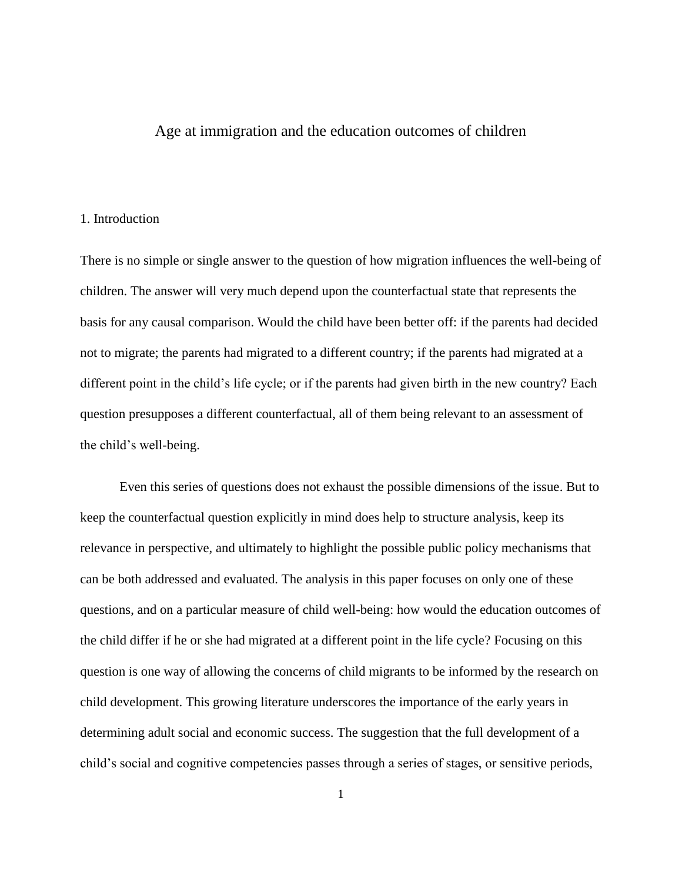# Age at immigration and the education outcomes of children

## 1. Introduction

There is no simple or single answer to the question of how migration influences the well-being of children. The answer will very much depend upon the counterfactual state that represents the basis for any causal comparison. Would the child have been better off: if the parents had decided not to migrate; the parents had migrated to a different country; if the parents had migrated at a different point in the child's life cycle; or if the parents had given birth in the new country? Each question presupposes a different counterfactual, all of them being relevant to an assessment of the child's well-being.

Even this series of questions does not exhaust the possible dimensions of the issue. But to keep the counterfactual question explicitly in mind does help to structure analysis, keep its relevance in perspective, and ultimately to highlight the possible public policy mechanisms that can be both addressed and evaluated. The analysis in this paper focuses on only one of these questions, and on a particular measure of child well-being: how would the education outcomes of the child differ if he or she had migrated at a different point in the life cycle? Focusing on this question is one way of allowing the concerns of child migrants to be informed by the research on child development. This growing literature underscores the importance of the early years in determining adult social and economic success. The suggestion that the full development of a child's social and cognitive competencies passes through a series of stages, or sensitive periods,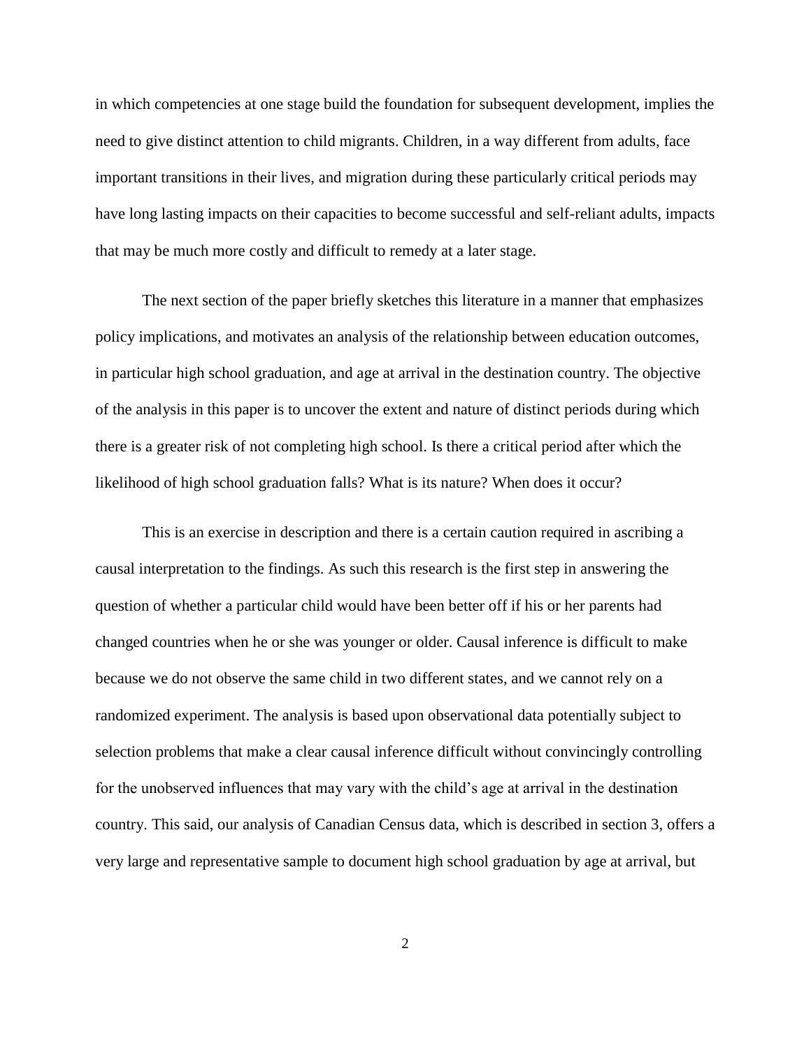in which competencies at one stage build the foundation for subsequent development, implies the need to give distinct attention to child migrants. Children, in a way different from adults, face important transitions in their lives, and migration during these particularly critical periods may have long lasting impacts on their capacities to become successful and self-reliant adults, impacts that may be much more costly and difficult to remedy at a later stage.

The next section of the paper briefly sketches this literature in a manner that emphasizes policy implications, and motivates an analysis of the relationship between education outcomes, in particular high school graduation, and age at arrival in the destination country. The objective of the analysis in this paper is to uncover the extent and nature of distinct periods during which there is a greater risk of not completing high school. Is there a critical period after which the likelihood of high school graduation falls? What is its nature? When does it occur?

This is an exercise in description and there is a certain caution required in ascribing a causal interpretation to the findings. As such this research is the first step in answering the question of whether a particular child would have been better off if his or her parents had changed countries when he or she was younger or older. Causal inference is difficult to make because we do not observe the same child in two different states, and we cannot rely on a randomized experiment. The analysis is based upon observational data potentially subject to selection problems that make a clear causal inference difficult without convincingly controlling for the unobserved influences that may vary with the child's age at arrival in the destination country. This said, our analysis of Canadian Census data, which is described in section 3, offers a very large and representative sample to document high school graduation by age at arrival, but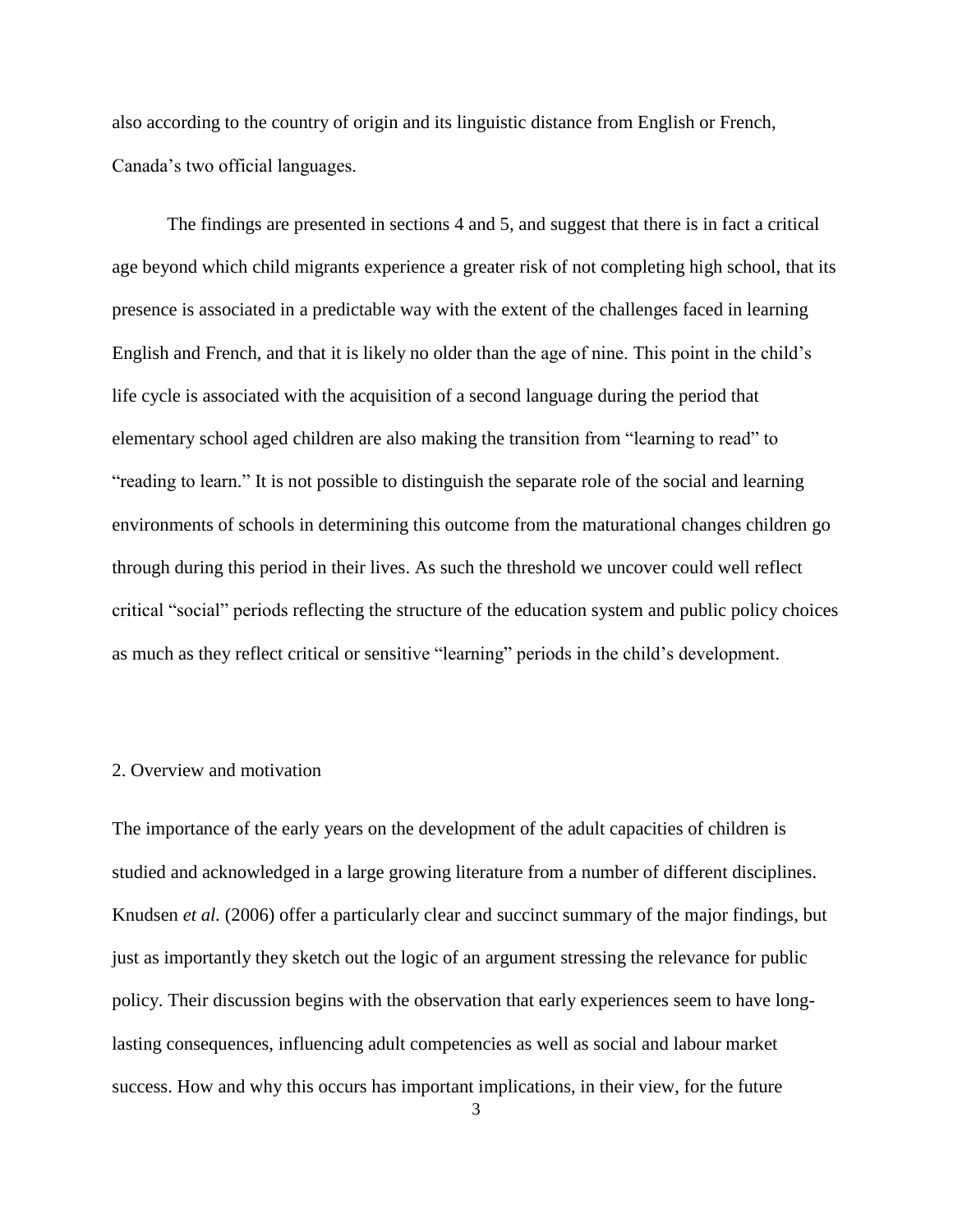also according to the country of origin and its linguistic distance from English or French, Canada's two official languages.

The findings are presented in sections 4 and 5, and suggest that there is in fact a critical age beyond which child migrants experience a greater risk of not completing high school, that its presence is associated in a predictable way with the extent of the challenges faced in learning English and French, and that it is likely no older than the age of nine. This point in the child's life cycle is associated with the acquisition of a second language during the period that elementary school aged children are also making the transition from "learning to read" to "reading to learn." It is not possible to distinguish the separate role of the social and learning environments of schools in determining this outcome from the maturational changes children go through during this period in their lives. As such the threshold we uncover could well reflect critical "social" periods reflecting the structure of the education system and public policy choices as much as they reflect critical or sensitive "learning" periods in the child's development.

## 2. Overview and motivation

The importance of the early years on the development of the adult capacities of children is studied and acknowledged in a large growing literature from a number of different disciplines. Knudsen *et al.* (2006) offer a particularly clear and succinct summary of the major findings, but just as importantly they sketch out the logic of an argument stressing the relevance for public policy. Their discussion begins with the observation that early experiences seem to have long-lasting consequences, influencing adult competencies as well as social and labour market success. How and why this occurs has important implications, in their view, for the future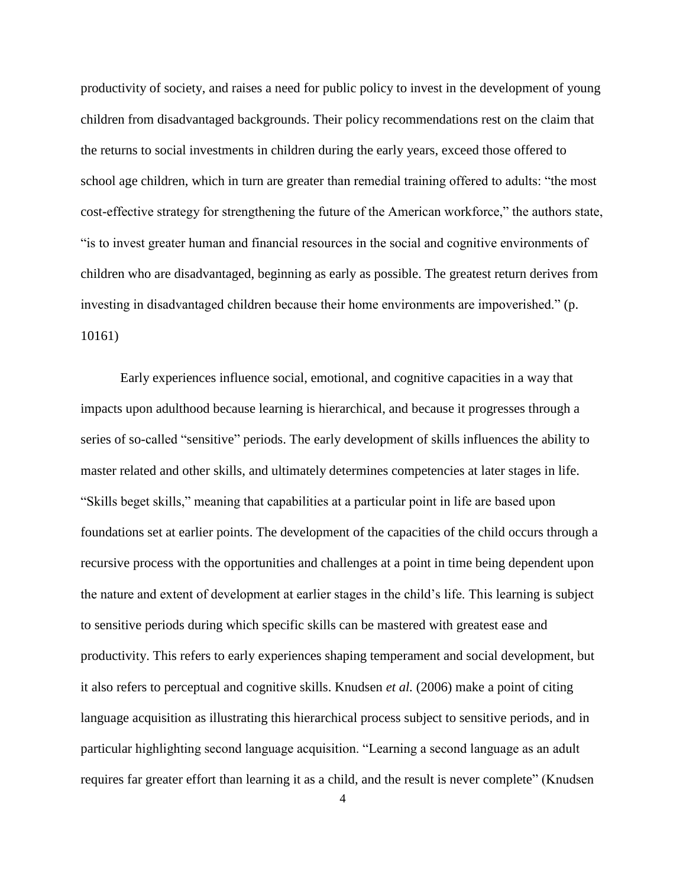productivity of society, and raises a need for public policy to invest in the development of young children from disadvantaged backgrounds. Their policy recommendations rest on the claim that the returns to social investments in children during the early years, exceed those offered to school age children, which in turn are greater than remedial training offered to adults: "the most cost-effective strategy for strengthening the future of the American workforce," the authors state, "is to invest greater human and financial resources in the social and cognitive environments of children who are disadvantaged, beginning as early as possible. The greatest return derives from investing in disadvantaged children because their home environments are impoverished." (p. 10161)

Early experiences influence social, emotional, and cognitive capacities in a way that impacts upon adulthood because learning is hierarchical, and because it progresses through a series of so-called "sensitive" periods. The early development of skills influences the ability to master related and other skills, and ultimately determines competencies at later stages in life. "Skills beget skills," meaning that capabilities at a particular point in life are based upon foundations set at earlier points. The development of the capacities of the child occurs through a recursive process with the opportunities and challenges at a point in time being dependent upon the nature and extent of development at earlier stages in the child's life. This learning is subject to sensitive periods during which specific skills can be mastered with greatest ease and productivity. This refers to early experiences shaping temperament and social development, but it also refers to perceptual and cognitive skills. Knudsen *et al.* (2006) make a point of citing language acquisition as illustrating this hierarchical process subject to sensitive periods, and in particular highlighting second language acquisition. "Learning a second language as an adult requires far greater effort than learning it as a child, and the result is never complete" (Knudsen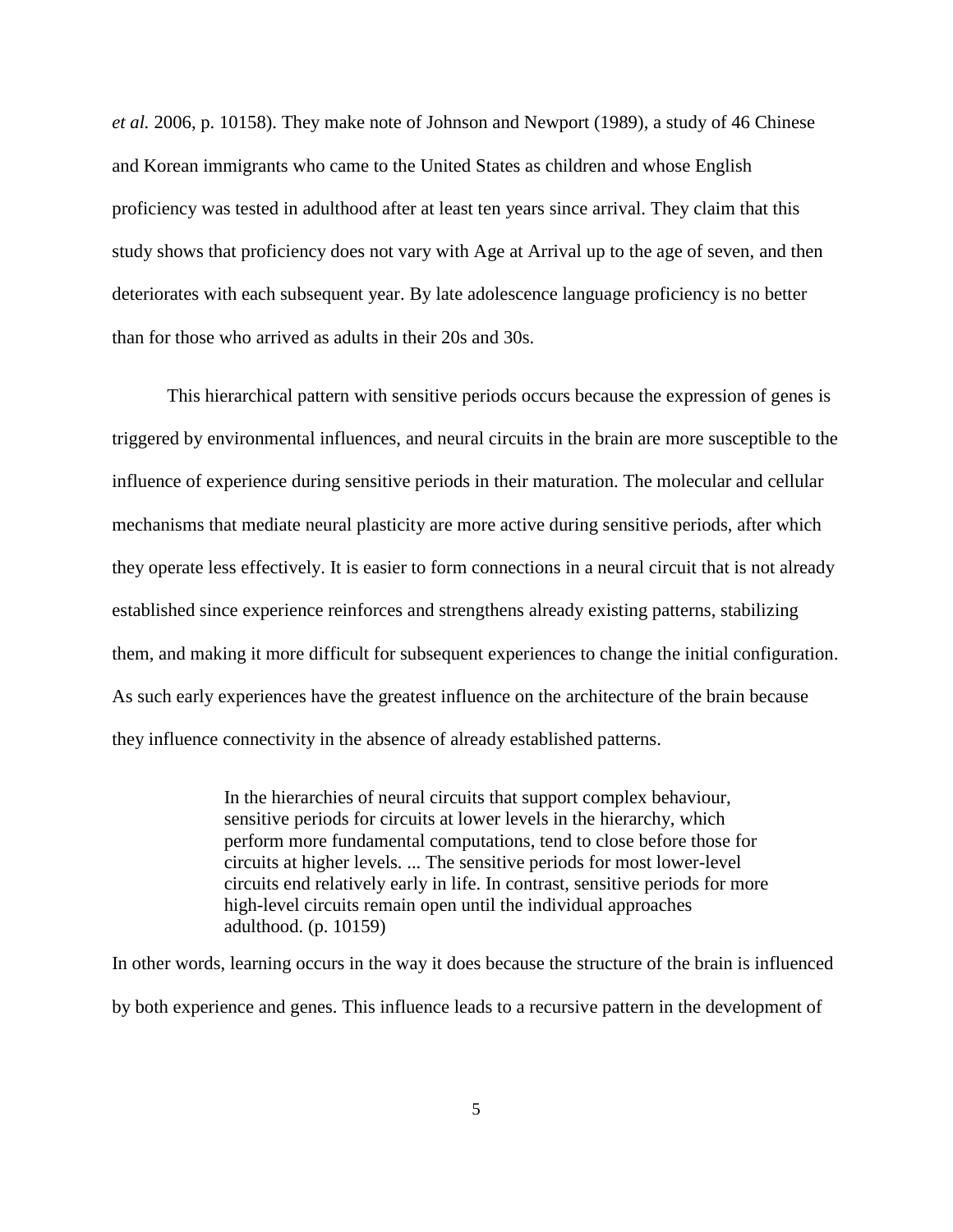*et al.* 2006, p. 10158). They make note of Johnson and Newport (1989), a study of 46 Chinese and Korean immigrants who came to the United States as children and whose English proficiency was tested in adulthood after at least ten years since arrival. They claim that this study shows that proficiency does not vary with Age at Arrival up to the age of seven, and then deteriorates with each subsequent year. By late adolescence language proficiency is no better than for those who arrived as adults in their 20s and 30s.

This hierarchical pattern with sensitive periods occurs because the expression of genes is triggered by environmental influences, and neural circuits in the brain are more susceptible to the influence of experience during sensitive periods in their maturation. The molecular and cellular mechanisms that mediate neural plasticity are more active during sensitive periods, after which they operate less effectively. It is easier to form connections in a neural circuit that is not already established since experience reinforces and strengthens already existing patterns, stabilizing them, and making it more difficult for subsequent experiences to change the initial configuration. As such early experiences have the greatest influence on the architecture of the brain because they influence connectivity in the absence of already established patterns.

> In the hierarchies of neural circuits that support complex behaviour, sensitive periods for circuits at lower levels in the hierarchy, which perform more fundamental computations, tend to close before those for circuits at higher levels. ... The sensitive periods for most lower-level circuits end relatively early in life. In contrast, sensitive periods for more high-level circuits remain open until the individual approaches adulthood. (p. 10159)

In other words, learning occurs in the way it does because the structure of the brain is influenced by both experience and genes. This influence leads to a recursive pattern in the development of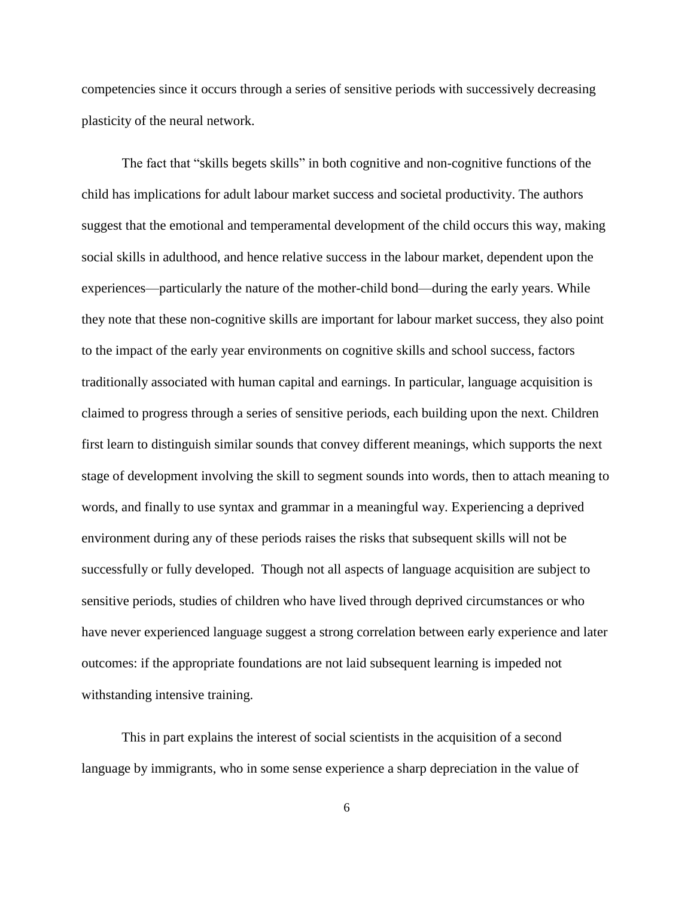competencies since it occurs through a series of sensitive periods with successively decreasing plasticity of the neural network.

The fact that "skills begets skills" in both cognitive and non-cognitive functions of the child has implications for adult labour market success and societal productivity. The authors suggest that the emotional and temperamental development of the child occurs this way, making social skills in adulthood, and hence relative success in the labour market, dependent upon the experiences—particularly the nature of the mother-child bond—during the early years. While they note that these non-cognitive skills are important for labour market success, they also point to the impact of the early year environments on cognitive skills and school success, factors traditionally associated with human capital and earnings. In particular, language acquisition is claimed to progress through a series of sensitive periods, each building upon the next. Children first learn to distinguish similar sounds that convey different meanings, which supports the next stage of development involving the skill to segment sounds into words, then to attach meaning to words, and finally to use syntax and grammar in a meaningful way. Experiencing a deprived environment during any of these periods raises the risks that subsequent skills will not be successfully or fully developed. Though not all aspects of language acquisition are subject to sensitive periods, studies of children who have lived through deprived circumstances or who have never experienced language suggest a strong correlation between early experience and later outcomes: if the appropriate foundations are not laid subsequent learning is impeded not withstanding intensive training.

This in part explains the interest of social scientists in the acquisition of a second language by immigrants, who in some sense experience a sharp depreciation in the value of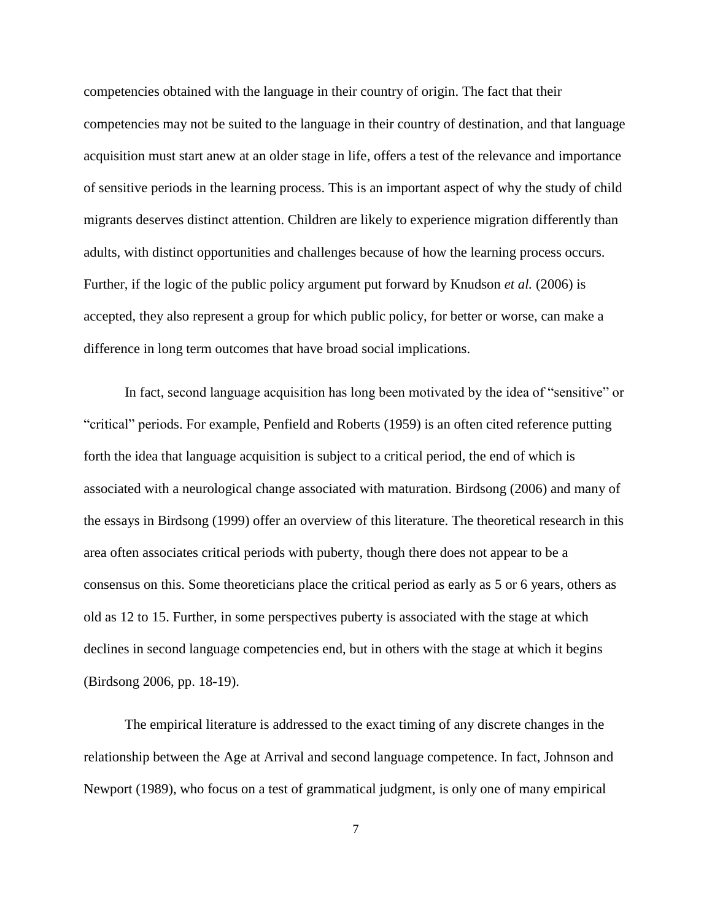competencies obtained with the language in their country of origin. The fact that their competencies may not be suited to the language in their country of destination, and that language acquisition must start anew at an older stage in life, offers a test of the relevance and importance of sensitive periods in the learning process. This is an important aspect of why the study of child migrants deserves distinct attention. Children are likely to experience migration differently than adults, with distinct opportunities and challenges because of how the learning process occurs. Further, if the logic of the public policy argument put forward by Knudson *et al.* (2006) is accepted, they also represent a group for which public policy, for better or worse, can make a difference in long term outcomes that have broad social implications.

In fact, second language acquisition has long been motivated by the idea of "sensitive" or "critical" periods. For example, Penfield and Roberts (1959) is an often cited reference putting forth the idea that language acquisition is subject to a critical period, the end of which is associated with a neurological change associated with maturation. Birdsong (2006) and many of the essays in Birdsong (1999) offer an overview of this literature. The theoretical research in this area often associates critical periods with puberty, though there does not appear to be a consensus on this. Some theoreticians place the critical period as early as 5 or 6 years, others as old as 12 to 15. Further, in some perspectives puberty is associated with the stage at which declines in second language competencies end, but in others with the stage at which it begins (Birdsong 2006, pp. 18-19).

The empirical literature is addressed to the exact timing of any discrete changes in the relationship between the Age at Arrival and second language competence. In fact, Johnson and Newport (1989), who focus on a test of grammatical judgment, is only one of many empirical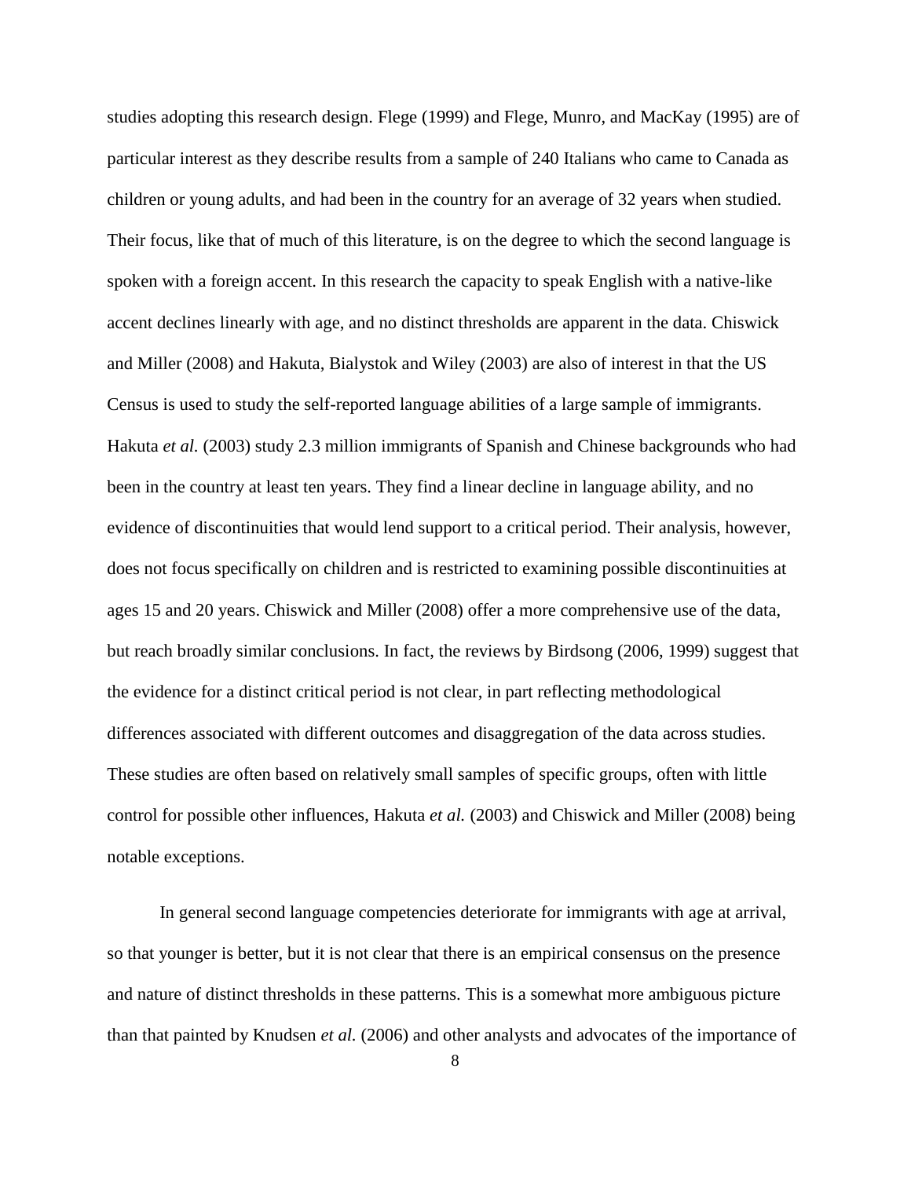studies adopting this research design. Flege (1999) and Flege, Munro, and MacKay (1995) are of particular interest as they describe results from a sample of 240 Italians who came to Canada as children or young adults, and had been in the country for an average of 32 years when studied. Their focus, like that of much of this literature, is on the degree to which the second language is spoken with a foreign accent. In this research the capacity to speak English with a native-like accent declines linearly with age, and no distinct thresholds are apparent in the data. Chiswick and Miller (2008) and Hakuta, Bialystok and Wiley (2003) are also of interest in that the US Census is used to study the self-reported language abilities of a large sample of immigrants. Hakuta *et al.* (2003) study 2.3 million immigrants of Spanish and Chinese backgrounds who had been in the country at least ten years. They find a linear decline in language ability, and no evidence of discontinuities that would lend support to a critical period. Their analysis, however, does not focus specifically on children and is restricted to examining possible discontinuities at ages 15 and 20 years. Chiswick and Miller (2008) offer a more comprehensive use of the data, but reach broadly similar conclusions. In fact, the reviews by Birdsong (2006, 1999) suggest that the evidence for a distinct critical period is not clear, in part reflecting methodological differences associated with different outcomes and disaggregation of the data across studies. These studies are often based on relatively small samples of specific groups, often with little control for possible other influences, Hakuta *et al.* (2003) and Chiswick and Miller (2008) being notable exceptions.

In general second language competencies deteriorate for immigrants with age at arrival, so that younger is better, but it is not clear that there is an empirical consensus on the presence and nature of distinct thresholds in these patterns. This is a somewhat more ambiguous picture than that painted by Knudsen *et al.* (2006) and other analysts and advocates of the importance of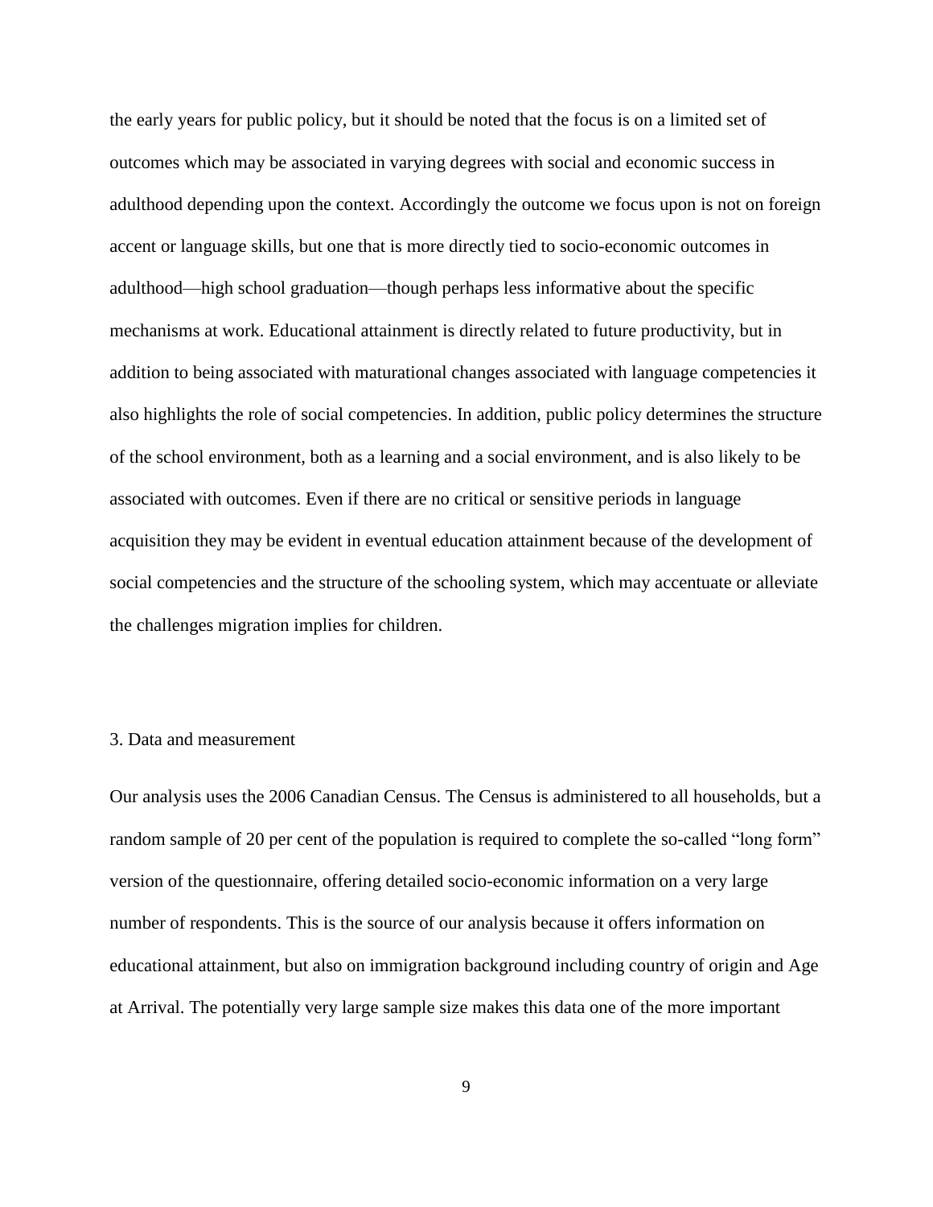the early years for public policy, but it should be noted that the focus is on a limited set of outcomes which may be associated in varying degrees with social and economic success in adulthood depending upon the context. Accordingly the outcome we focus upon is not on foreign accent or language skills, but one that is more directly tied to socio-economic outcomes in adulthood—high school graduation—though perhaps less informative about the specific mechanisms at work. Educational attainment is directly related to future productivity, but in addition to being associated with maturational changes associated with language competencies it also highlights the role of social competencies. In addition, public policy determines the structure of the school environment, both as a learning and a social environment, and is also likely to be associated with outcomes. Even if there are no critical or sensitive periods in language acquisition they may be evident in eventual education attainment because of the development of social competencies and the structure of the schooling system, which may accentuate or alleviate the challenges migration implies for children.

## 3. Data and measurement

Our analysis uses the 2006 Canadian Census. The Census is administered to all households, but a random sample of 20 per cent of the population is required to complete the so-called "long form" version of the questionnaire, offering detailed socio-economic information on a very large number of respondents. This is the source of our analysis because it offers information on educational attainment, but also on immigration background including country of origin and Age at Arrival. The potentially very large sample size makes this data one of the more important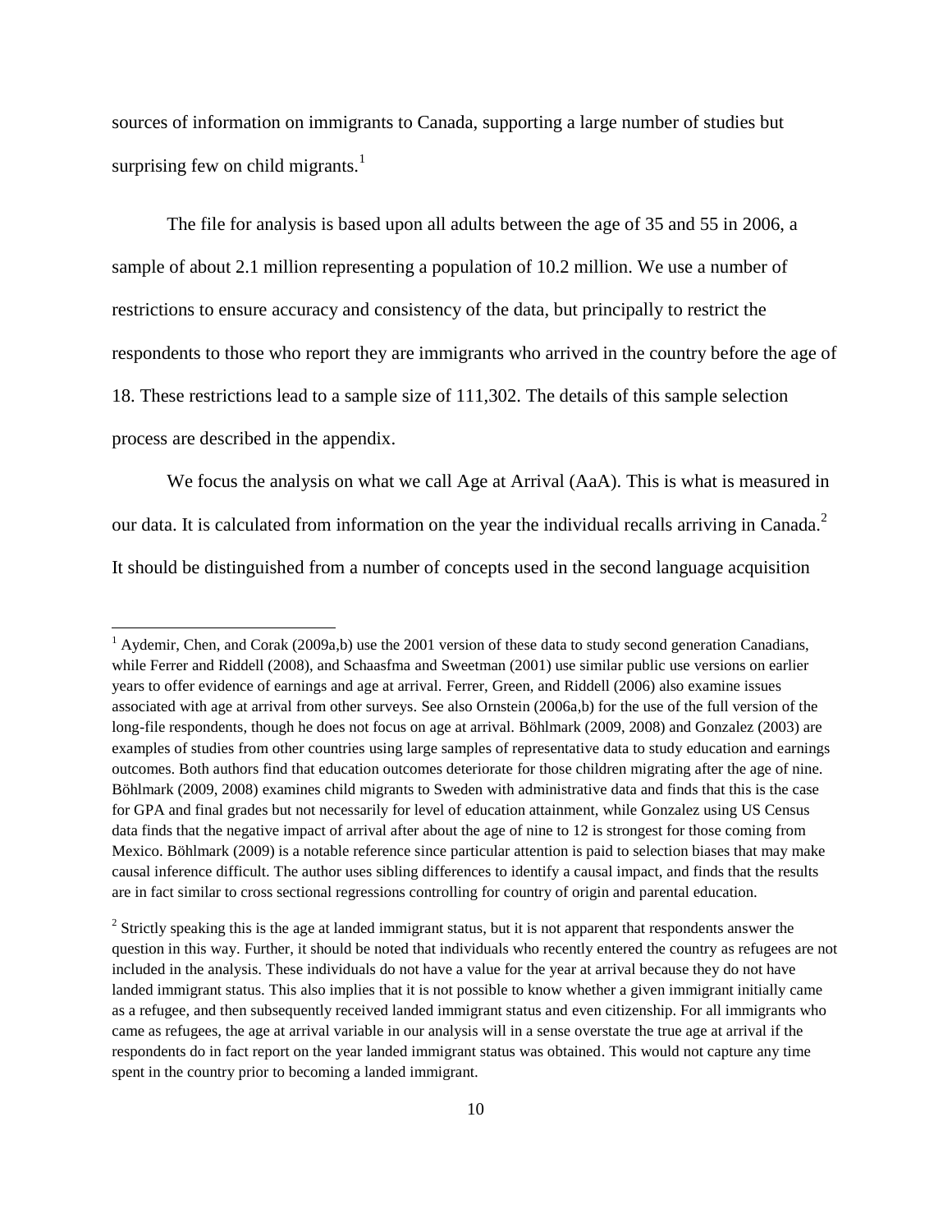sources of information on immigrants to Canada, supporting a large number of studies but surprising few on child migrants.[1]

The file for analysis is based upon all adults between the age of 35 and 55 in 2006, a sample of about 2.1 million representing a population of 10.2 million. We use a number of restrictions to ensure accuracy and consistency of the data, but principally to restrict the respondents to those who report they are immigrants who arrived in the country before the age of 18. These restrictions lead to a sample size of 111,302. The details of this sample selection process are described in the appendix.

We focus the analysis on what we call Age at Arrival (AaA). This is what is measured in our data. It is calculated from information on the year the individual recalls arriving in Canada.[2] It should be distinguished from a number of concepts used in the second language acquisition

---

[1] Aydemir, Chen, and Corak (2009a,b) use the 2001 version of these data to study second generation Canadians, while Ferrer and Riddell (2008), and Schaasfma and Sweetman (2001) use similar public use versions on earlier years to offer evidence of earnings and age at arrival. Ferrer, Green, and Riddell (2006) also examine issues associated with age at arrival from other surveys. See also Ornstein (2006a,b) for the use of the full version of the long-file respondents, though he does not focus on age at arrival. Böhlmark (2009, 2008) and Gonzalez (2003) are examples of studies from other countries using large samples of representative data to study education and earnings outcomes. Both authors find that education outcomes deteriorate for those children migrating after the age of nine. Böhlmark (2009, 2008) examines child migrants to Sweden with administrative data and finds that this is the case for GPA and final grades but not necessarily for level of education attainment, while Gonzalez using US Census data finds that the negative impact of arrival after about the age of nine to 12 is strongest for those coming from Mexico. Böhlmark (2009) is a notable reference since particular attention is paid to selection biases that may make causal inference difficult. The author uses sibling differences to identify a causal impact, and finds that the results are in fact similar to cross sectional regressions controlling for country of origin and parental education.

[2] Strictly speaking this is the age at landed immigrant status, but it is not apparent that respondents answer the question in this way. Further, it should be noted that individuals who recently entered the country as refugees are not included in the analysis. These individuals do not have a value for the year at arrival because they do not have landed immigrant status. This also implies that it is not possible to know whether a given immigrant initially came as a refugee, and then subsequently received landed immigrant status and even citizenship. For all immigrants who came as refugees, the age at arrival variable in our analysis will in a sense overstate the true age at arrival if the respondents do in fact report on the year landed immigrant status was obtained. This would not capture any time spent in the country prior to becoming a landed immigrant.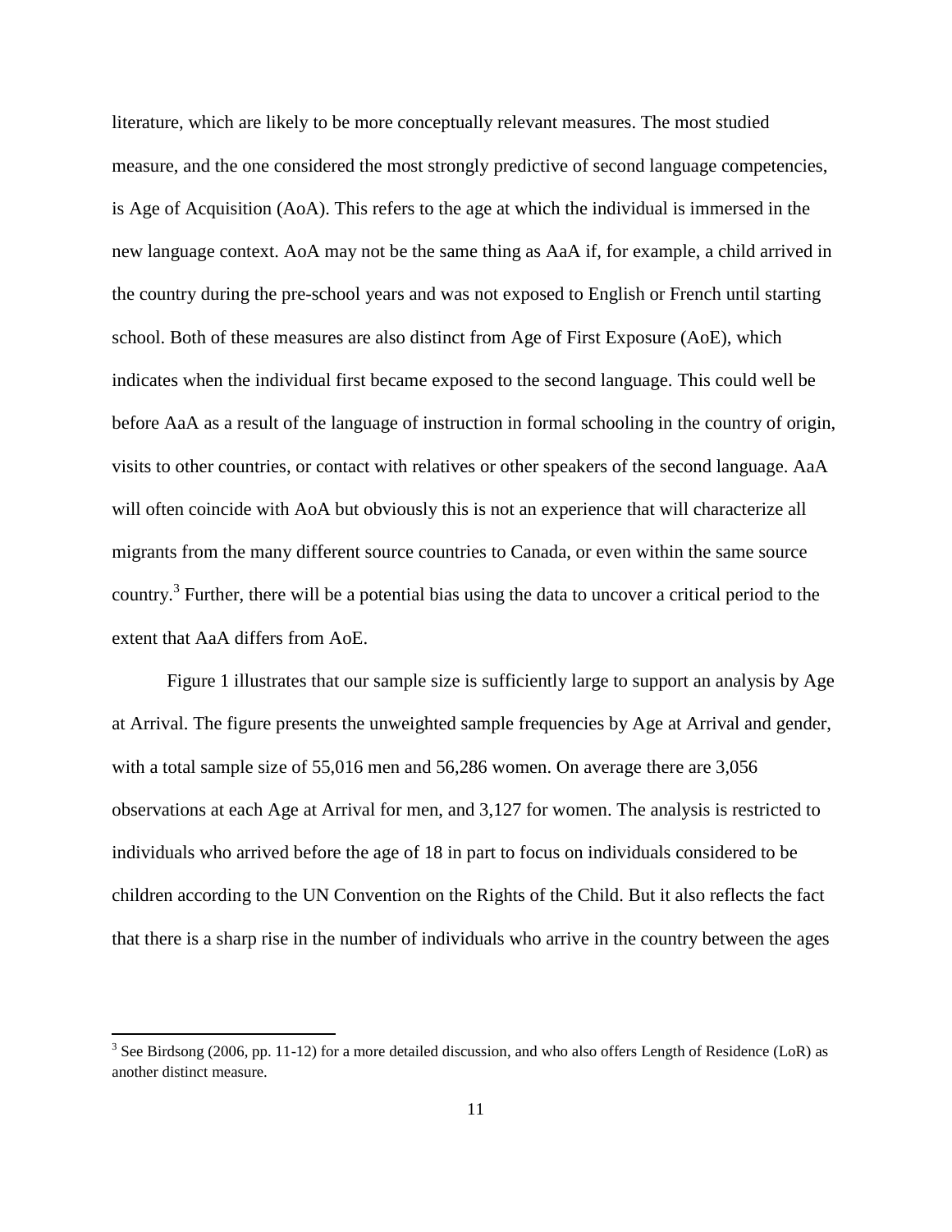literature, which are likely to be more conceptually relevant measures. The most studied measure, and the one considered the most strongly predictive of second language competencies, is Age of Acquisition (AoA). This refers to the age at which the individual is immersed in the new language context. AoA may not be the same thing as AaA if, for example, a child arrived in the country during the pre-school years and was not exposed to English or French until starting school. Both of these measures are also distinct from Age of First Exposure (AoE), which indicates when the individual first became exposed to the second language. This could well be before AaA as a result of the language of instruction in formal schooling in the country of origin, visits to other countries, or contact with relatives or other speakers of the second language. AaA will often coincide with AoA but obviously this is not an experience that will characterize all migrants from the many different source countries to Canada, or even within the same source country.[3] Further, there will be a potential bias using the data to uncover a critical period to the extent that AaA differs from AoE.

Figure 1 illustrates that our sample size is sufficiently large to support an analysis by Age at Arrival. The figure presents the unweighted sample frequencies by Age at Arrival and gender, with a total sample size of 55,016 men and 56,286 women. On average there are 3,056 observations at each Age at Arrival for men, and 3,127 for women. The analysis is restricted to individuals who arrived before the age of 18 in part to focus on individuals considered to be children according to the UN Convention on the Rights of the Child. But it also reflects the fact that there is a sharp rise in the number of individuals who arrive in the country between the ages

[3] See Birdsong (2006, pp. 11-12) for a more detailed discussion, and who also offers Length of Residence (LoR) as another distinct measure.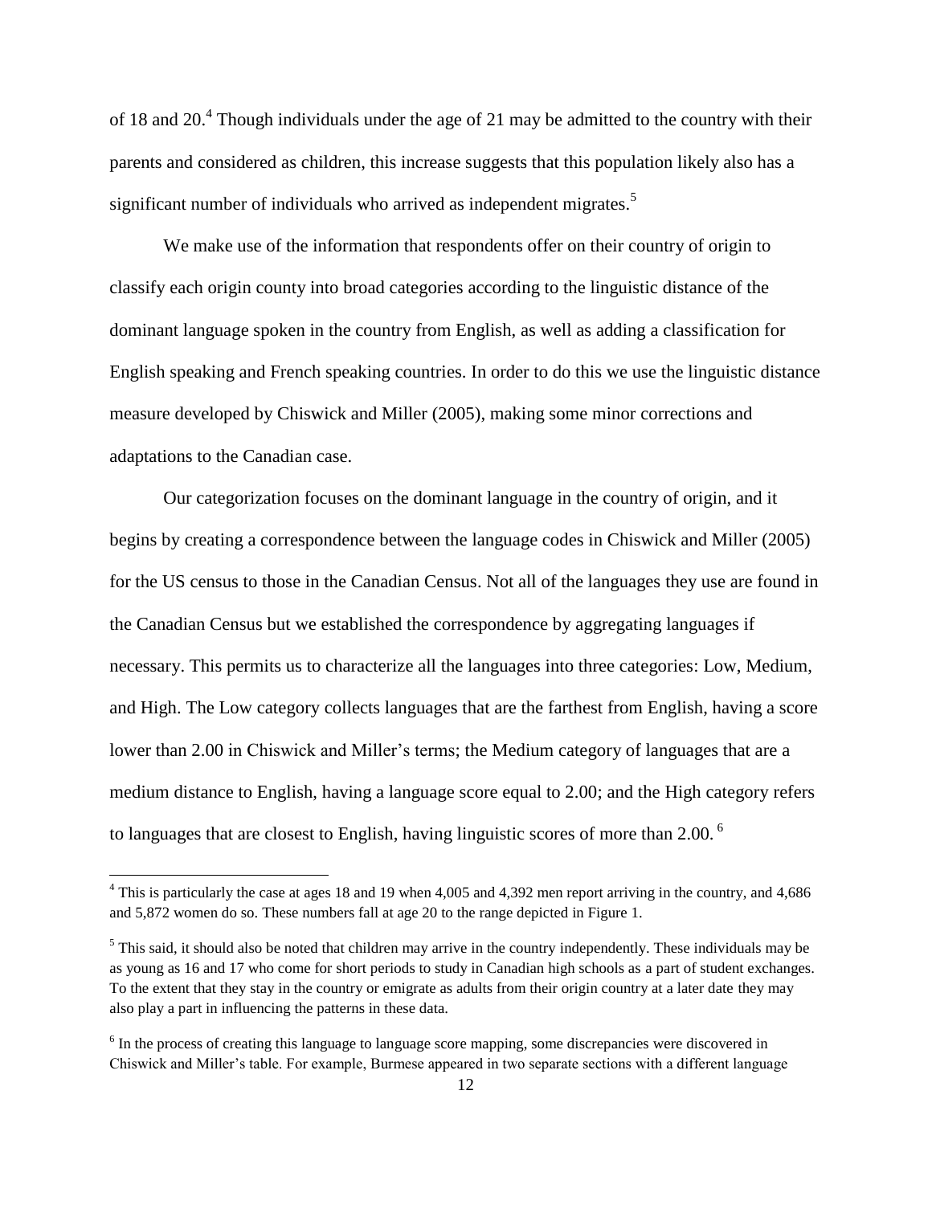of 18 and 20.[4] Though individuals under the age of 21 may be admitted to the country with their parents and considered as children, this increase suggests that this population likely also has a significant number of individuals who arrived as independent migrates.[5]

We make use of the information that respondents offer on their country of origin to classify each origin county into broad categories according to the linguistic distance of the dominant language spoken in the country from English, as well as adding a classification for English speaking and French speaking countries. In order to do this we use the linguistic distance measure developed by Chiswick and Miller (2005), making some minor corrections and adaptations to the Canadian case.

Our categorization focuses on the dominant language in the country of origin, and it begins by creating a correspondence between the language codes in Chiswick and Miller (2005) for the US census to those in the Canadian Census. Not all of the languages they use are found in the Canadian Census but we established the correspondence by aggregating languages if necessary. This permits us to characterize all the languages into three categories: Low, Medium, and High. The Low category collects languages that are the farthest from English, having a score lower than 2.00 in Chiswick and Miller's terms; the Medium category of languages that are a medium distance to English, having a language score equal to 2.00; and the High category refers to languages that are closest to English, having linguistic scores of more than 2.00. [6]

---

[4] This is particularly the case at ages 18 and 19 when 4,005 and 4,392 men report arriving in the country, and 4,686 and 5,872 women do so. These numbers fall at age 20 to the range depicted in Figure 1.

[5] This said, it should also be noted that children may arrive in the country independently. These individuals may be as young as 16 and 17 who come for short periods to study in Canadian high schools as a part of student exchanges. To the extent that they stay in the country or emigrate as adults from their origin country at a later date they may also play a part in influencing the patterns in these data.

[6] In the process of creating this language to language score mapping, some discrepancies were discovered in Chiswick and Miller's table. For example, Burmese appeared in two separate sections with a different language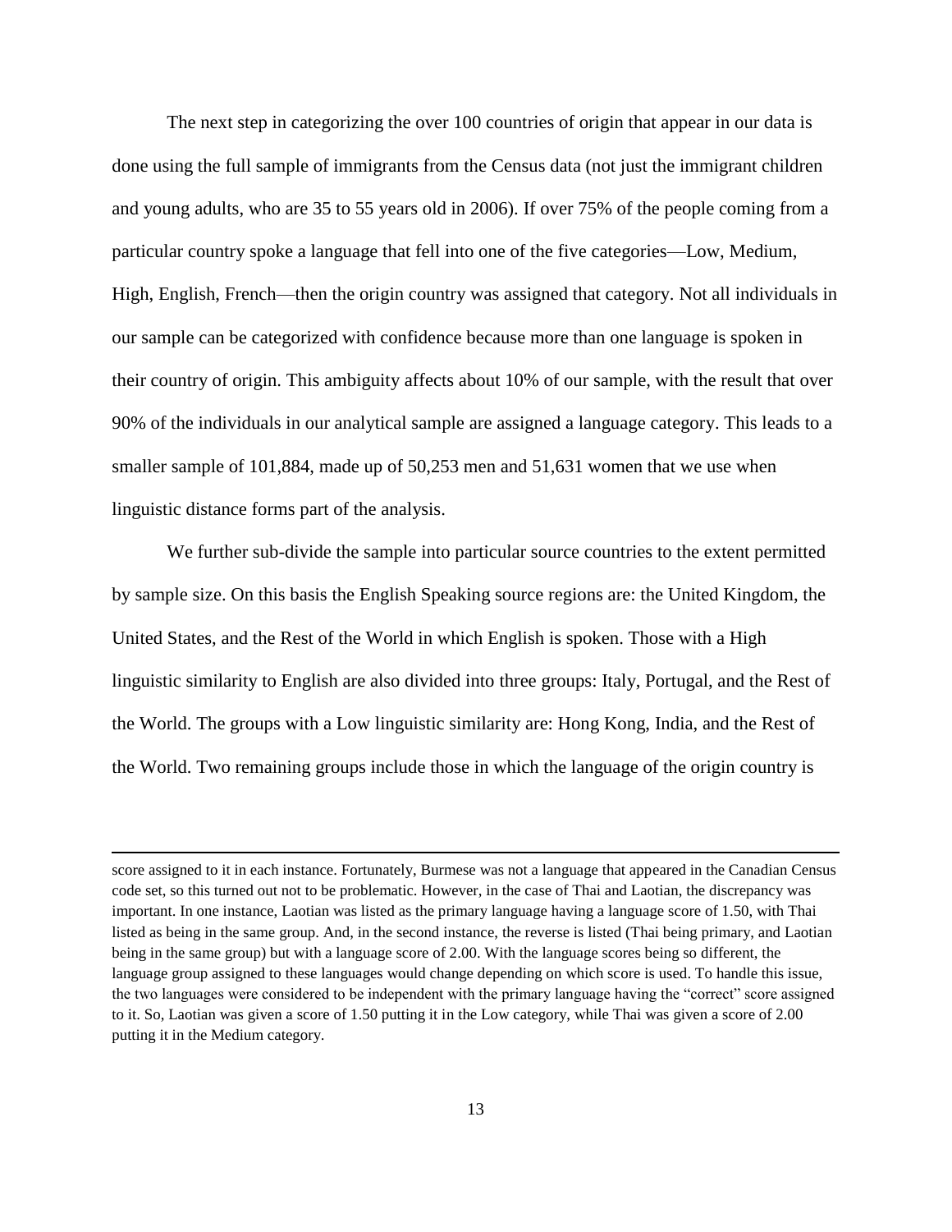The next step in categorizing the over 100 countries of origin that appear in our data is done using the full sample of immigrants from the Census data (not just the immigrant children and young adults, who are 35 to 55 years old in 2006). If over 75% of the people coming from a particular country spoke a language that fell into one of the five categories—Low, Medium, High, English, French—then the origin country was assigned that category. Not all individuals in our sample can be categorized with confidence because more than one language is spoken in their country of origin. This ambiguity affects about 10% of our sample, with the result that over 90% of the individuals in our analytical sample are assigned a language category. This leads to a smaller sample of 101,884, made up of 50,253 men and 51,631 women that we use when linguistic distance forms part of the analysis.

We further sub-divide the sample into particular source countries to the extent permitted by sample size. On this basis the English Speaking source regions are: the United Kingdom, the United States, and the Rest of the World in which English is spoken. Those with a High linguistic similarity to English are also divided into three groups: Italy, Portugal, and the Rest of the World. The groups with a Low linguistic similarity are: Hong Kong, India, and the Rest of the World. Two remaining groups include those in which the language of the origin country is

---

score assigned to it in each instance. Fortunately, Burmese was not a language that appeared in the Canadian Census code set, so this turned out not to be problematic. However, in the case of Thai and Laotian, the discrepancy was important. In one instance, Laotian was listed as the primary language having a language score of 1.50, with Thai listed as being in the same group. And, in the second instance, the reverse is listed (Thai being primary, and Laotian being in the same group) but with a language score of 2.00. With the language scores being so different, the language group assigned to these languages would change depending on which score is used. To handle this issue, the two languages were considered to be independent with the primary language having the "correct" score assigned to it. So, Laotian was given a score of 1.50 putting it in the Low category, while Thai was given a score of 2.00 putting it in the Medium category.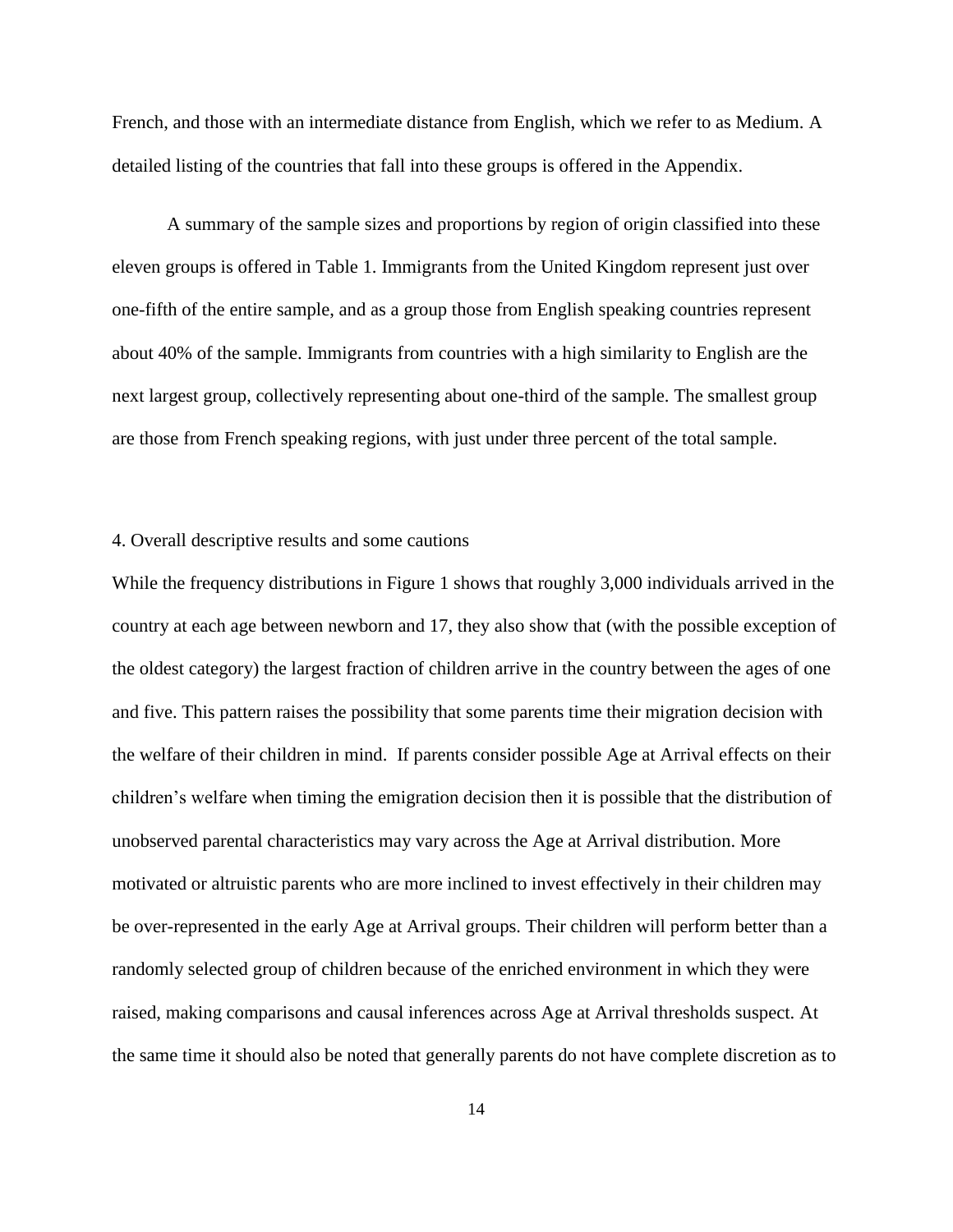French, and those with an intermediate distance from English, which we refer to as Medium. A detailed listing of the countries that fall into these groups is offered in the Appendix.

A summary of the sample sizes and proportions by region of origin classified into these eleven groups is offered in Table 1. Immigrants from the United Kingdom represent just over one-fifth of the entire sample, and as a group those from English speaking countries represent about 40% of the sample. Immigrants from countries with a high similarity to English are the next largest group, collectively representing about one-third of the sample. The smallest group are those from French speaking regions, with just under three percent of the total sample.

## 4. Overall descriptive results and some cautions

While the frequency distributions in Figure 1 shows that roughly 3,000 individuals arrived in the country at each age between newborn and 17, they also show that (with the possible exception of the oldest category) the largest fraction of children arrive in the country between the ages of one and five. This pattern raises the possibility that some parents time their migration decision with the welfare of their children in mind. If parents consider possible Age at Arrival effects on their children's welfare when timing the emigration decision then it is possible that the distribution of unobserved parental characteristics may vary across the Age at Arrival distribution. More motivated or altruistic parents who are more inclined to invest effectively in their children may be over-represented in the early Age at Arrival groups. Their children will perform better than a randomly selected group of children because of the enriched environment in which they were raised, making comparisons and causal inferences across Age at Arrival thresholds suspect. At the same time it should also be noted that generally parents do not have complete discretion as to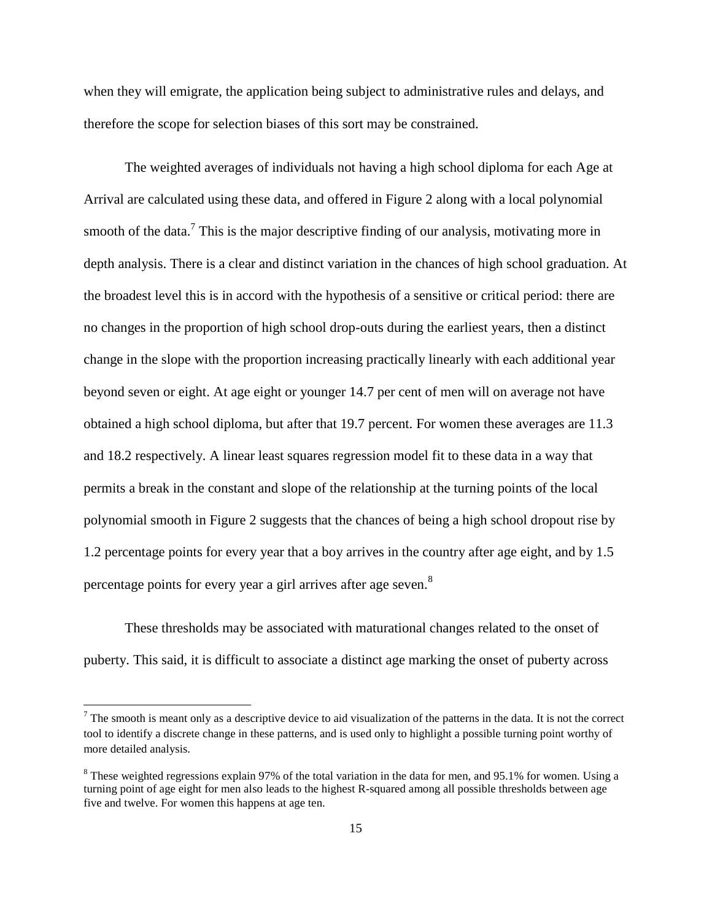when they will emigrate, the application being subject to administrative rules and delays, and therefore the scope for selection biases of this sort may be constrained.

The weighted averages of individuals not having a high school diploma for each Age at Arrival are calculated using these data, and offered in Figure 2 along with a local polynomial smooth of the data.[7] This is the major descriptive finding of our analysis, motivating more in depth analysis. There is a clear and distinct variation in the chances of high school graduation. At the broadest level this is in accord with the hypothesis of a sensitive or critical period: there are no changes in the proportion of high school drop-outs during the earliest years, then a distinct change in the slope with the proportion increasing practically linearly with each additional year beyond seven or eight. At age eight or younger 14.7 per cent of men will on average not have obtained a high school diploma, but after that 19.7 percent. For women these averages are 11.3 and 18.2 respectively. A linear least squares regression model fit to these data in a way that permits a break in the constant and slope of the relationship at the turning points of the local polynomial smooth in Figure 2 suggests that the chances of being a high school dropout rise by 1.2 percentage points for every year that a boy arrives in the country after age eight, and by 1.5 percentage points for every year a girl arrives after age seven.[8]

These thresholds may be associated with maturational changes related to the onset of puberty. This said, it is difficult to associate a distinct age marking the onset of puberty across

[7] The smooth is meant only as a descriptive device to aid visualization of the patterns in the data. It is not the correct tool to identify a discrete change in these patterns, and is used only to highlight a possible turning point worthy of more detailed analysis.

[8] These weighted regressions explain 97% of the total variation in the data for men, and 95.1% for women. Using a turning point of age eight for men also leads to the highest R-squared among all possible thresholds between age five and twelve. For women this happens at age ten.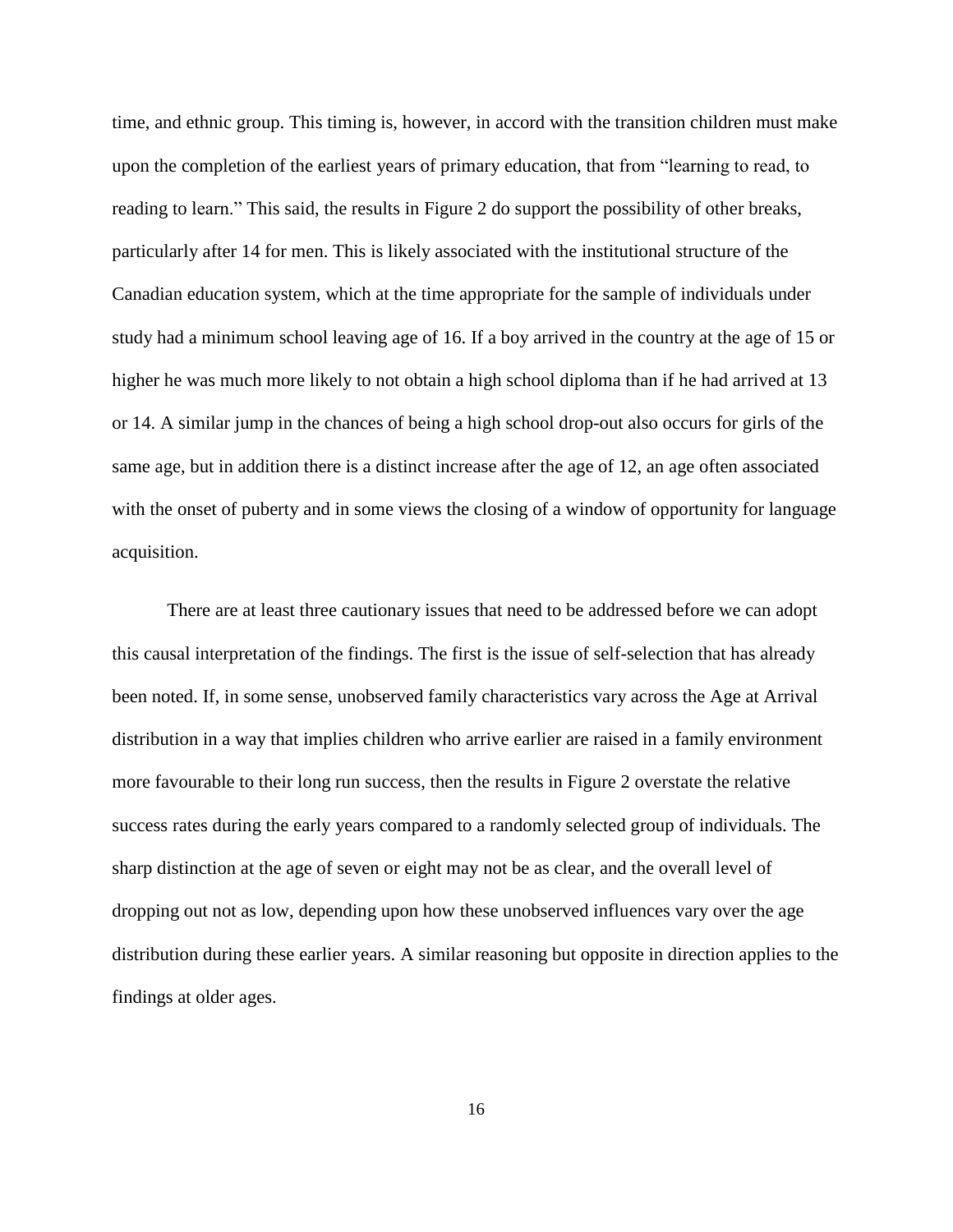time, and ethnic group. This timing is, however, in accord with the transition children must make upon the completion of the earliest years of primary education, that from "learning to read, to reading to learn." This said, the results in Figure 2 do support the possibility of other breaks, particularly after 14 for men. This is likely associated with the institutional structure of the Canadian education system, which at the time appropriate for the sample of individuals under study had a minimum school leaving age of 16. If a boy arrived in the country at the age of 15 or higher he was much more likely to not obtain a high school diploma than if he had arrived at 13 or 14. A similar jump in the chances of being a high school drop-out also occurs for girls of the same age, but in addition there is a distinct increase after the age of 12, an age often associated with the onset of puberty and in some views the closing of a window of opportunity for language acquisition.

There are at least three cautionary issues that need to be addressed before we can adopt this causal interpretation of the findings. The first is the issue of self-selection that has already been noted. If, in some sense, unobserved family characteristics vary across the Age at Arrival distribution in a way that implies children who arrive earlier are raised in a family environment more favourable to their long run success, then the results in Figure 2 overstate the relative success rates during the early years compared to a randomly selected group of individuals. The sharp distinction at the age of seven or eight may not be as clear, and the overall level of dropping out not as low, depending upon how these unobserved influences vary over the age distribution during these earlier years. A similar reasoning but opposite in direction applies to the findings at older ages.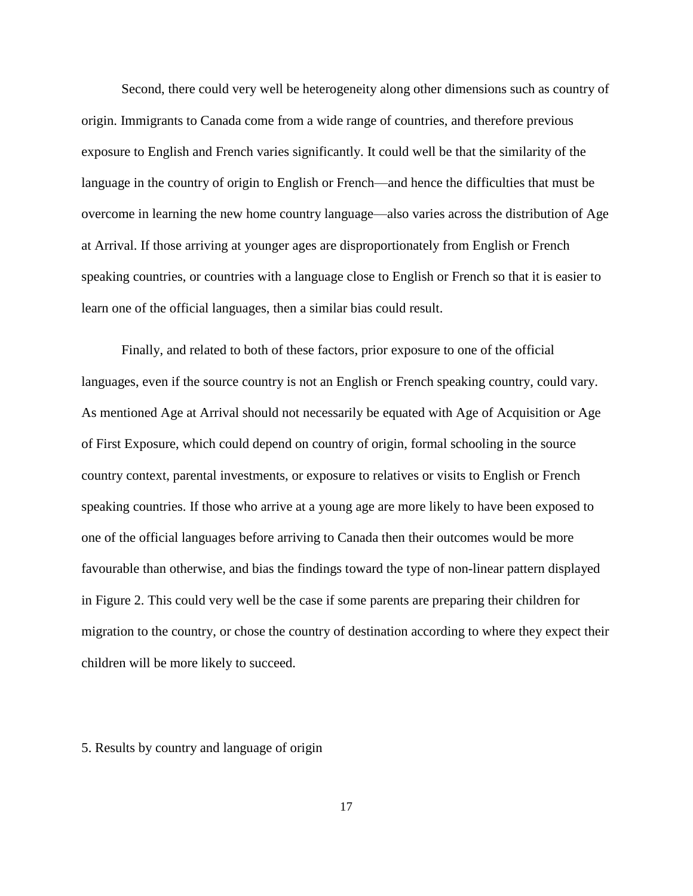Second, there could very well be heterogeneity along other dimensions such as country of origin. Immigrants to Canada come from a wide range of countries, and therefore previous exposure to English and French varies significantly. It could well be that the similarity of the language in the country of origin to English or French—and hence the difficulties that must be overcome in learning the new home country language—also varies across the distribution of Age at Arrival. If those arriving at younger ages are disproportionately from English or French speaking countries, or countries with a language close to English or French so that it is easier to learn one of the official languages, then a similar bias could result.

Finally, and related to both of these factors, prior exposure to one of the official languages, even if the source country is not an English or French speaking country, could vary. As mentioned Age at Arrival should not necessarily be equated with Age of Acquisition or Age of First Exposure, which could depend on country of origin, formal schooling in the source country context, parental investments, or exposure to relatives or visits to English or French speaking countries. If those who arrive at a young age are more likely to have been exposed to one of the official languages before arriving to Canada then their outcomes would be more favourable than otherwise, and bias the findings toward the type of non-linear pattern displayed in Figure 2. This could very well be the case if some parents are preparing their children for migration to the country, or chose the country of destination according to where they expect their children will be more likely to succeed.

## 5. Results by country and language of origin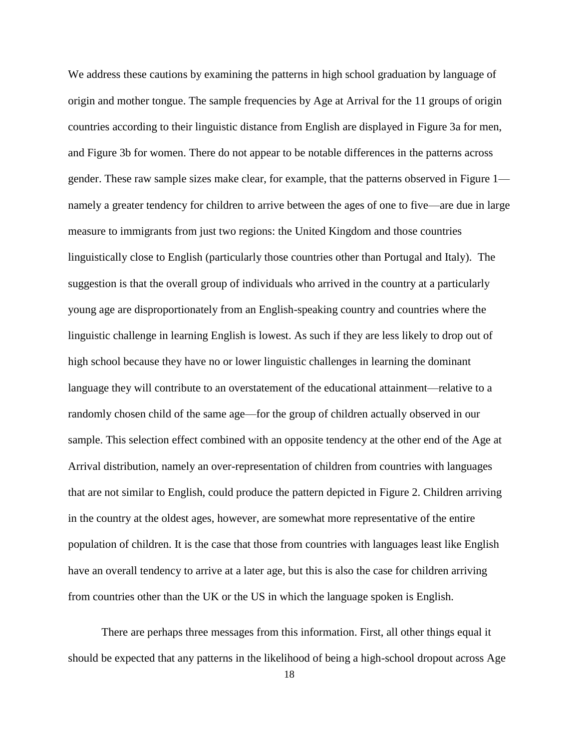We address these cautions by examining the patterns in high school graduation by language of origin and mother tongue. The sample frequencies by Age at Arrival for the 11 groups of origin countries according to their linguistic distance from English are displayed in Figure 3a for men, and Figure 3b for women. There do not appear to be notable differences in the patterns across gender. These raw sample sizes make clear, for example, that the patterns observed in Figure 1—namely a greater tendency for children to arrive between the ages of one to five—are due in large measure to immigrants from just two regions: the United Kingdom and those countries linguistically close to English (particularly those countries other than Portugal and Italy). The suggestion is that the overall group of individuals who arrived in the country at a particularly young age are disproportionately from an English-speaking country and countries where the linguistic challenge in learning English is lowest. As such if they are less likely to drop out of high school because they have no or lower linguistic challenges in learning the dominant language they will contribute to an overstatement of the educational attainment—relative to a randomly chosen child of the same age—for the group of children actually observed in our sample. This selection effect combined with an opposite tendency at the other end of the Age at Arrival distribution, namely an over-representation of children from countries with languages that are not similar to English, could produce the pattern depicted in Figure 2. Children arriving in the country at the oldest ages, however, are somewhat more representative of the entire population of children. It is the case that those from countries with languages least like English have an overall tendency to arrive at a later age, but this is also the case for children arriving from countries other than the UK or the US in which the language spoken is English.

There are perhaps three messages from this information. First, all other things equal it should be expected that any patterns in the likelihood of being a high-school dropout across Age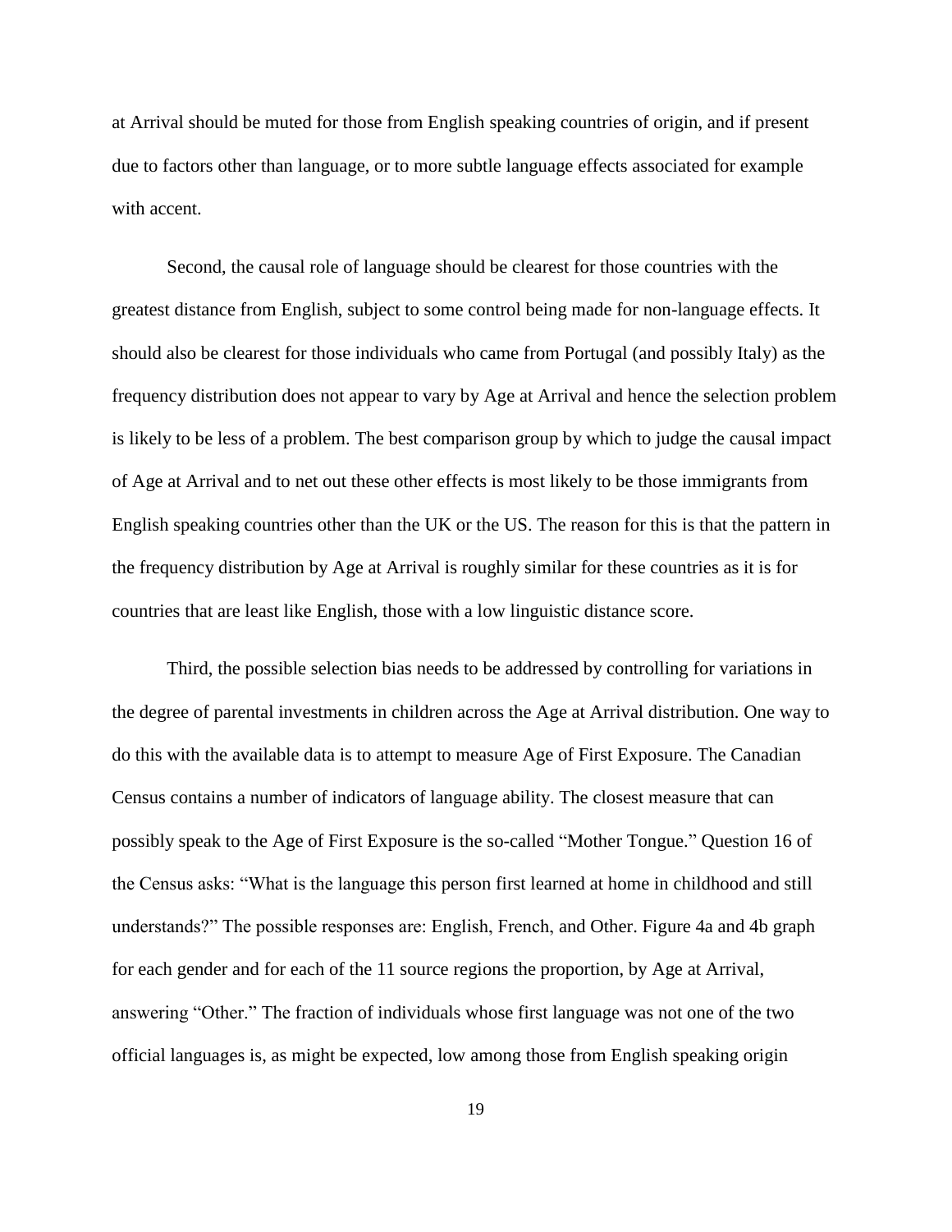at Arrival should be muted for those from English speaking countries of origin, and if present due to factors other than language, or to more subtle language effects associated for example with accent.

Second, the causal role of language should be clearest for those countries with the greatest distance from English, subject to some control being made for non-language effects. It should also be clearest for those individuals who came from Portugal (and possibly Italy) as the frequency distribution does not appear to vary by Age at Arrival and hence the selection problem is likely to be less of a problem. The best comparison group by which to judge the causal impact of Age at Arrival and to net out these other effects is most likely to be those immigrants from English speaking countries other than the UK or the US. The reason for this is that the pattern in the frequency distribution by Age at Arrival is roughly similar for these countries as it is for countries that are least like English, those with a low linguistic distance score.

Third, the possible selection bias needs to be addressed by controlling for variations in the degree of parental investments in children across the Age at Arrival distribution. One way to do this with the available data is to attempt to measure Age of First Exposure. The Canadian Census contains a number of indicators of language ability. The closest measure that can possibly speak to the Age of First Exposure is the so-called "Mother Tongue." Question 16 of the Census asks: "What is the language this person first learned at home in childhood and still understands?" The possible responses are: English, French, and Other. Figure 4a and 4b graph for each gender and for each of the 11 source regions the proportion, by Age at Arrival, answering "Other." The fraction of individuals whose first language was not one of the two official languages is, as might be expected, low among those from English speaking origin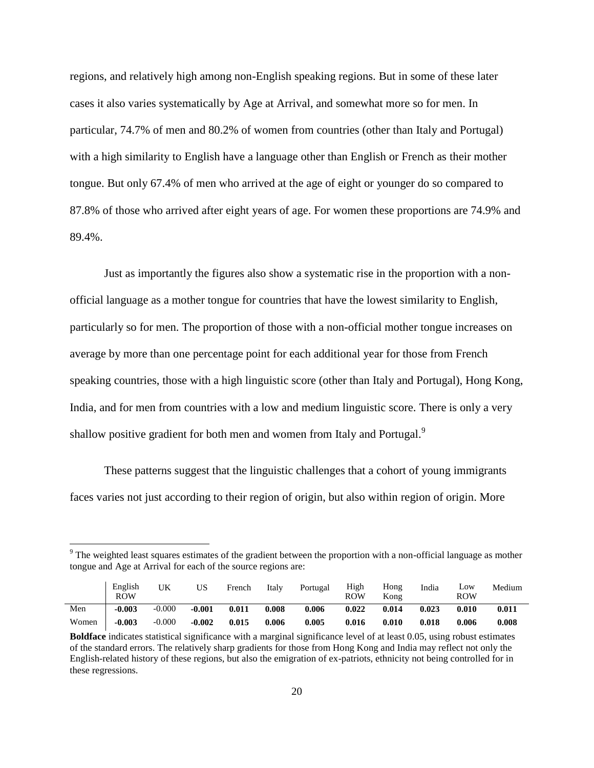regions, and relatively high among non-English speaking regions. But in some of these later cases it also varies systematically by Age at Arrival, and somewhat more so for men. In particular, 74.7% of men and 80.2% of women from countries (other than Italy and Portugal) with a high similarity to English have a language other than English or French as their mother tongue. But only 67.4% of men who arrived at the age of eight or younger do so compared to 87.8% of those who arrived after eight years of age. For women these proportions are 74.9% and 89.4%.

Just as importantly the figures also show a systematic rise in the proportion with a non-official language as a mother tongue for countries that have the lowest similarity to English, particularly so for men. The proportion of those with a non-official mother tongue increases on average by more than one percentage point for each additional year for those from French speaking countries, those with a high linguistic score (other than Italy and Portugal), Hong Kong, India, and for men from countries with a low and medium linguistic score. There is only a very shallow positive gradient for both men and women from Italy and Portugal.[9]

These patterns suggest that the linguistic challenges that a cohort of young immigrants faces varies not just according to their region of origin, but also within region of origin. More

---

[9] The weighted least squares estimates of the gradient between the proportion with a non-official language as mother tongue and Age at Arrival for each of the source regions are:

| | English ROW | UK | US | French | Italy | Portugal | High ROW | Hong Kong | India | Low ROW | Medium |
|---|---|---|---|---|---|---|---|---|---|---|---|
| Men | **-0.003** | -0.000 | **-0.001** | **0.011** | **0.008** | **0.006** | **0.022** | **0.014** | **0.023** | **0.010** | **0.011** |
| Women | **-0.003** | -0.000 | **-0.002** | **0.015** | **0.006** | **0.005** | **0.016** | **0.010** | **0.018** | **0.006** | **0.008** |

**Boldface** indicates statistical significance with a marginal significance level of at least 0.05, using robust estimates of the standard errors. The relatively sharp gradients for those from Hong Kong and India may reflect not only the English-related history of these regions, but also the emigration of ex-patriots, ethnicity not being controlled for in these regressions.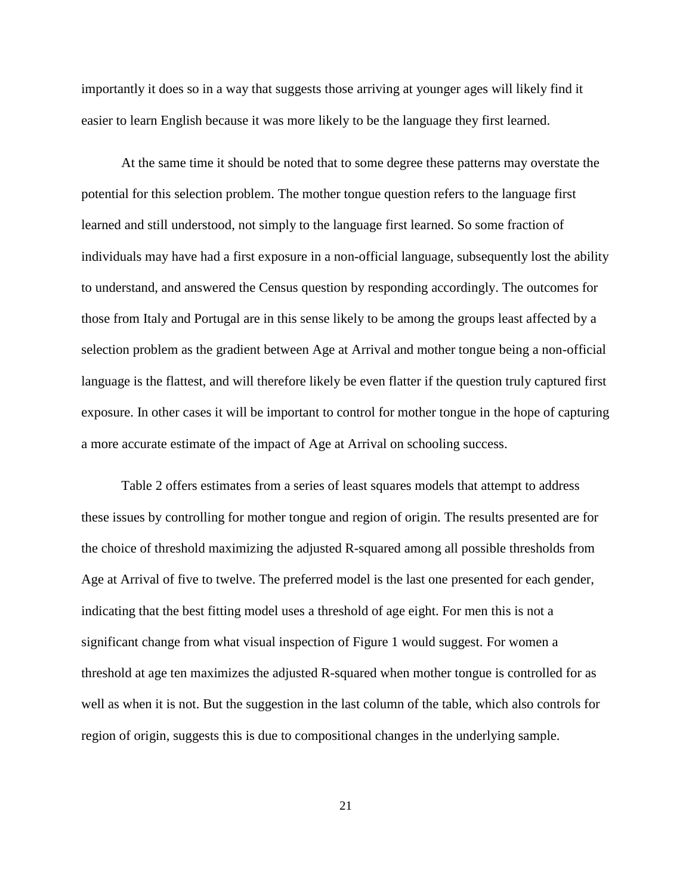importantly it does so in a way that suggests those arriving at younger ages will likely find it easier to learn English because it was more likely to be the language they first learned.

At the same time it should be noted that to some degree these patterns may overstate the potential for this selection problem. The mother tongue question refers to the language first learned and still understood, not simply to the language first learned. So some fraction of individuals may have had a first exposure in a non-official language, subsequently lost the ability to understand, and answered the Census question by responding accordingly. The outcomes for those from Italy and Portugal are in this sense likely to be among the groups least affected by a selection problem as the gradient between Age at Arrival and mother tongue being a non-official language is the flattest, and will therefore likely be even flatter if the question truly captured first exposure. In other cases it will be important to control for mother tongue in the hope of capturing a more accurate estimate of the impact of Age at Arrival on schooling success.

Table 2 offers estimates from a series of least squares models that attempt to address these issues by controlling for mother tongue and region of origin. The results presented are for the choice of threshold maximizing the adjusted R-squared among all possible thresholds from Age at Arrival of five to twelve. The preferred model is the last one presented for each gender, indicating that the best fitting model uses a threshold of age eight. For men this is not a significant change from what visual inspection of Figure 1 would suggest. For women a threshold at age ten maximizes the adjusted R-squared when mother tongue is controlled for as well as when it is not. But the suggestion in the last column of the table, which also controls for region of origin, suggests this is due to compositional changes in the underlying sample.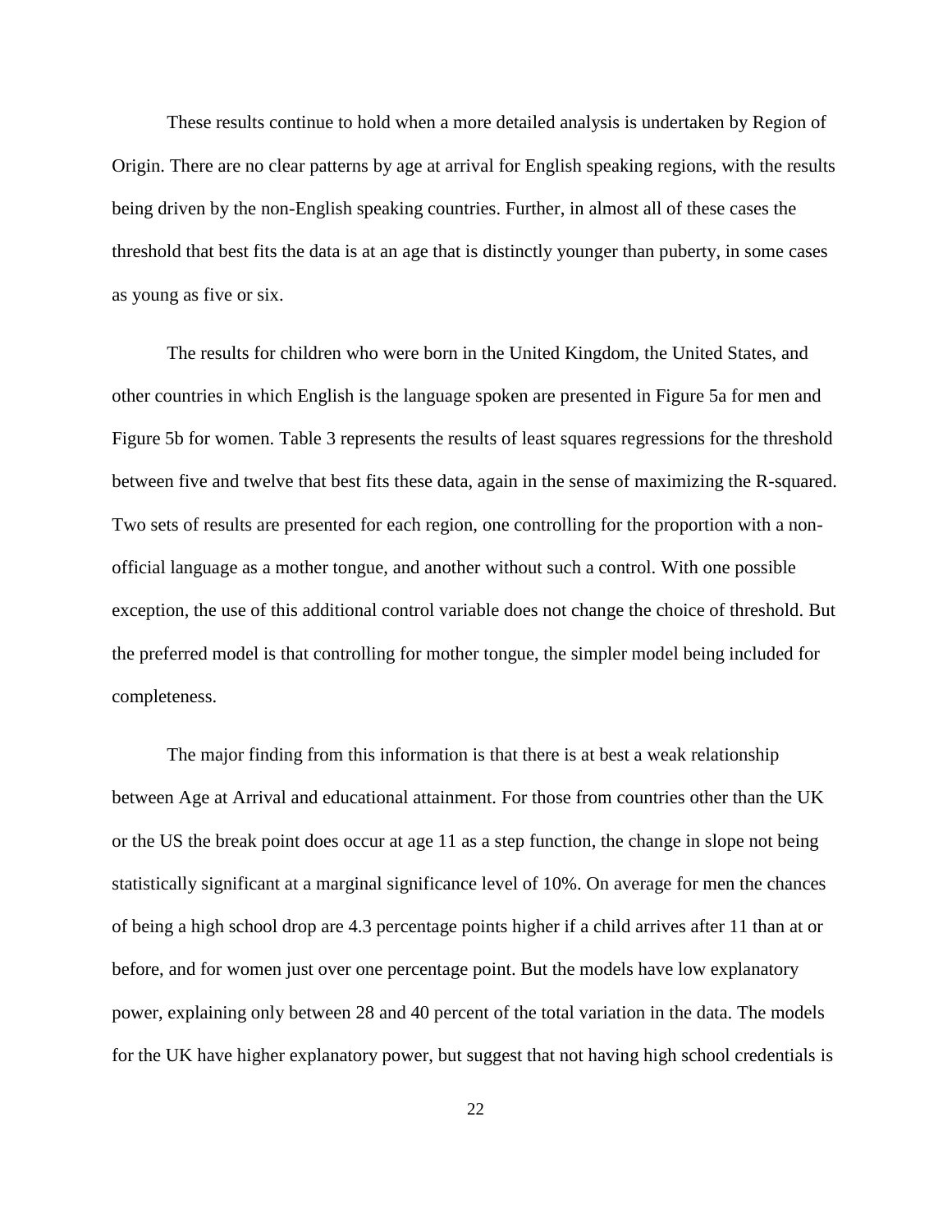These results continue to hold when a more detailed analysis is undertaken by Region of Origin. There are no clear patterns by age at arrival for English speaking regions, with the results being driven by the non-English speaking countries. Further, in almost all of these cases the threshold that best fits the data is at an age that is distinctly younger than puberty, in some cases as young as five or six.

The results for children who were born in the United Kingdom, the United States, and other countries in which English is the language spoken are presented in Figure 5a for men and Figure 5b for women. Table 3 represents the results of least squares regressions for the threshold between five and twelve that best fits these data, again in the sense of maximizing the R-squared. Two sets of results are presented for each region, one controlling for the proportion with a non-official language as a mother tongue, and another without such a control. With one possible exception, the use of this additional control variable does not change the choice of threshold. But the preferred model is that controlling for mother tongue, the simpler model being included for completeness.

The major finding from this information is that there is at best a weak relationship between Age at Arrival and educational attainment. For those from countries other than the UK or the US the break point does occur at age 11 as a step function, the change in slope not being statistically significant at a marginal significance level of 10%. On average for men the chances of being a high school drop are 4.3 percentage points higher if a child arrives after 11 than at or before, and for women just over one percentage point. But the models have low explanatory power, explaining only between 28 and 40 percent of the total variation in the data. The models for the UK have higher explanatory power, but suggest that not having high school credentials is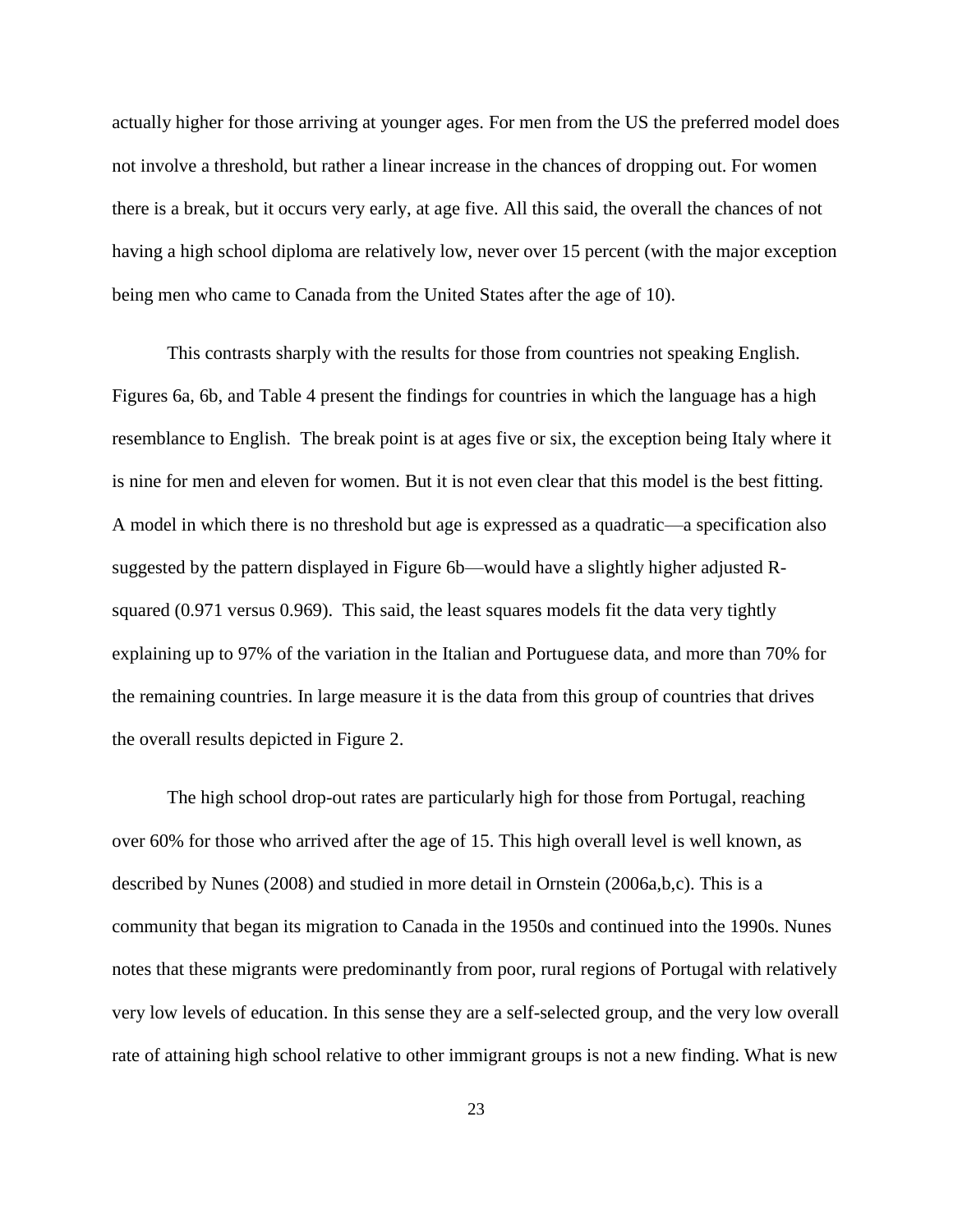actually higher for those arriving at younger ages. For men from the US the preferred model does not involve a threshold, but rather a linear increase in the chances of dropping out. For women there is a break, but it occurs very early, at age five. All this said, the overall the chances of not having a high school diploma are relatively low, never over 15 percent (with the major exception being men who came to Canada from the United States after the age of 10).

This contrasts sharply with the results for those from countries not speaking English. Figures 6a, 6b, and Table 4 present the findings for countries in which the language has a high resemblance to English. The break point is at ages five or six, the exception being Italy where it is nine for men and eleven for women. But it is not even clear that this model is the best fitting. A model in which there is no threshold but age is expressed as a quadratic—a specification also suggested by the pattern displayed in Figure 6b—would have a slightly higher adjusted R-squared (0.971 versus 0.969). This said, the least squares models fit the data very tightly explaining up to 97% of the variation in the Italian and Portuguese data, and more than 70% for the remaining countries. In large measure it is the data from this group of countries that drives the overall results depicted in Figure 2.

The high school drop-out rates are particularly high for those from Portugal, reaching over 60% for those who arrived after the age of 15. This high overall level is well known, as described by Nunes (2008) and studied in more detail in Ornstein (2006a,b,c). This is a community that began its migration to Canada in the 1950s and continued into the 1990s. Nunes notes that these migrants were predominantly from poor, rural regions of Portugal with relatively very low levels of education. In this sense they are a self-selected group, and the very low overall rate of attaining high school relative to other immigrant groups is not a new finding. What is new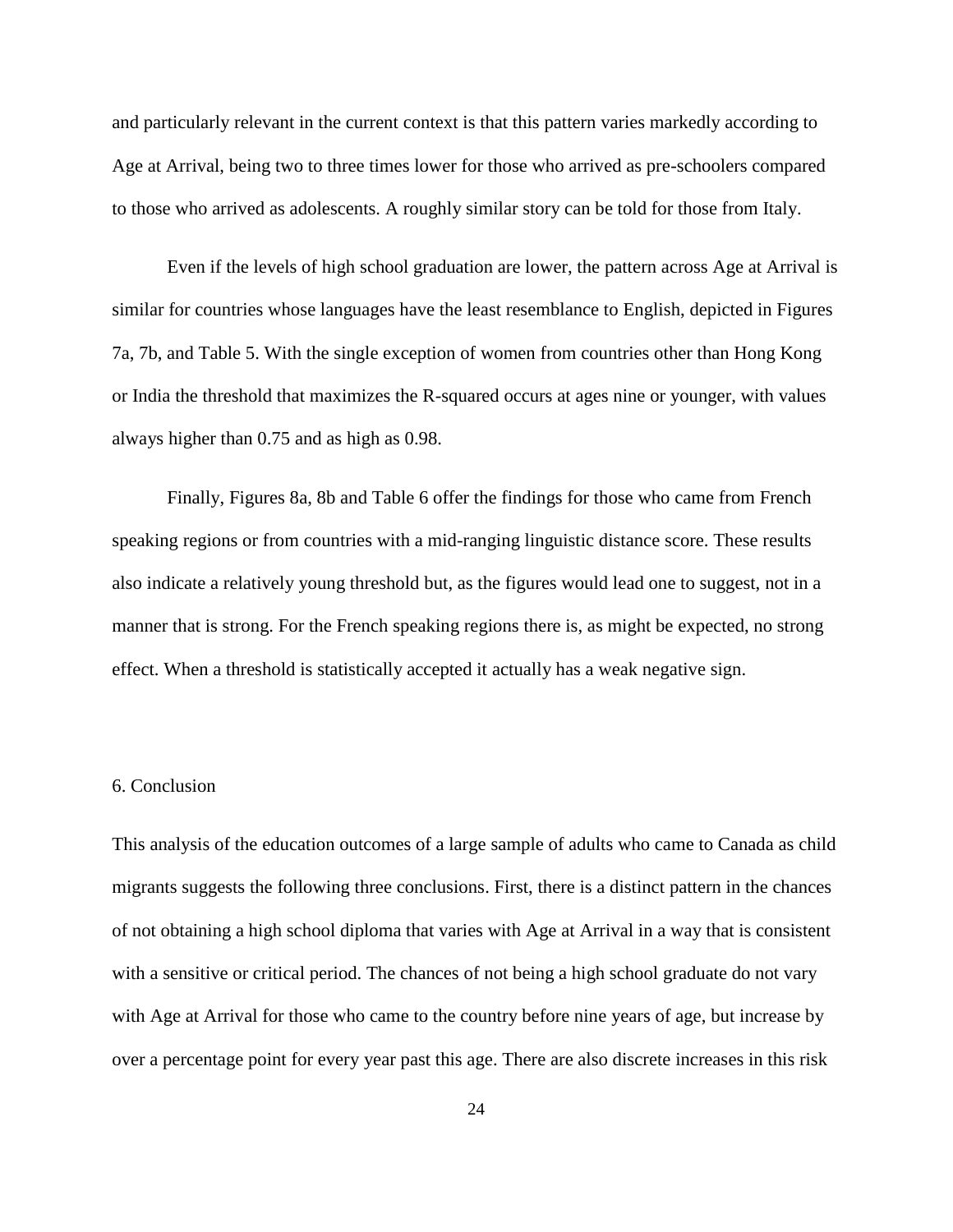and particularly relevant in the current context is that this pattern varies markedly according to Age at Arrival, being two to three times lower for those who arrived as pre-schoolers compared to those who arrived as adolescents. A roughly similar story can be told for those from Italy.

Even if the levels of high school graduation are lower, the pattern across Age at Arrival is similar for countries whose languages have the least resemblance to English, depicted in Figures 7a, 7b, and Table 5. With the single exception of women from countries other than Hong Kong or India the threshold that maximizes the R-squared occurs at ages nine or younger, with values always higher than 0.75 and as high as 0.98.

Finally, Figures 8a, 8b and Table 6 offer the findings for those who came from French speaking regions or from countries with a mid-ranging linguistic distance score. These results also indicate a relatively young threshold but, as the figures would lead one to suggest, not in a manner that is strong. For the French speaking regions there is, as might be expected, no strong effect. When a threshold is statistically accepted it actually has a weak negative sign.

## 6. Conclusion

This analysis of the education outcomes of a large sample of adults who came to Canada as child migrants suggests the following three conclusions. First, there is a distinct pattern in the chances of not obtaining a high school diploma that varies with Age at Arrival in a way that is consistent with a sensitive or critical period. The chances of not being a high school graduate do not vary with Age at Arrival for those who came to the country before nine years of age, but increase by over a percentage point for every year past this age. There are also discrete increases in this risk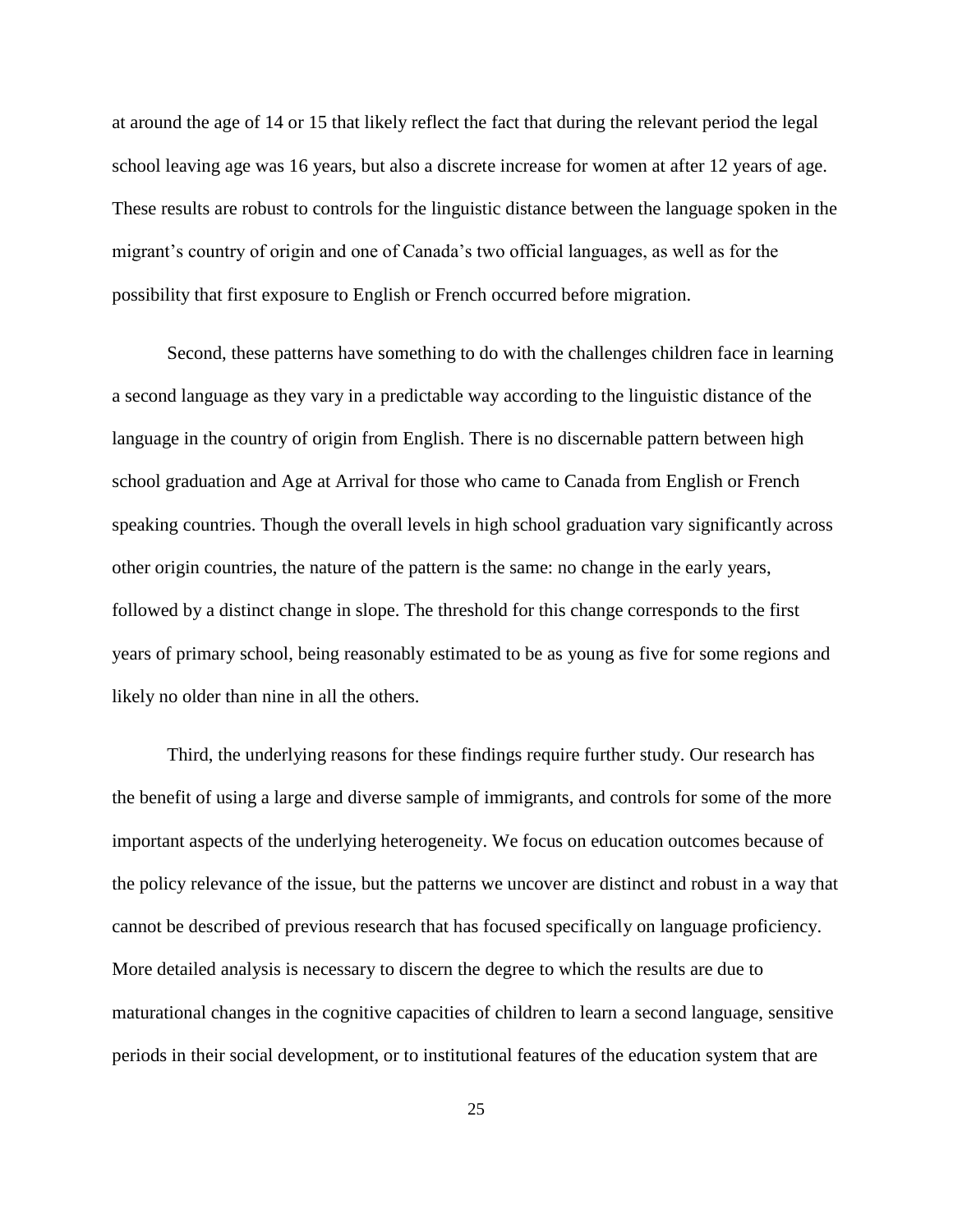at around the age of 14 or 15 that likely reflect the fact that during the relevant period the legal school leaving age was 16 years, but also a discrete increase for women at after 12 years of age. These results are robust to controls for the linguistic distance between the language spoken in the migrant's country of origin and one of Canada's two official languages, as well as for the possibility that first exposure to English or French occurred before migration.

Second, these patterns have something to do with the challenges children face in learning a second language as they vary in a predictable way according to the linguistic distance of the language in the country of origin from English. There is no discernable pattern between high school graduation and Age at Arrival for those who came to Canada from English or French speaking countries. Though the overall levels in high school graduation vary significantly across other origin countries, the nature of the pattern is the same: no change in the early years, followed by a distinct change in slope. The threshold for this change corresponds to the first years of primary school, being reasonably estimated to be as young as five for some regions and likely no older than nine in all the others.

Third, the underlying reasons for these findings require further study. Our research has the benefit of using a large and diverse sample of immigrants, and controls for some of the more important aspects of the underlying heterogeneity. We focus on education outcomes because of the policy relevance of the issue, but the patterns we uncover are distinct and robust in a way that cannot be described of previous research that has focused specifically on language proficiency. More detailed analysis is necessary to discern the degree to which the results are due to maturational changes in the cognitive capacities of children to learn a second language, sensitive periods in their social development, or to institutional features of the education system that are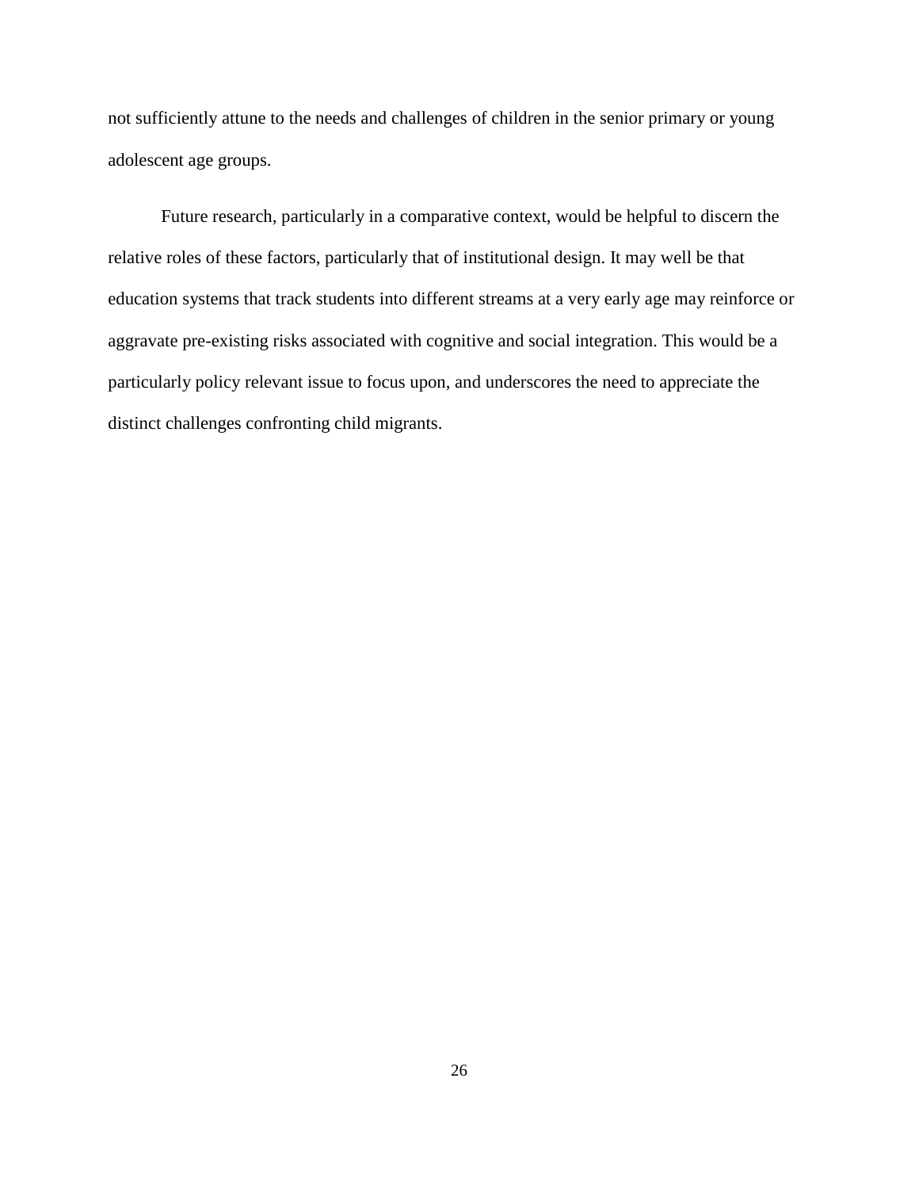not sufficiently attune to the needs and challenges of children in the senior primary or young adolescent age groups.

Future research, particularly in a comparative context, would be helpful to discern the relative roles of these factors, particularly that of institutional design. It may well be that education systems that track students into different streams at a very early age may reinforce or aggravate pre-existing risks associated with cognitive and social integration. This would be a particularly policy relevant issue to focus upon, and underscores the need to appreciate the distinct challenges confronting child migrants.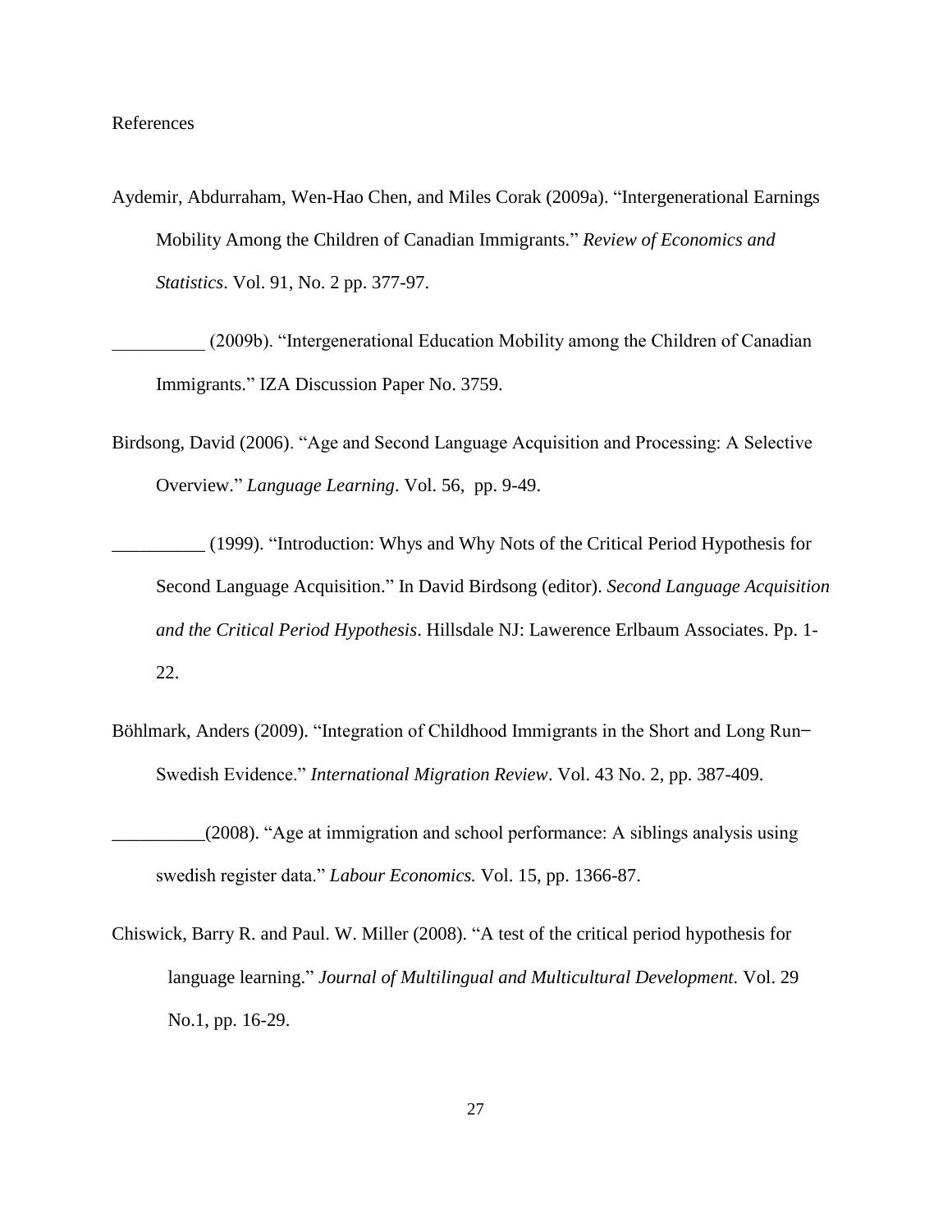References

Aydemir, Abdurraham, Wen-Hao Chen, and Miles Corak (2009a). "Intergenerational Earnings Mobility Among the Children of Canadian Immigrants." *Review of Economics and Statistics*. Vol. 91, No. 2 pp. 377-97.

__________ (2009b). "Intergenerational Education Mobility among the Children of Canadian Immigrants." IZA Discussion Paper No. 3759.

Birdsong, David (2006). "Age and Second Language Acquisition and Processing: A Selective Overview." *Language Learning*. Vol. 56, pp. 9-49.

__________ (1999). "Introduction: Whys and Why Nots of the Critical Period Hypothesis for Second Language Acquisition." In David Birdsong (editor). *Second Language Acquisition and the Critical Period Hypothesis*. Hillsdale NJ: Lawerence Erlbaum Associates. Pp. 1-22.

Böhlmark, Anders (2009). "Integration of Childhood Immigrants in the Short and Long Run– Swedish Evidence." *International Migration Review*. Vol. 43 No. 2, pp. 387-409.

__________(2008). "Age at immigration and school performance: A siblings analysis using swedish register data." *Labour Economics.* Vol. 15, pp. 1366-87.

Chiswick, Barry R. and Paul. W. Miller (2008). "A test of the critical period hypothesis for language learning." *Journal of Multilingual and Multicultural Development.* Vol. 29 No.1, pp. 16-29.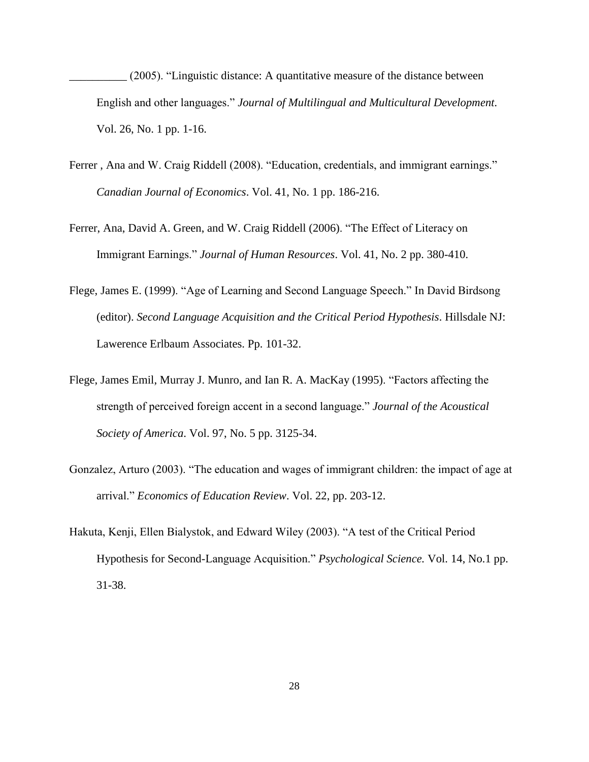__________ (2005). "Linguistic distance: A quantitative measure of the distance between English and other languages." *Journal of Multilingual and Multicultural Development*. Vol. 26, No. 1 pp. 1-16.

Ferrer , Ana and W. Craig Riddell (2008). "Education, credentials, and immigrant earnings." *Canadian Journal of Economics*. Vol. 41, No. 1 pp. 186-216.

Ferrer, Ana, David A. Green, and W. Craig Riddell (2006). "The Effect of Literacy on Immigrant Earnings." *Journal of Human Resources*. Vol. 41, No. 2 pp. 380-410.

Flege, James E. (1999). "Age of Learning and Second Language Speech." In David Birdsong (editor). *Second Language Acquisition and the Critical Period Hypothesis*. Hillsdale NJ: Lawerence Erlbaum Associates. Pp. 101-32.

Flege, James Emil, Murray J. Munro, and Ian R. A. MacKay (1995). "Factors affecting the strength of perceived foreign accent in a second language." *Journal of the Acoustical Society of America*. Vol. 97, No. 5 pp. 3125-34.

Gonzalez, Arturo (2003). "The education and wages of immigrant children: the impact of age at arrival." *Economics of Education Review*. Vol. 22, pp. 203-12.

Hakuta, Kenji, Ellen Bialystok, and Edward Wiley (2003). "A test of the Critical Period Hypothesis for Second-Language Acquisition." *Psychological Science.* Vol. 14, No.1 pp. 31-38.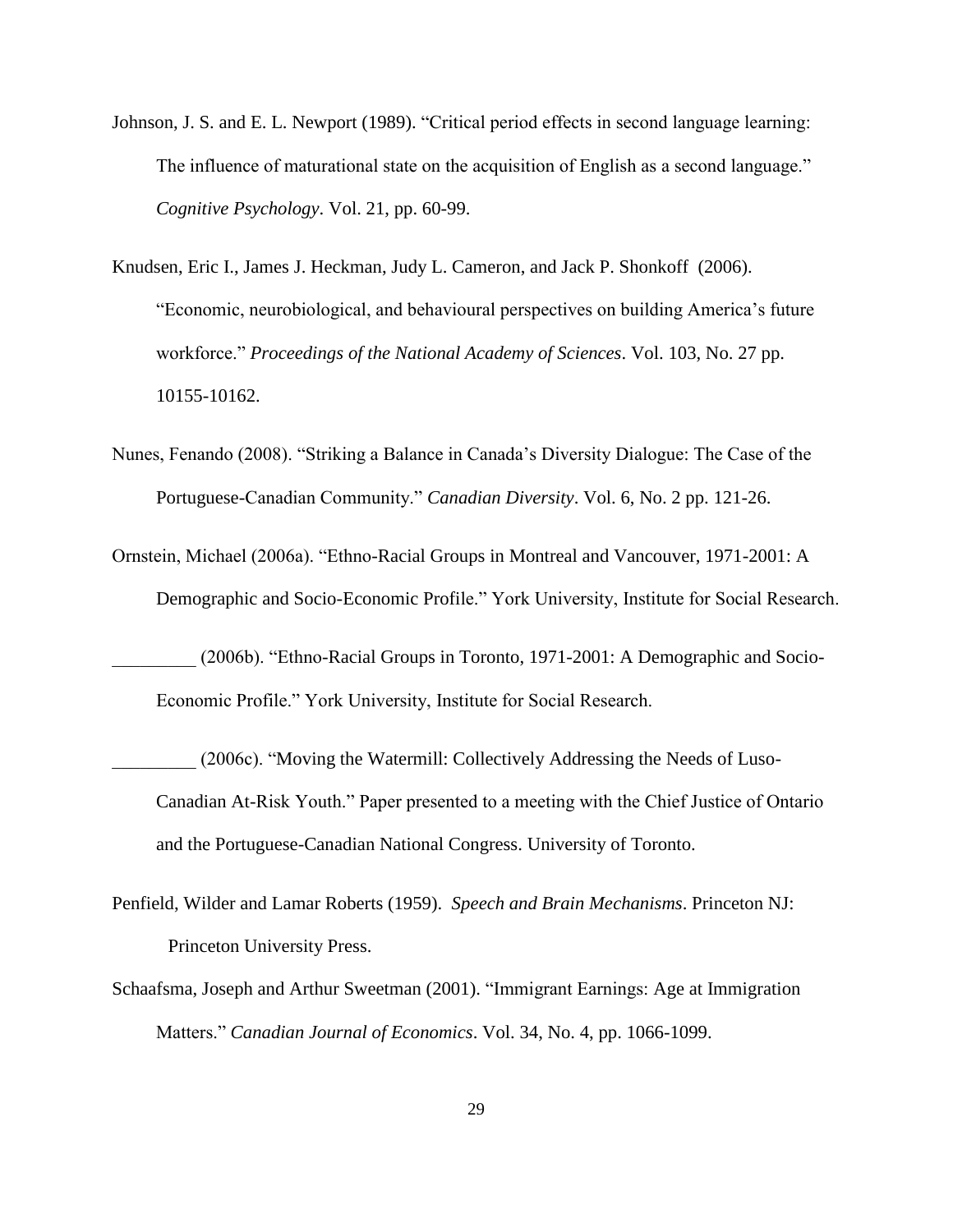Johnson, J. S. and E. L. Newport (1989). "Critical period effects in second language learning: The influence of maturational state on the acquisition of English as a second language." *Cognitive Psychology*. Vol. 21, pp. 60-99.

Knudsen, Eric I., James J. Heckman, Judy L. Cameron, and Jack P. Shonkoff (2006). "Economic, neurobiological, and behavioural perspectives on building America's future workforce." *Proceedings of the National Academy of Sciences*. Vol. 103, No. 27 pp. 10155-10162.

Nunes, Fenando (2008). "Striking a Balance in Canada's Diversity Dialogue: The Case of the Portuguese-Canadian Community." *Canadian Diversity*. Vol. 6, No. 2 pp. 121-26.

Ornstein, Michael (2006a). "Ethno-Racial Groups in Montreal and Vancouver, 1971-2001: A Demographic and Socio-Economic Profile." York University, Institute for Social Research.

_________ (2006b). "Ethno-Racial Groups in Toronto, 1971-2001: A Demographic and Socio-Economic Profile." York University, Institute for Social Research.

_________ (2006c). "Moving the Watermill: Collectively Addressing the Needs of Luso-Canadian At-Risk Youth." Paper presented to a meeting with the Chief Justice of Ontario and the Portuguese-Canadian National Congress. University of Toronto.

Penfield, Wilder and Lamar Roberts (1959). *Speech and Brain Mechanisms*. Princeton NJ: Princeton University Press.

Schaafsma, Joseph and Arthur Sweetman (2001). "Immigrant Earnings: Age at Immigration Matters." *Canadian Journal of Economics*. Vol. 34, No. 4, pp. 1066-1099.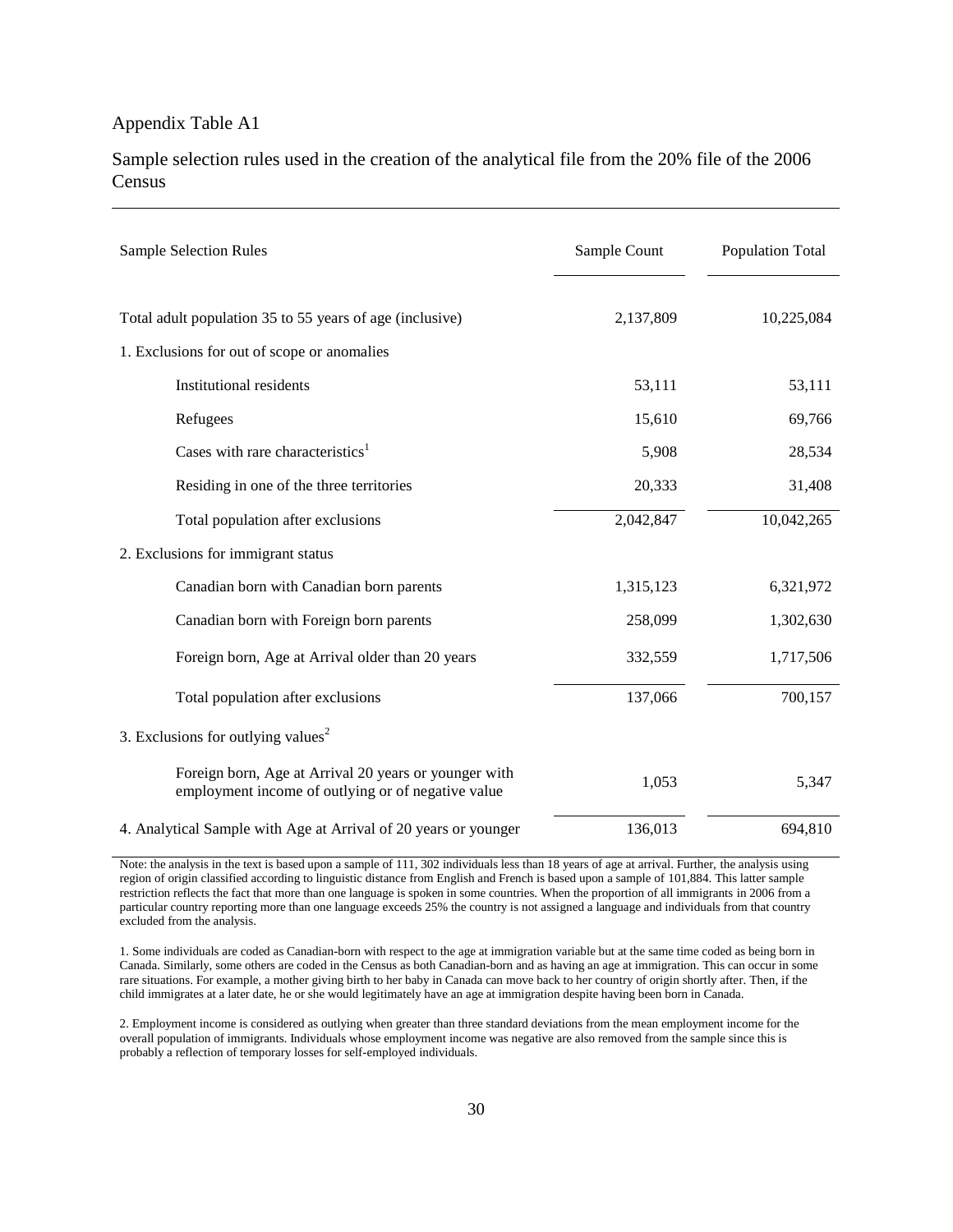Appendix Table A1

Sample selection rules used in the creation of the analytical file from the 20% file of the 2006 Census

| Sample Selection Rules | Sample Count | Population Total |
|---|---|---|
| Total adult population 35 to 55 years of age (inclusive) | 2,137,809 | 10,225,084 |
| 1. Exclusions for out of scope or anomalies | | |
| Institutional residents | 53,111 | 53,111 |
| Refugees | 15,610 | 69,766 |
| Cases with rare characteristics[1] | 5,908 | 28,534 |
| Residing in one of the three territories | 20,333 | 31,408 |
| Total population after exclusions | 2,042,847 | 10,042,265 |
| 2. Exclusions for immigrant status | | |
| Canadian born with Canadian born parents | 1,315,123 | 6,321,972 |
| Canadian born with Foreign born parents | 258,099 | 1,302,630 |
| Foreign born, Age at Arrival older than 20 years | 332,559 | 1,717,506 |
| Total population after exclusions | 137,066 | 700,157 |
| 3. Exclusions for outlying values[2] | | |
| Foreign born, Age at Arrival 20 years or younger with employment income of outlying or of negative value | 1,053 | 5,347 |
| 4. Analytical Sample with Age at Arrival of 20 years or younger | 136,013 | 694,810 |

Note: the analysis in the text is based upon a sample of 111, 302 individuals less than 18 years of age at arrival. Further, the analysis using region of origin classified according to linguistic distance from English and French is based upon a sample of 101,884. This latter sample restriction reflects the fact that more than one language is spoken in some countries. When the proportion of all immigrants in 2006 from a particular country reporting more than one language exceeds 25% the country is not assigned a language and individuals from that country excluded from the analysis.

1. Some individuals are coded as Canadian-born with respect to the age at immigration variable but at the same time coded as being born in Canada. Similarly, some others are coded in the Census as both Canadian-born and as having an age at immigration. This can occur in some rare situations. For example, a mother giving birth to her baby in Canada can move back to her country of origin shortly after. Then, if the child immigrates at a later date, he or she would legitimately have an age at immigration despite having been born in Canada.

2. Employment income is considered as outlying when greater than three standard deviations from the mean employment income for the overall population of immigrants. Individuals whose employment income was negative are also removed from the sample since this is probably a reflection of temporary losses for self-employed individuals.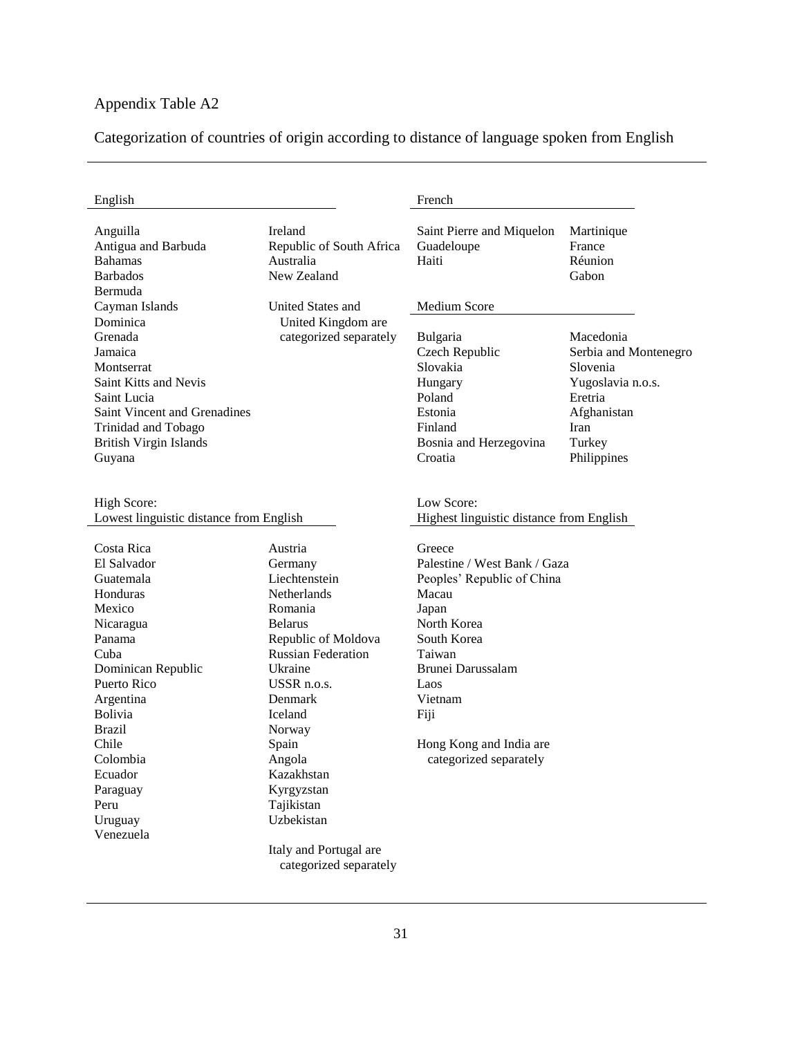Appendix Table A2

Categorization of countries of origin according to distance of language spoken from English

**English**

Anguilla
Antigua and Barbuda
Bahamas
Barbados
Bermuda
Cayman Islands
Dominica
Grenada
Jamaica
Montserrat
Saint Kitts and Nevis
Saint Lucia
Saint Vincent and Grenadines
Trinidad and Tobago
British Virgin Islands
Guyana
Ireland
Republic of South Africa
Australia
New Zealand

United States and United Kingdom are categorized separately

**French**

Saint Pierre and Miquelon
Guadeloupe
Haiti
Martinique
France
Réunion
Gabon

**Medium Score**

Bulgaria
Czech Republic
Slovakia
Hungary
Poland
Estonia
Finland
Bosnia and Herzegovina
Croatia
Macedonia
Serbia and Montenegro
Slovenia
Yugoslavia n.o.s.
Eretria
Afghanistan
Iran
Turkey
Philippines

**High Score: Lowest linguistic distance from English**

Costa Rica
El Salvador
Guatemala
Honduras
Mexico
Nicaragua
Panama
Cuba
Dominican Republic
Puerto Rico
Argentina
Bolivia
Brazil
Chile
Colombia
Ecuador
Paraguay
Peru
Uruguay
Venezuela
Austria
Germany
Liechtenstein
Netherlands
Romania
Belarus
Republic of Moldova
Russian Federation
Ukraine
USSR n.o.s.
Denmark
Iceland
Norway
Spain
Angola
Kazakhstan
Kyrgyzstan
Tajikistan
Uzbekistan

Italy and Portugal are categorized separately

**Low Score: Highest linguistic distance from English**

Greece
Palestine / West Bank / Gaza
Peoples' Republic of China
Macau
Japan
North Korea
South Korea
Taiwan
Brunei Darussalam
Laos
Vietnam
Fiji

Hong Kong and India are categorized separately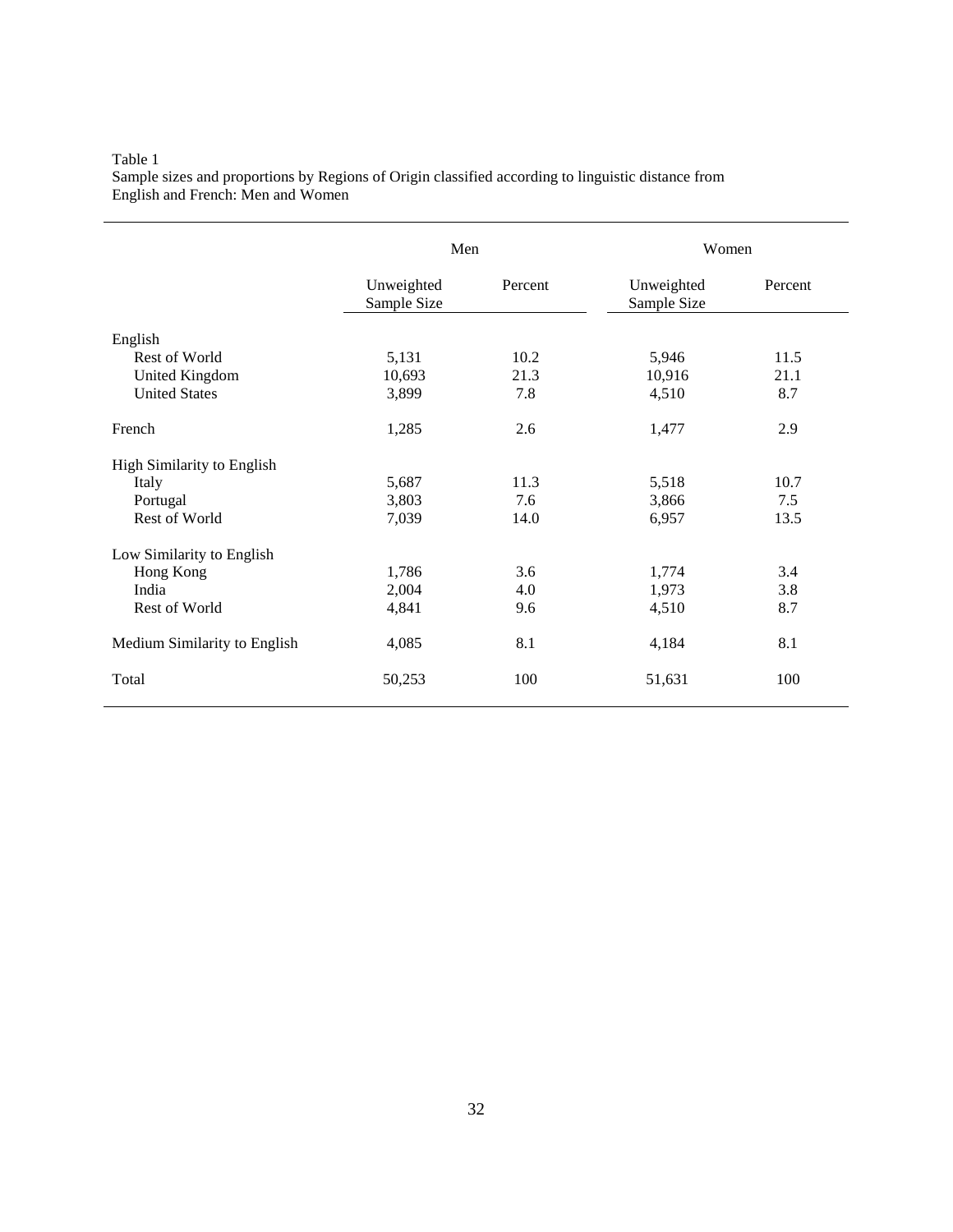Table 1
Sample sizes and proportions by Regions of Origin classified according to linguistic distance from English and French: Men and Women

| | Men | | Women | |
|---|---|---|---|---|
| | Unweighted Sample Size | Percent | Unweighted Sample Size | Percent |
| English | | | | |
| Rest of World | 5,131 | 10.2 | 5,946 | 11.5 |
| United Kingdom | 10,693 | 21.3 | 10,916 | 21.1 |
| United States | 3,899 | 7.8 | 4,510 | 8.7 |
| French | 1,285 | 2.6 | 1,477 | 2.9 |
| High Similarity to English | | | | |
| Italy | 5,687 | 11.3 | 5,518 | 10.7 |
| Portugal | 3,803 | 7.6 | 3,866 | 7.5 |
| Rest of World | 7,039 | 14.0 | 6,957 | 13.5 |
| Low Similarity to English | | | | |
| Hong Kong | 1,786 | 3.6 | 1,774 | 3.4 |
| India | 2,004 | 4.0 | 1,973 | 3.8 |
| Rest of World | 4,841 | 9.6 | 4,510 | 8.7 |
| Medium Similarity to English | 4,085 | 8.1 | 4,184 | 8.1 |
| Total | 50,253 | 100 | 51,631 | 100 |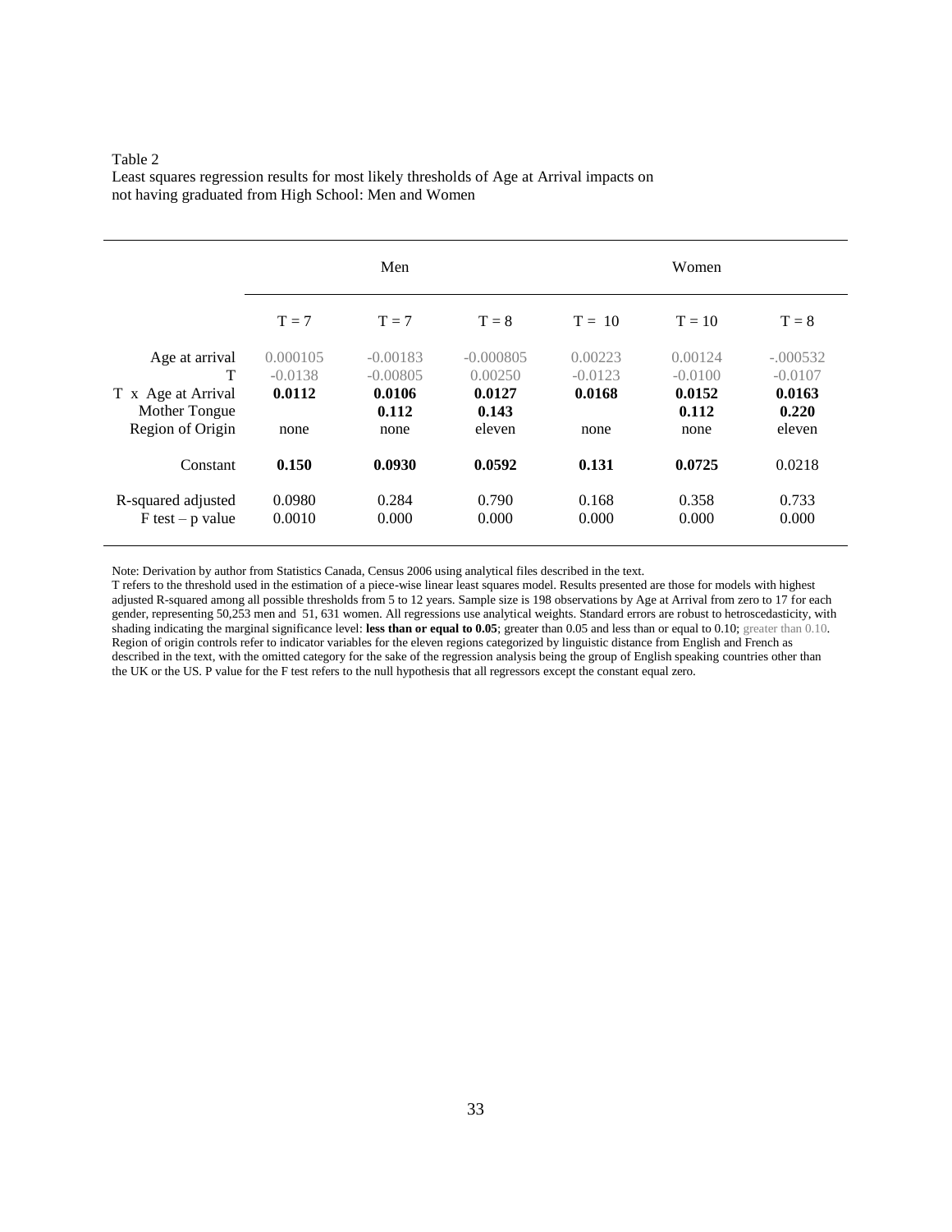Table 2
Least squares regression results for most likely thresholds of Age at Arrival impacts on not having graduated from High School: Men and Women

| | Men | | | Women | | |
|---|---|---|---|---|---|---|
| | T = 7 | T = 7 | T = 8 | T = 10 | T = 10 | T = 8 |
| Age at arrival | 0.000105 | -0.00183 | -0.000805 | 0.00223 | 0.00124 | -.000532 |
| T | -0.0138 | -0.00805 | 0.00250 | -0.0123 | -0.0100 | -0.0107 |
| T x Age at Arrival | **0.0112** | **0.0106** | **0.0127** | **0.0168** | **0.0152** | **0.0163** |
| Mother Tongue | | **0.112** | **0.143** | | **0.112** | **0.220** |
| Region of Origin | none | none | eleven | none | none | eleven |
| Constant | **0.150** | **0.0930** | **0.0592** | **0.131** | **0.0725** | 0.0218 |
| R-squared adjusted | 0.0980 | 0.284 | 0.790 | 0.168 | 0.358 | 0.733 |
| F test – p value | 0.0010 | 0.000 | 0.000 | 0.000 | 0.000 | 0.000 |

Note: Derivation by author from Statistics Canada, Census 2006 using analytical files described in the text.
T refers to the threshold used in the estimation of a piece-wise linear least squares model. Results presented are those for models with highest adjusted R-squared among all possible thresholds from 5 to 12 years. Sample size is 198 observations by Age at Arrival from zero to 17 for each gender, representing 50,253 men and 51, 631 women. All regressions use analytical weights. Standard errors are robust to hetroscedasticity, with shading indicating the marginal significance level: **less than or equal to 0.05**; greater than 0.05 and less than or equal to 0.10; greater than 0.10. Region of origin controls refer to indicator variables for the eleven regions categorized by linguistic distance from English and French as described in the text, with the omitted category for the sake of the regression analysis being the group of English speaking countries other than the UK or the US. P value for the F test refers to the null hypothesis that all regressors except the constant equal zero.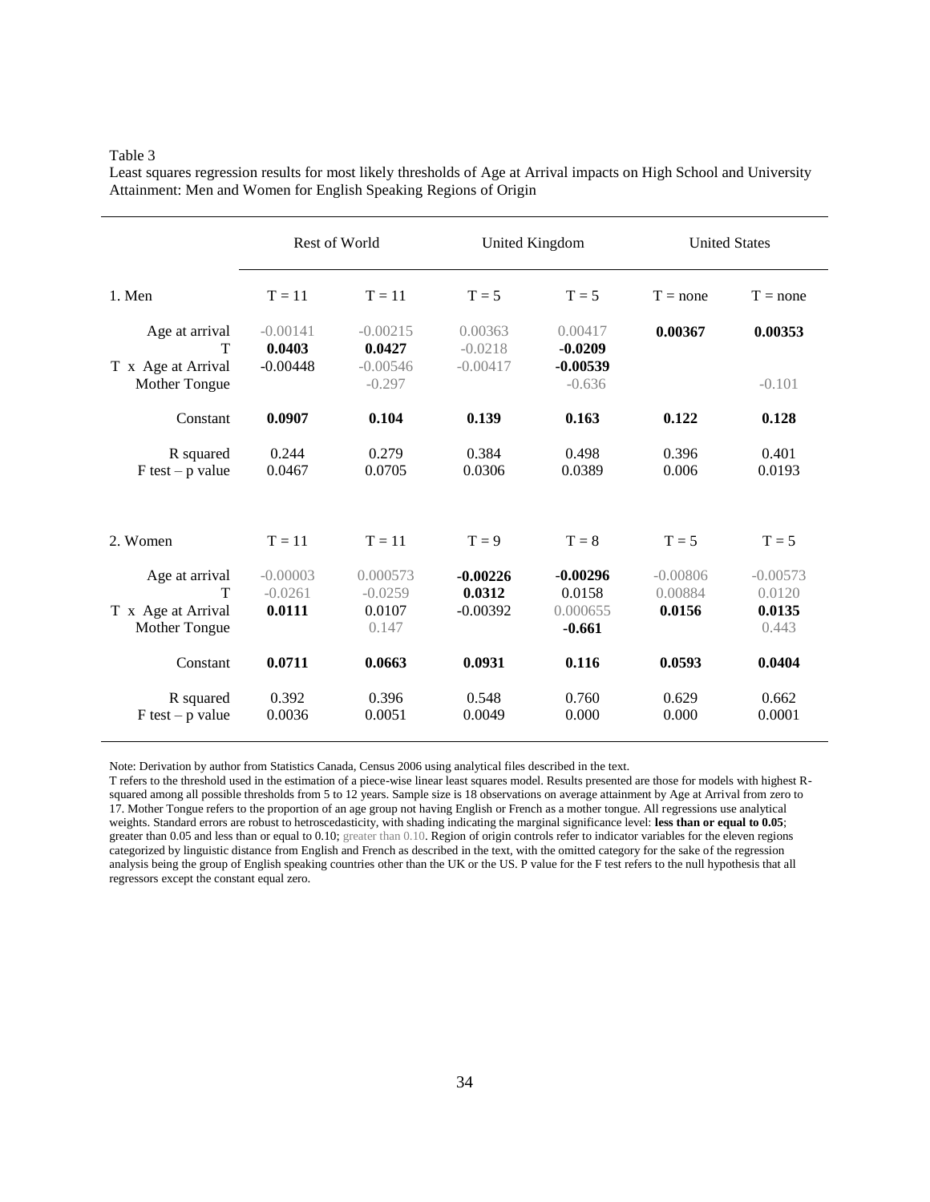Table 3

Least squares regression results for most likely thresholds of Age at Arrival impacts on High School and University Attainment: Men and Women for English Speaking Regions of Origin

| | Rest of World | | United Kingdom | | United States | |
|---|---|---|---|---|---|---|
| **1. Men** | T = 11 | T = 11 | T = 5 | T = 5 | T = none | T = none |
| Age at arrival | -0.00141 | -0.00215 | 0.00363 | 0.00417 | **0.00367** | **0.00353** |
| T | **0.0403** | **0.0427** | -0.0218 | **-0.0209** | | |
| T x Age at Arrival | -0.00448 | -0.00546 | -0.00417 | **-0.00539** | | |
| Mother Tongue | | -0.297 | | -0.636 | | -0.101 |
| Constant | **0.0907** | **0.104** | **0.139** | **0.163** | **0.122** | **0.128** |
| R squared | 0.244 | 0.279 | 0.384 | 0.498 | 0.396 | 0.401 |
| F test – p value | 0.0467 | 0.0705 | 0.0306 | 0.0389 | 0.006 | 0.0193 |
| **2. Women** | T = 11 | T = 11 | T = 9 | T = 8 | T = 5 | T = 5 |
| Age at arrival | -0.00003 | 0.000573 | **-0.00226** | **-0.00296** | -0.00806 | -0.00573 |
| T | -0.0261 | -0.0259 | **0.0312** | 0.0158 | 0.00884 | 0.0120 |
| T x Age at Arrival | **0.0111** | 0.0107 | -0.00392 | 0.000655 | **0.0156** | **0.0135** |
| Mother Tongue | | 0.147 | | **-0.661** | | 0.443 |
| Constant | **0.0711** | **0.0663** | **0.0931** | **0.116** | **0.0593** | **0.0404** |
| R squared | 0.392 | 0.396 | 0.548 | 0.760 | 0.629 | 0.662 |
| F test – p value | 0.0036 | 0.0051 | 0.0049 | 0.000 | 0.000 | 0.0001 |

Note: Derivation by author from Statistics Canada, Census 2006 using analytical files described in the text.
T refers to the threshold used in the estimation of a piece-wise linear least squares model. Results presented are those for models with highest R-squared among all possible thresholds from 5 to 12 years. Sample size is 18 observations on average attainment by Age at Arrival from zero to 17. Mother Tongue refers to the proportion of an age group not having English or French as a mother tongue. All regressions use analytical weights. Standard errors are robust to hetroscedasticity, with shading indicating the marginal significance level: **less than or equal to 0.05**; greater than 0.05 and less than or equal to 0.10; greater than 0.10. Region of origin controls refer to indicator variables for the eleven regions categorized by linguistic distance from English and French as described in the text, with the omitted category for the sake of the regression analysis being the group of English speaking countries other than the UK or the US. P value for the F test refers to the null hypothesis that all regressors except the constant equal zero.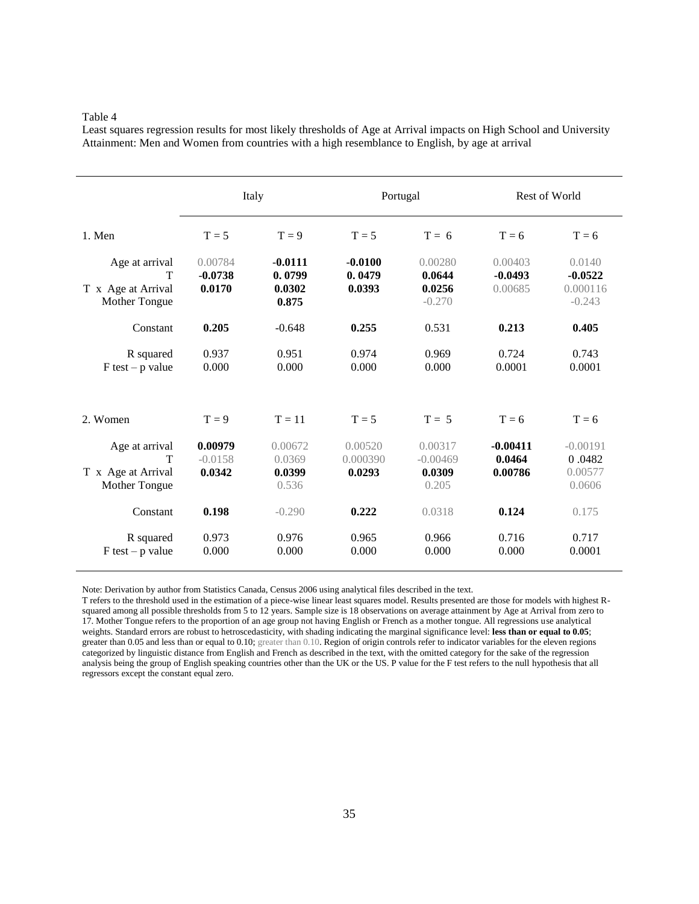Table 4

Least squares regression results for most likely thresholds of Age at Arrival impacts on High School and University Attainment: Men and Women from countries with a high resemblance to English, by age at arrival

| | Italy | | Portugal | | Rest of World | |
|---|---|---|---|---|---|---|
| **1. Men** | T = 5 | T = 9 | T = 5 | T = 6 | T = 6 | T = 6 |
| Age at arrival | 0.00784 | **-0.0111** | **-0.0100** | 0.00280 | 0.00403 | 0.0140 |
| T | **-0.0738** | **0. 0799** | **0. 0479** | **0.0644** | **-0.0493** | **-0.0522** |
| T x Age at Arrival | **0.0170** | **0.0302** | **0.0393** | **0.0256** | 0.00685 | 0.000116 |
| Mother Tongue | | **0.875** | | -0.270 | | -0.243 |
| Constant | **0.205** | -0.648 | **0.255** | 0.531 | **0.213** | **0.405** |
| R squared | 0.937 | 0.951 | 0.974 | 0.969 | 0.724 | 0.743 |
| F test – p value | 0.000 | 0.000 | 0.000 | 0.000 | 0.0001 | 0.0001 |
| **2. Women** | T = 9 | T = 11 | T = 5 | T = 5 | T = 6 | T = 6 |
| Age at arrival | **0.00979** | 0.00672 | 0.00520 | 0.00317 | **-0.00411** | -0.00191 |
| T | -0.0158 | 0.0369 | 0.000390 | -0.00469 | **0.0464** | 0 .0482 |
| T x Age at Arrival | **0.0342** | **0.0399** | **0.0293** | **0.0309** | **0.00786** | 0.00577 |
| Mother Tongue | | 0.536 | | 0.205 | | 0.0606 |
| Constant | **0.198** | -0.290 | **0.222** | 0.0318 | **0.124** | 0.175 |
| R squared | 0.973 | 0.976 | 0.965 | 0.966 | 0.716 | 0.717 |
| F test – p value | 0.000 | 0.000 | 0.000 | 0.000 | 0.000 | 0.0001 |

Note: Derivation by author from Statistics Canada, Census 2006 using analytical files described in the text.
T refers to the threshold used in the estimation of a piece-wise linear least squares model. Results presented are those for models with highest R-squared among all possible thresholds from 5 to 12 years. Sample size is 18 observations on average attainment by Age at Arrival from zero to 17. Mother Tongue refers to the proportion of an age group not having English or French as a mother tongue. All regressions use analytical weights. Standard errors are robust to hetroscedasticity, with shading indicating the marginal significance level: **less than or equal to 0.05**; greater than 0.05 and less than or equal to 0.10; greater than 0.10. Region of origin controls refer to indicator variables for the eleven regions categorized by linguistic distance from English and French as described in the text, with the omitted category for the sake of the regression analysis being the group of English speaking countries other than the UK or the US. P value for the F test refers to the null hypothesis that all regressors except the constant equal zero.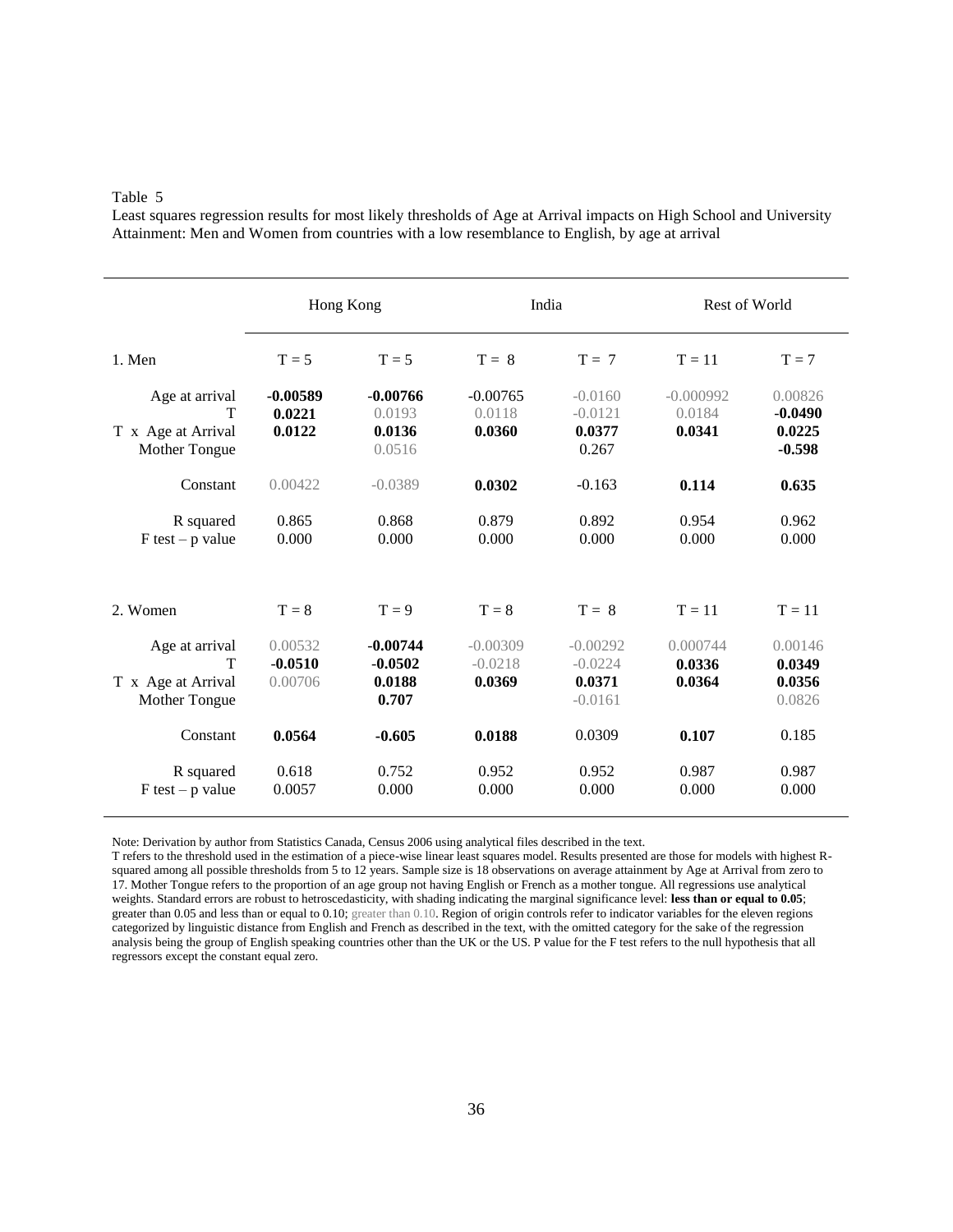Table 5

Least squares regression results for most likely thresholds of Age at Arrival impacts on High School and University Attainment: Men and Women from countries with a low resemblance to English, by age at arrival

| | Hong Kong | | India | | Rest of World | |
|---|---|---|---|---|---|---|
| **1. Men** | T = 5 | T = 5 | T = 8 | T = 7 | T = 11 | T = 7 |
| Age at arrival | **-0.00589** | **-0.00766** | -0.00765 | -0.0160 | -0.000992 | 0.00826 |
| T | **0.0221** | 0.0193 | 0.0118 | -0.0121 | 0.0184 | **-0.0490** |
| T x Age at Arrival | **0.0122** | **0.0136** | **0.0360** | **0.0377** | **0.0341** | **0.0225** |
| Mother Tongue | | 0.0516 | | 0.267 | | **-0.598** |
| Constant | 0.00422 | -0.0389 | **0.0302** | -0.163 | **0.114** | **0.635** |
| R squared | 0.865 | 0.868 | 0.879 | 0.892 | 0.954 | 0.962 |
| F test – p value | 0.000 | 0.000 | 0.000 | 0.000 | 0.000 | 0.000 |
| **2. Women** | T = 8 | T = 9 | T = 8 | T = 8 | T = 11 | T = 11 |
| Age at arrival | 0.00532 | **-0.00744** | -0.00309 | -0.00292 | 0.000744 | 0.00146 |
| T | **-0.0510** | **-0.0502** | -0.0218 | -0.0224 | **0.0336** | **0.0349** |
| T x Age at Arrival | 0.00706 | **0.0188** | **0.0369** | **0.0371** | **0.0364** | **0.0356** |
| Mother Tongue | | **0.707** | | -0.0161 | | 0.0826 |
| Constant | **0.0564** | **-0.605** | **0.0188** | 0.0309 | **0.107** | 0.185 |
| R squared | 0.618 | 0.752 | 0.952 | 0.952 | 0.987 | 0.987 |
| F test – p value | 0.0057 | 0.000 | 0.000 | 0.000 | 0.000 | 0.000 |

Note: Derivation by author from Statistics Canada, Census 2006 using analytical files described in the text.
T refers to the threshold used in the estimation of a piece-wise linear least squares model. Results presented are those for models with highest R-squared among all possible thresholds from 5 to 12 years. Sample size is 18 observations on average attainment by Age at Arrival from zero to 17. Mother Tongue refers to the proportion of an age group not having English or French as a mother tongue. All regressions use analytical weights. Standard errors are robust to hetroscedasticity, with shading indicating the marginal significance level: **less than or equal to 0.05**; greater than 0.05 and less than or equal to 0.10; greater than 0.10. Region of origin controls refer to indicator variables for the eleven regions categorized by linguistic distance from English and French as described in the text, with the omitted category for the sake of the regression analysis being the group of English speaking countries other than the UK or the US. P value for the F test refers to the null hypothesis that all regressors except the constant equal zero.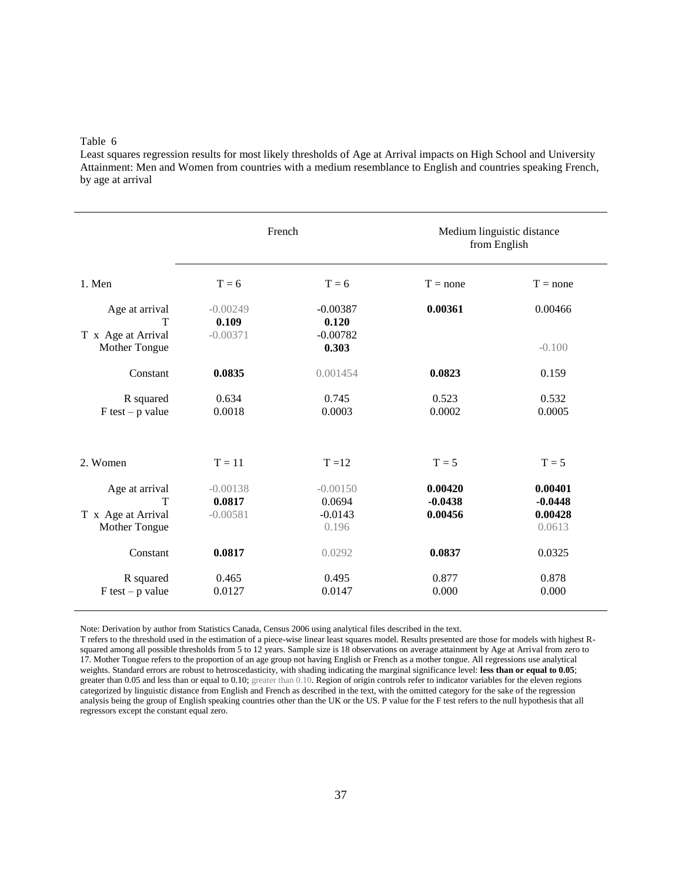Table 6

Least squares regression results for most likely thresholds of Age at Arrival impacts on High School and University Attainment: Men and Women from countries with a medium resemblance to English and countries speaking French, by age at arrival

| | French | | Medium linguistic distance from English | |
|---|---|---|---|---|
| **1. Men** | T = 6 | T = 6 | T = none | T = none |
| Age at arrival | -0.00249 | -0.00387 | **0.00361** | 0.00466 |
| T | **0.109** | **0.120** | | |
| T x Age at Arrival | -0.00371 | -0.00782 | | |
| Mother Tongue | | **0.303** | | -0.100 |
| Constant | **0.0835** | 0.001454 | **0.0823** | 0.159 |
| R squared | 0.634 | 0.745 | 0.523 | 0.532 |
| F test – p value | 0.0018 | 0.0003 | 0.0002 | 0.0005 |
| **2. Women** | T = 11 | T =12 | T = 5 | T = 5 |
| Age at arrival | -0.00138 | -0.00150 | **0.00420** | **0.00401** |
| T | **0.0817** | 0.0694 | **-0.0438** | **-0.0448** |
| T x Age at Arrival | -0.00581 | -0.0143 | **0.00456** | **0.00428** |
| Mother Tongue | | 0.196 | | 0.0613 |
| Constant | **0.0817** | 0.0292 | **0.0837** | 0.0325 |
| R squared | 0.465 | 0.495 | 0.877 | 0.878 |
| F test – p value | 0.0127 | 0.0147 | 0.000 | 0.000 |

Note: Derivation by author from Statistics Canada, Census 2006 using analytical files described in the text.

T refers to the threshold used in the estimation of a piece-wise linear least squares model. Results presented are those for models with highest R-squared among all possible thresholds from 5 to 12 years. Sample size is 18 observations on average attainment by Age at Arrival from zero to 17. Mother Tongue refers to the proportion of an age group not having English or French as a mother tongue. All regressions use analytical weights. Standard errors are robust to hetroscedasticity, with shading indicating the marginal significance level: **less than or equal to 0.05**; greater than 0.05 and less than or equal to 0.10; greater than 0.10. Region of origin controls refer to indicator variables for the eleven regions categorized by linguistic distance from English and French as described in the text, with the omitted category for the sake of the regression analysis being the group of English speaking countries other than the UK or the US. P value for the F test refers to the null hypothesis that all regressors except the constant equal zero.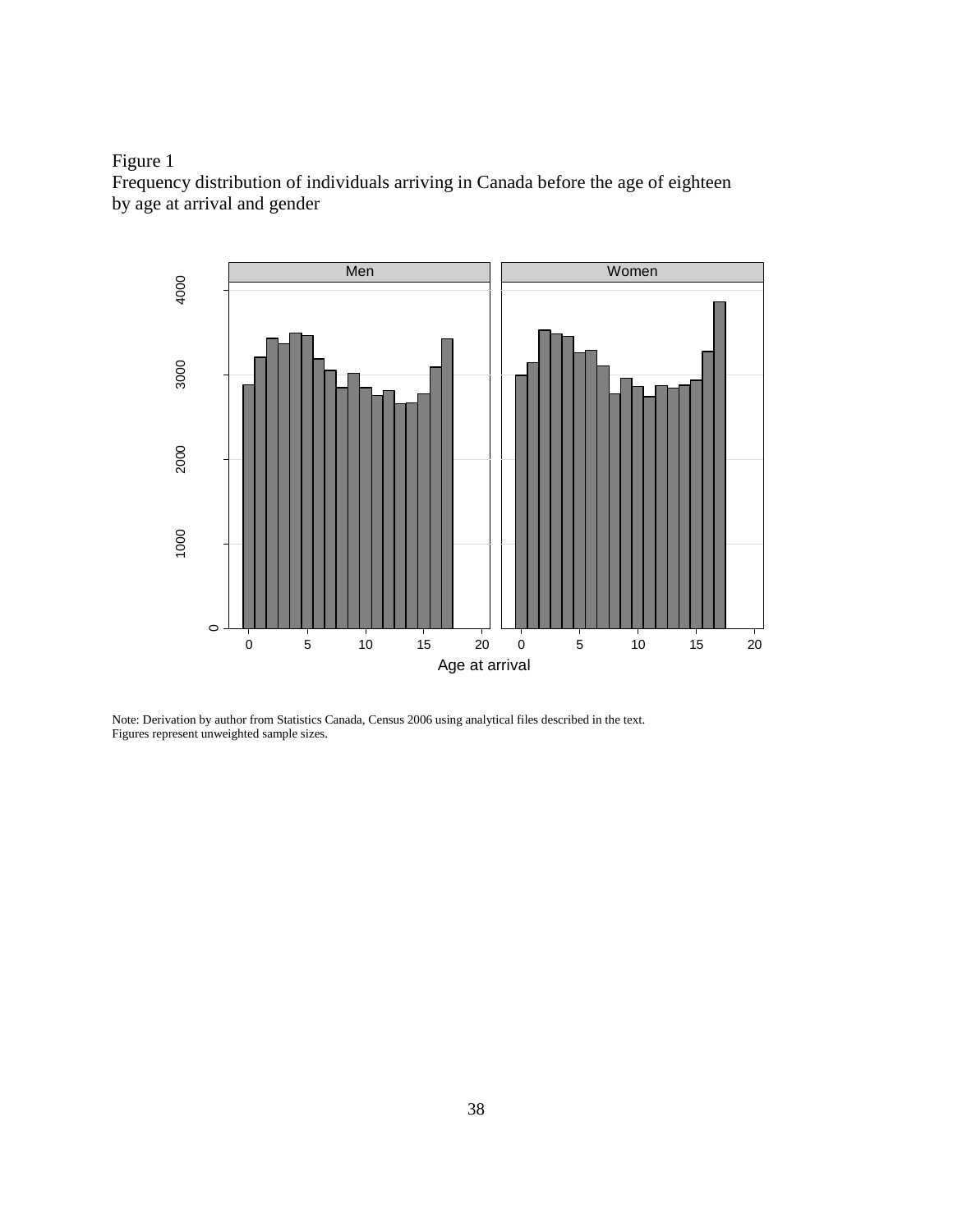Figure 1
Frequency distribution of individuals arriving in Canada before the age of eighteen by age at arrival and gender

Note: Derivation by author from Statistics Canada, Census 2006 using analytical files described in the text.
Figures represent unweighted sample sizes.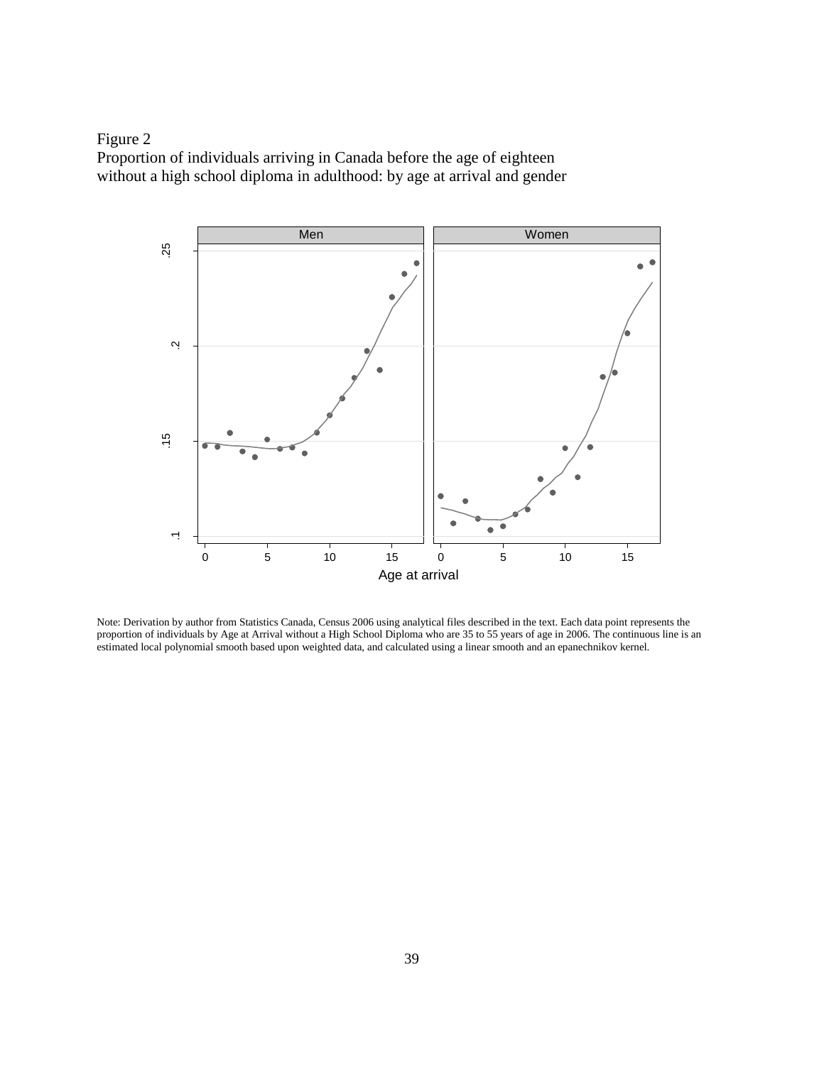Figure 2
Proportion of individuals arriving in Canada before the age of eighteen without a high school diploma in adulthood: by age at arrival and gender

Note: Derivation by author from Statistics Canada, Census 2006 using analytical files described in the text. Each data point represents the proportion of individuals by Age at Arrival without a High School Diploma who are 35 to 55 years of age in 2006. The continuous line is an estimated local polynomial smooth based upon weighted data, and calculated using a linear smooth and an epanechnikov kernel.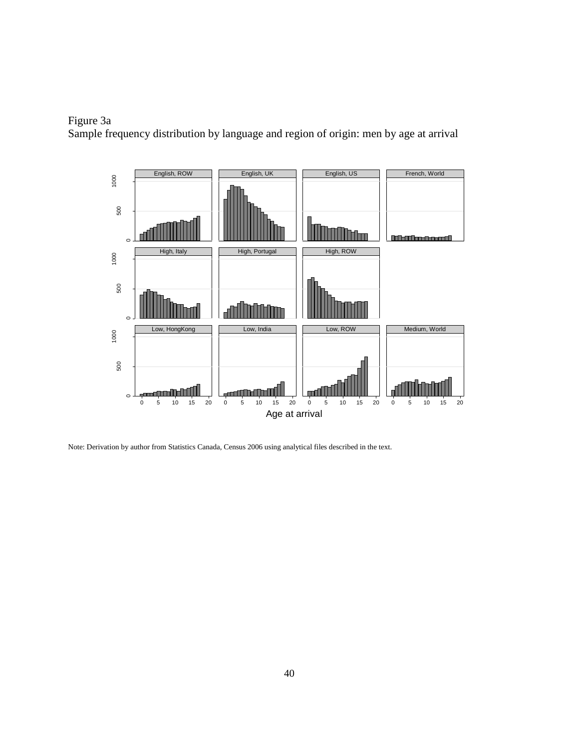Figure 3a
Sample frequency distribution by language and region of origin: men by age at arrival

Note: Derivation by author from Statistics Canada, Census 2006 using analytical files described in the text.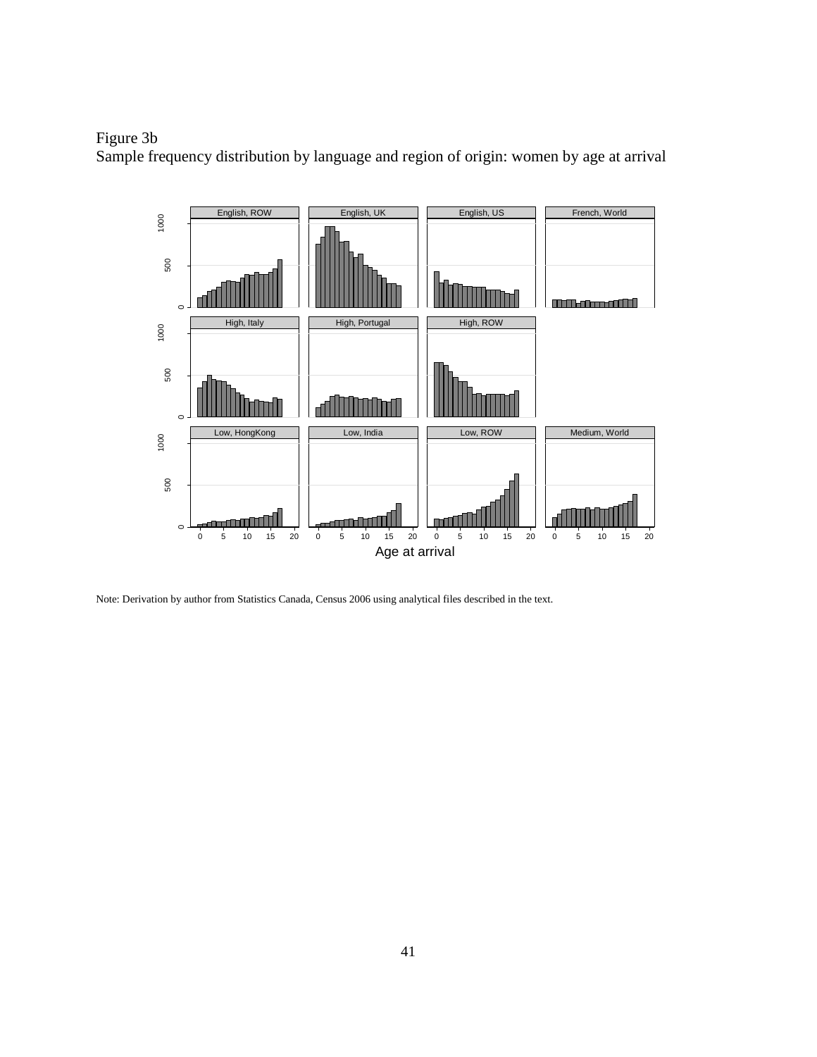Figure 3b
Sample frequency distribution by language and region of origin: women by age at arrival

Note: Derivation by author from Statistics Canada, Census 2006 using analytical files described in the text.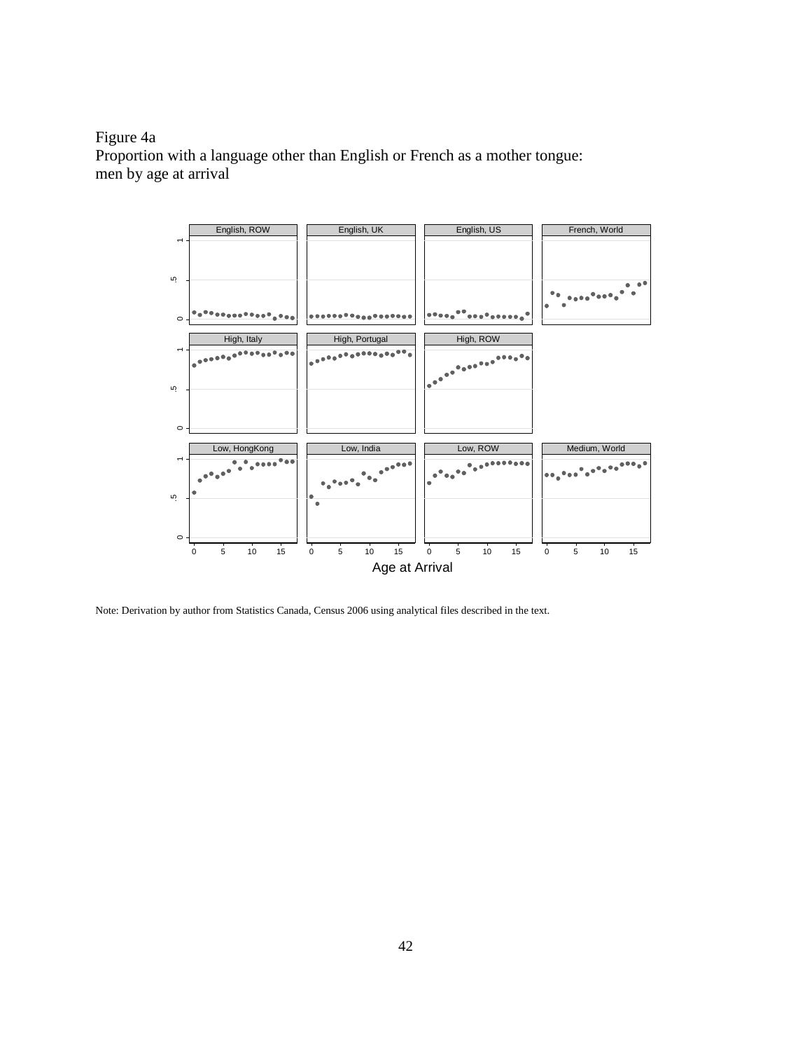Figure 4a
Proportion with a language other than English or French as a mother tongue: men by age at arrival

Note: Derivation by author from Statistics Canada, Census 2006 using analytical files described in the text.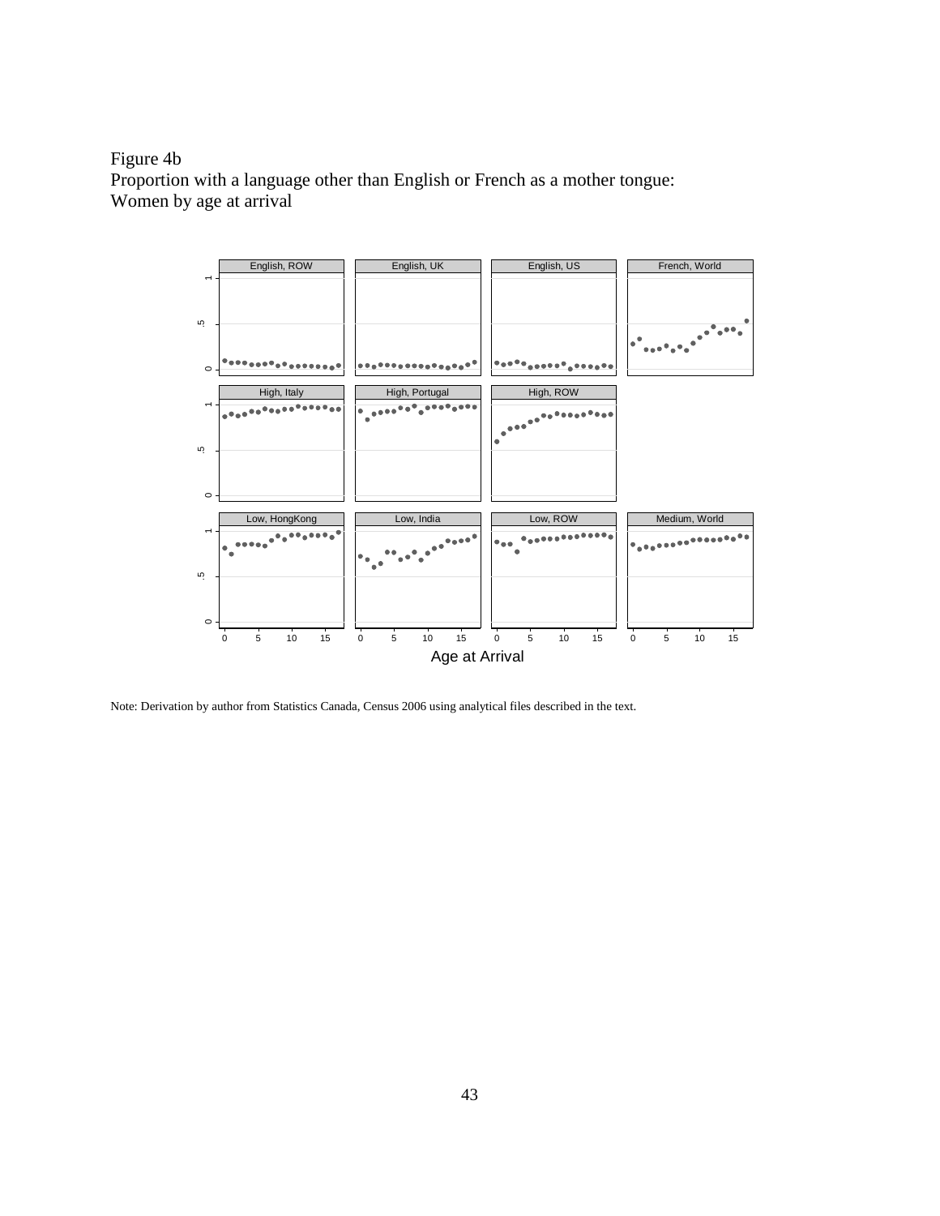Figure 4b
Proportion with a language other than English or French as a mother tongue:
Women by age at arrival

Note: Derivation by author from Statistics Canada, Census 2006 using analytical files described in the text.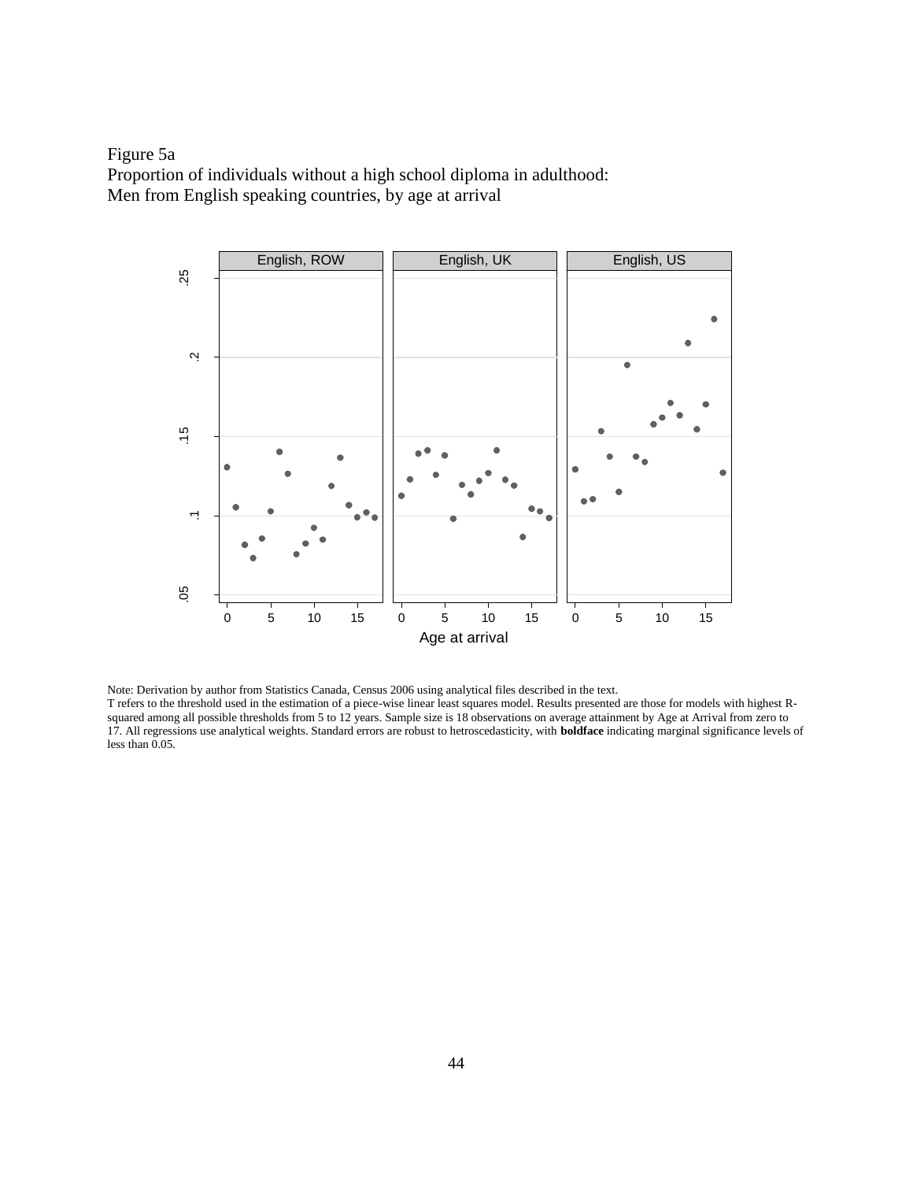Figure 5a
Proportion of individuals without a high school diploma in adulthood:
Men from English speaking countries, by age at arrival

Note: Derivation by author from Statistics Canada, Census 2006 using analytical files described in the text.
T refers to the threshold used in the estimation of a piece-wise linear least squares model. Results presented are those for models with highest R-squared among all possible thresholds from 5 to 12 years. Sample size is 18 observations on average attainment by Age at Arrival from zero to 17. All regressions use analytical weights. Standard errors are robust to hetroscedasticity, with **boldface** indicating marginal significance levels of less than 0.05.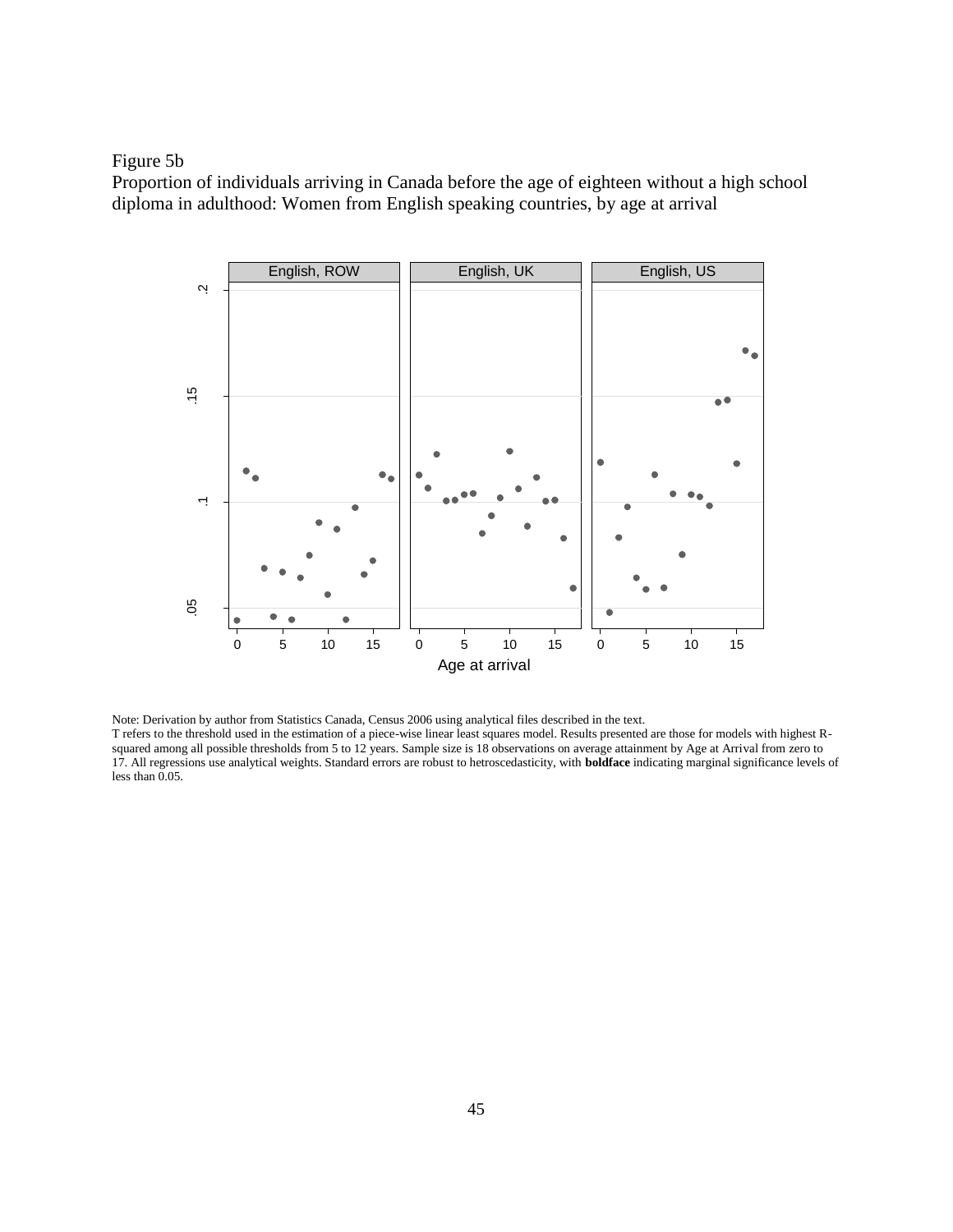Figure 5b

Proportion of individuals arriving in Canada before the age of eighteen without a high school diploma in adulthood: Women from English speaking countries, by age at arrival

Note: Derivation by author from Statistics Canada, Census 2006 using analytical files described in the text.
T refers to the threshold used in the estimation of a piece-wise linear least squares model. Results presented are those for models with highest R-squared among all possible thresholds from 5 to 12 years. Sample size is 18 observations on average attainment by Age at Arrival from zero to 17. All regressions use analytical weights. Standard errors are robust to hetroscedasticity, with **boldface** indicating marginal significance levels of less than 0.05.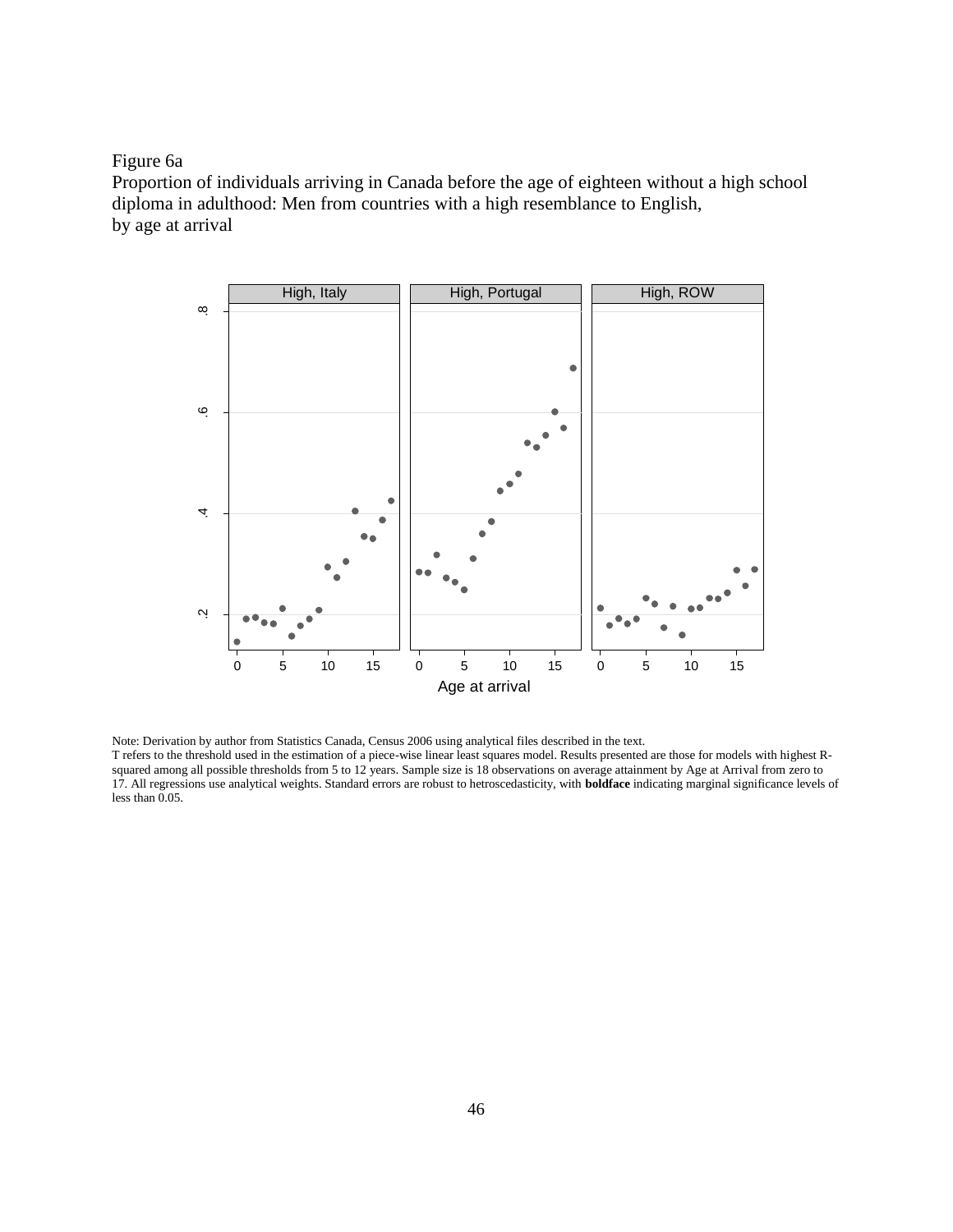Figure 6a
Proportion of individuals arriving in Canada before the age of eighteen without a high school diploma in adulthood: Men from countries with a high resemblance to English, by age at arrival

Note: Derivation by author from Statistics Canada, Census 2006 using analytical files described in the text.
T refers to the threshold used in the estimation of a piece-wise linear least squares model. Results presented are those for models with highest R-squared among all possible thresholds from 5 to 12 years. Sample size is 18 observations on average attainment by Age at Arrival from zero to 17. All regressions use analytical weights. Standard errors are robust to hetroscedasticity, with **boldface** indicating marginal significance levels of less than 0.05.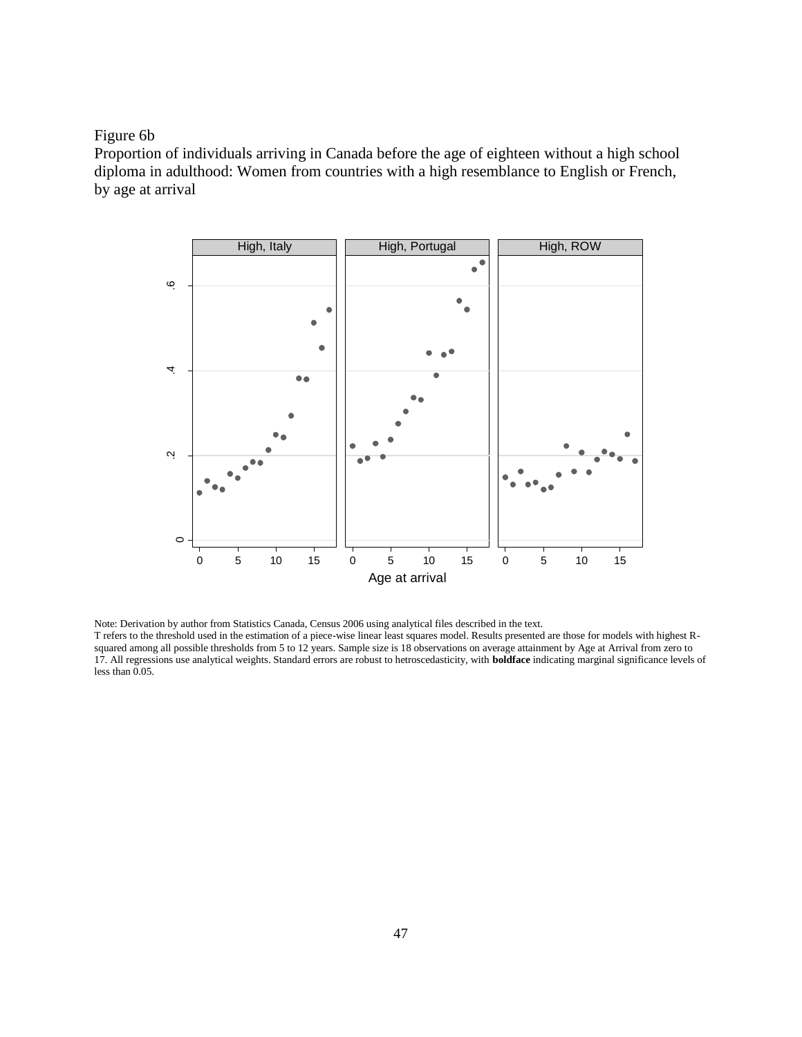Figure 6b

Proportion of individuals arriving in Canada before the age of eighteen without a high school diploma in adulthood: Women from countries with a high resemblance to English or French, by age at arrival

Note: Derivation by author from Statistics Canada, Census 2006 using analytical files described in the text.
T refers to the threshold used in the estimation of a piece-wise linear least squares model. Results presented are those for models with highest R-squared among all possible thresholds from 5 to 12 years. Sample size is 18 observations on average attainment by Age at Arrival from zero to 17. All regressions use analytical weights. Standard errors are robust to hetroscedasticity, with **boldface** indicating marginal significance levels of less than 0.05.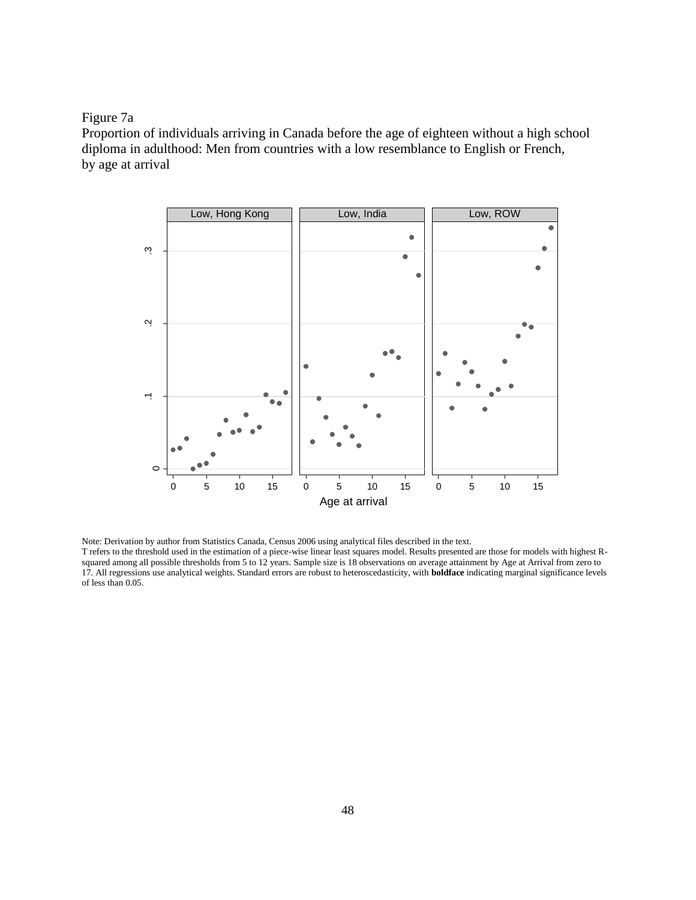Figure 7a

Proportion of individuals arriving in Canada before the age of eighteen without a high school diploma in adulthood: Men from countries with a low resemblance to English or French, by age at arrival

Note: Derivation by author from Statistics Canada, Census 2006 using analytical files described in the text.
T refers to the threshold used in the estimation of a piece-wise linear least squares model. Results presented are those for models with highest R-squared among all possible thresholds from 5 to 12 years. Sample size is 18 observations on average attainment by Age at Arrival from zero to 17. All regressions use analytical weights. Standard errors are robust to heteroscedasticity, with **boldface** indicating marginal significance levels of less than 0.05.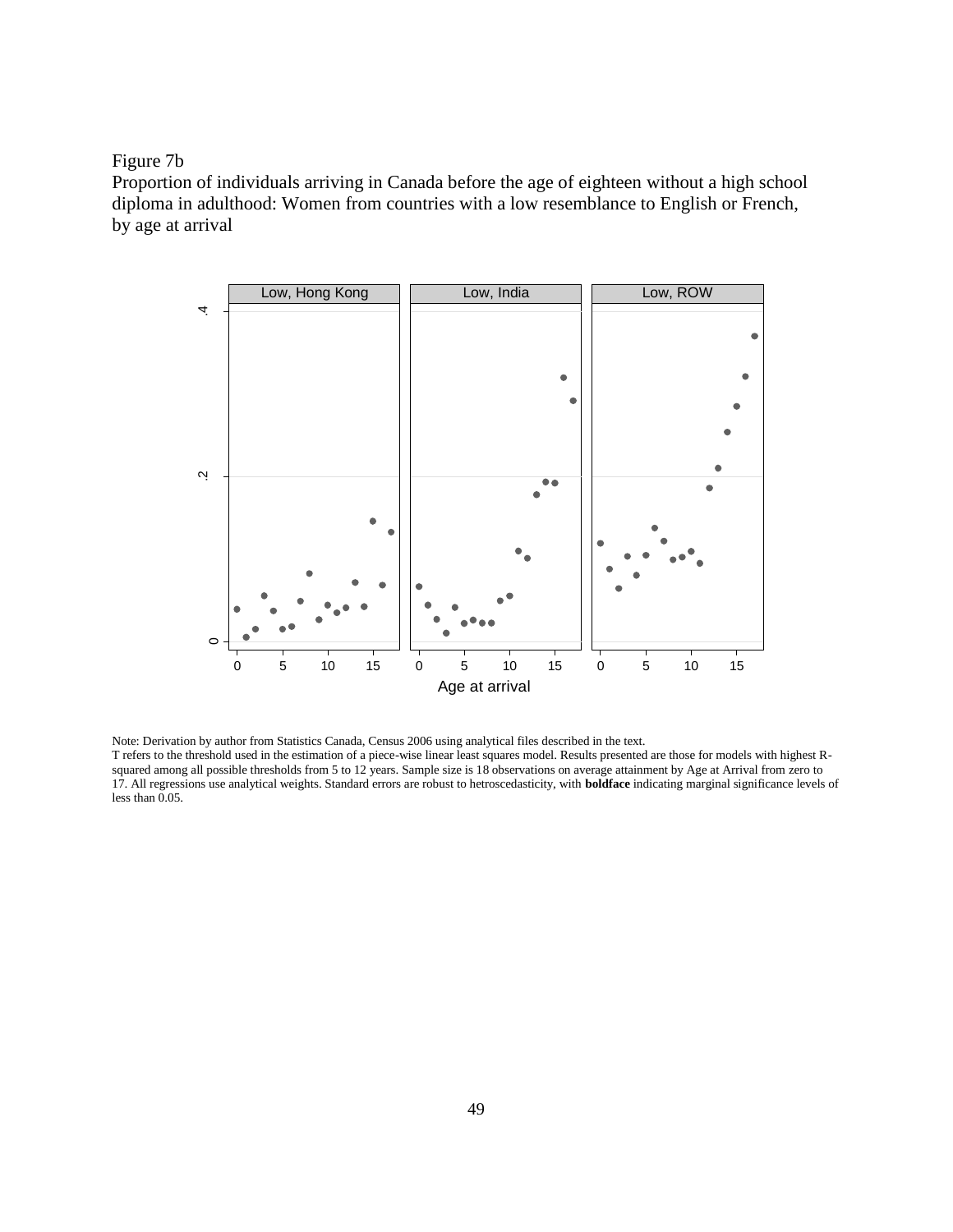Figure 7b

Proportion of individuals arriving in Canada before the age of eighteen without a high school diploma in adulthood: Women from countries with a low resemblance to English or French, by age at arrival

Note: Derivation by author from Statistics Canada, Census 2006 using analytical files described in the text.
T refers to the threshold used in the estimation of a piece-wise linear least squares model. Results presented are those for models with highest R-squared among all possible thresholds from 5 to 12 years. Sample size is 18 observations on average attainment by Age at Arrival from zero to 17. All regressions use analytical weights. Standard errors are robust to hetroscedasticity, with **boldface** indicating marginal significance levels of less than 0.05.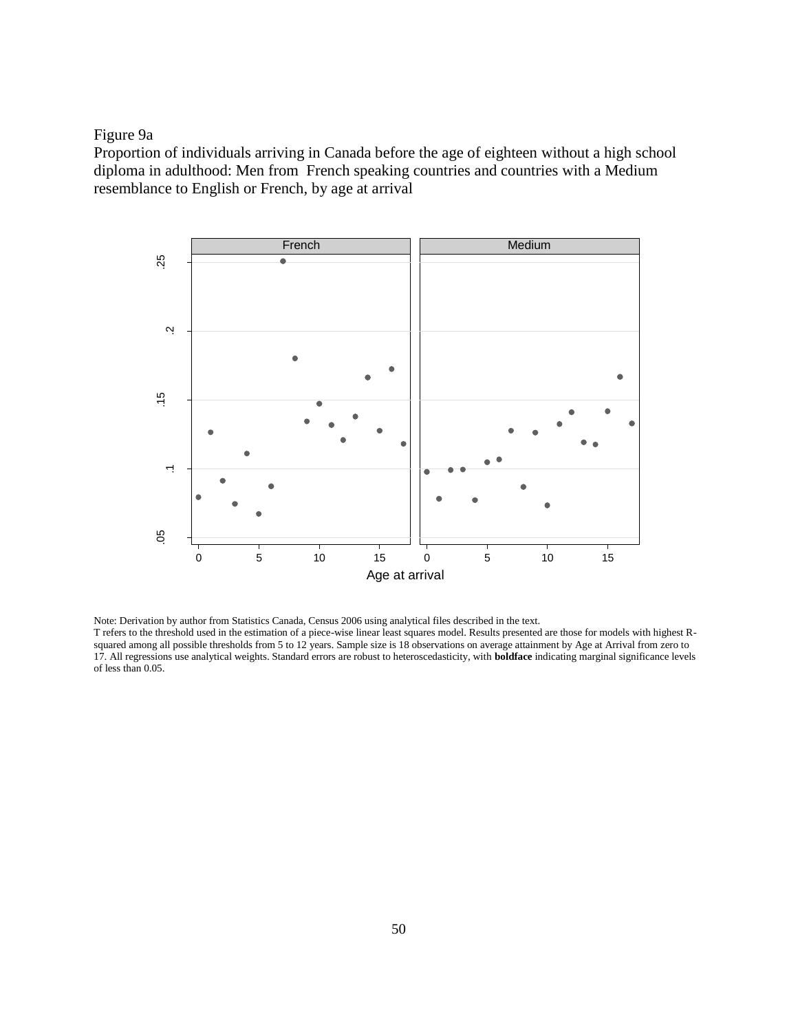Figure 9a

Proportion of individuals arriving in Canada before the age of eighteen without a high school diploma in adulthood: Men from French speaking countries and countries with a Medium resemblance to English or French, by age at arrival

Note: Derivation by author from Statistics Canada, Census 2006 using analytical files described in the text.
T refers to the threshold used in the estimation of a piece-wise linear least squares model. Results presented are those for models with highest R-squared among all possible thresholds from 5 to 12 years. Sample size is 18 observations on average attainment by Age at Arrival from zero to 17. All regressions use analytical weights. Standard errors are robust to heteroscedasticity, with **boldface** indicating marginal significance levels of less than 0.05.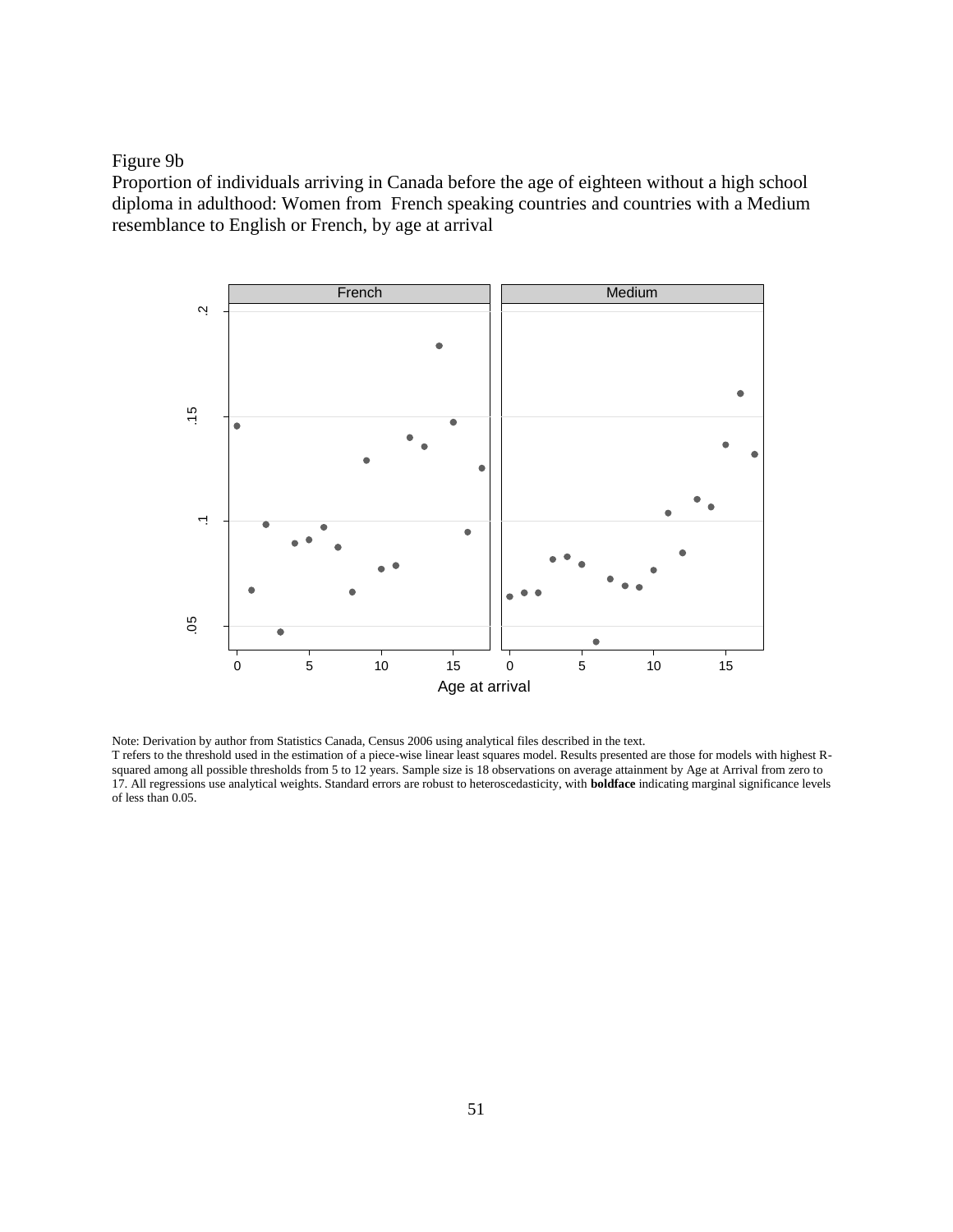Figure 9b

Proportion of individuals arriving in Canada before the age of eighteen without a high school diploma in adulthood: Women from French speaking countries and countries with a Medium resemblance to English or French, by age at arrival

French

Medium

.2

.15

.1

.05

0 5 10 15 0 5 10 15

Age at arrival

Note: Derivation by author from Statistics Canada, Census 2006 using analytical files described in the text.
T refers to the threshold used in the estimation of a piece-wise linear least squares model. Results presented are those for models with highest R-squared among all possible thresholds from 5 to 12 years. Sample size is 18 observations on average attainment by Age at Arrival from zero to 17. All regressions use analytical weights. Standard errors are robust to heteroscedasticity, with **boldface** indicating marginal significance levels of less than 0.05.